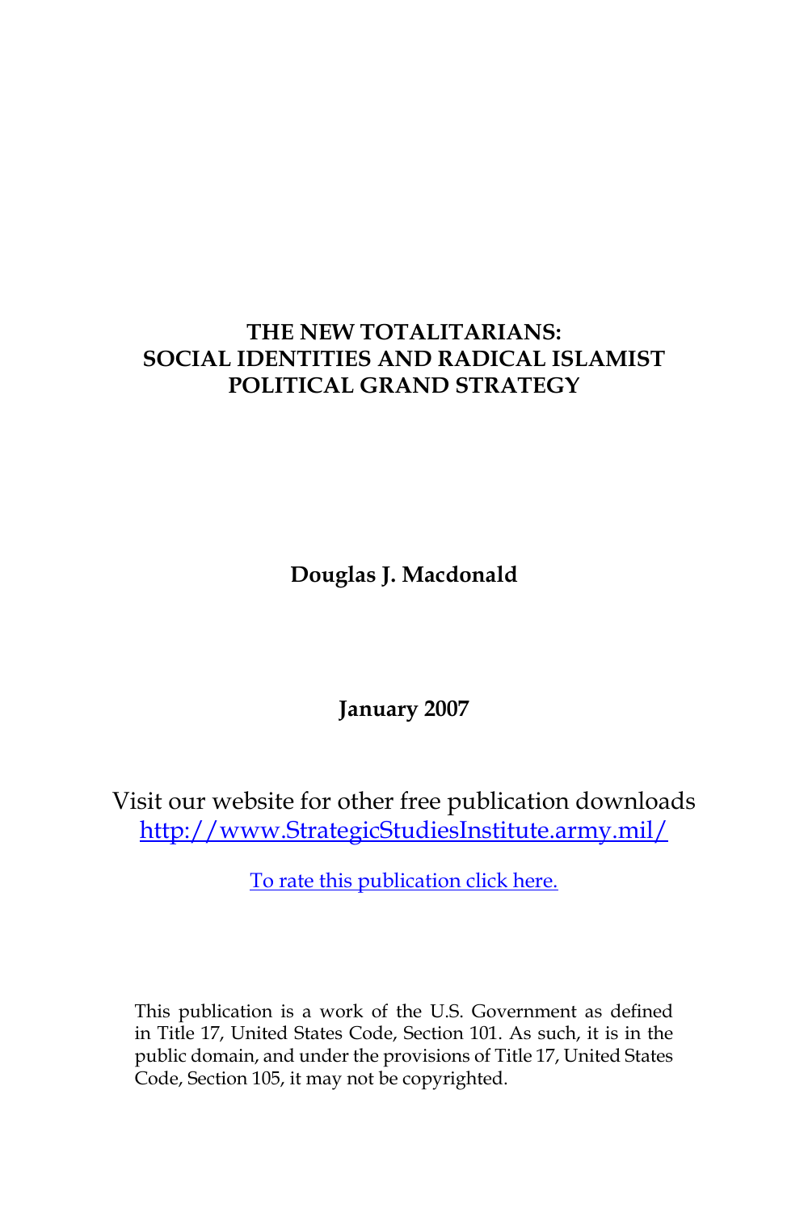# THE NEW TOTALITARIANS: SOCIAL IDENTITIES AND RADICAL ISLAMIST POLITICAL GRAND STRATEGY

**Douglas J. Macdonald**

**January 2007**

Visit our website for other free publication downloads
http://www.StrategicStudiesInstitute.army.mil/

To rate this publication click here.

This publication is a work of the U.S. Government as defined in Title 17, United States Code, Section 101. As such, it is in the public domain, and under the provisions of Title 17, United States Code, Section 105, it may not be copyrighted.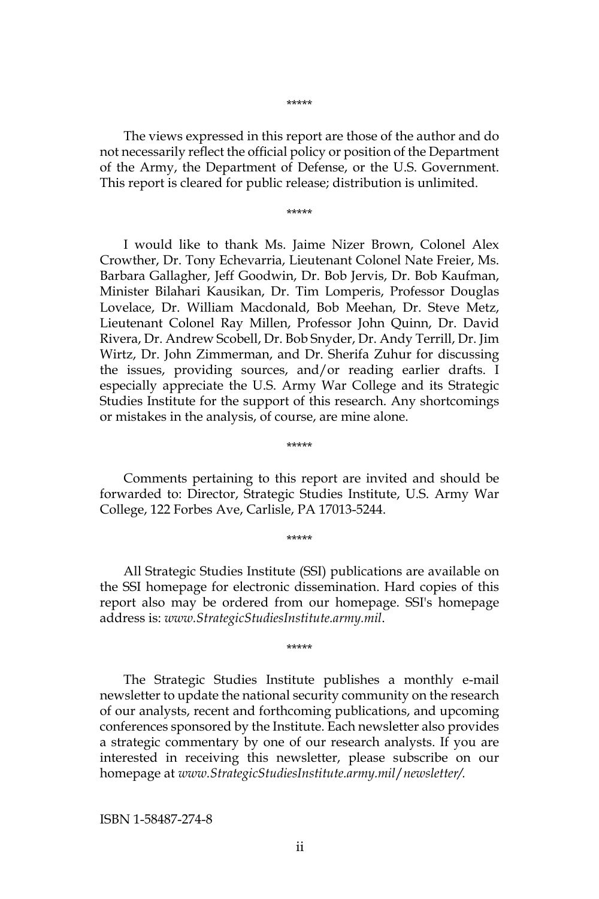*****

The views expressed in this report are those of the author and do not necessarily reflect the official policy or position of the Department of the Army, the Department of Defense, or the U.S. Government. This report is cleared for public release; distribution is unlimited.

*****

I would like to thank Ms. Jaime Nizer Brown, Colonel Alex Crowther, Dr. Tony Echevarria, Lieutenant Colonel Nate Freier, Ms. Barbara Gallagher, Jeff Goodwin, Dr. Bob Jervis, Dr. Bob Kaufman, Minister Bilahari Kausikan, Dr. Tim Lomperis, Professor Douglas Lovelace, Dr. William Macdonald, Bob Meehan, Dr. Steve Metz, Lieutenant Colonel Ray Millen, Professor John Quinn, Dr. David Rivera, Dr. Andrew Scobell, Dr. Bob Snyder, Dr. Andy Terrill, Dr. Jim Wirtz, Dr. John Zimmerman, and Dr. Sherifa Zuhur for discussing the issues, providing sources, and/or reading earlier drafts. I especially appreciate the U.S. Army War College and its Strategic Studies Institute for the support of this research. Any shortcomings or mistakes in the analysis, of course, are mine alone.

*****

Comments pertaining to this report are invited and should be forwarded to: Director, Strategic Studies Institute, U.S. Army War College, 122 Forbes Ave, Carlisle, PA 17013-5244.

*****

All Strategic Studies Institute (SSI) publications are available on the SSI homepage for electronic dissemination. Hard copies of this report also may be ordered from our homepage. SSI's homepage address is: *www.StrategicStudiesInstitute.army.mil*.

*****

The Strategic Studies Institute publishes a monthly e-mail newsletter to update the national security community on the research of our analysts, recent and forthcoming publications, and upcoming conferences sponsored by the Institute. Each newsletter also provides a strategic commentary by one of our research analysts. If you are interested in receiving this newsletter, please subscribe on our homepage at *www.StrategicStudiesInstitute.army.mil/newsletter/.*

ISBN 1-58487-274-8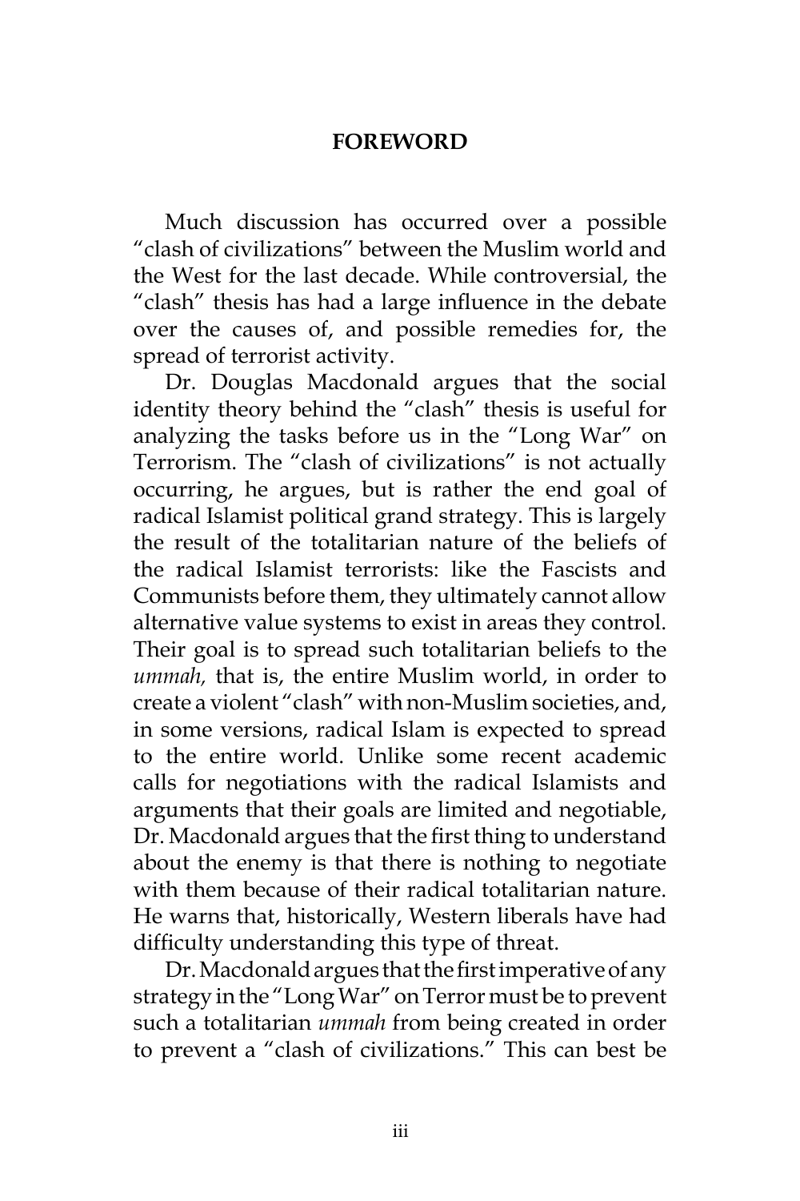## FOREWORD

Much discussion has occurred over a possible "clash of civilizations" between the Muslim world and the West for the last decade. While controversial, the "clash" thesis has had a large influence in the debate over the causes of, and possible remedies for, the spread of terrorist activity.

Dr. Douglas Macdonald argues that the social identity theory behind the "clash" thesis is useful for analyzing the tasks before us in the "Long War" on Terrorism. The "clash of civilizations" is not actually occurring, he argues, but is rather the end goal of radical Islamist political grand strategy. This is largely the result of the totalitarian nature of the beliefs of the radical Islamist terrorists: like the Fascists and Communists before them, they ultimately cannot allow alternative value systems to exist in areas they control. Their goal is to spread such totalitarian beliefs to the *ummah,* that is, the entire Muslim world, in order to create a violent "clash" with non-Muslim societies, and, in some versions, radical Islam is expected to spread to the entire world. Unlike some recent academic calls for negotiations with the radical Islamists and arguments that their goals are limited and negotiable, Dr. Macdonald argues that the first thing to understand about the enemy is that there is nothing to negotiate with them because of their radical totalitarian nature. He warns that, historically, Western liberals have had difficulty understanding this type of threat.

Dr. Macdonald argues that the first imperative of any strategy in the "Long War" on Terror must be to prevent such a totalitarian *ummah* from being created in order to prevent a "clash of civilizations." This can best be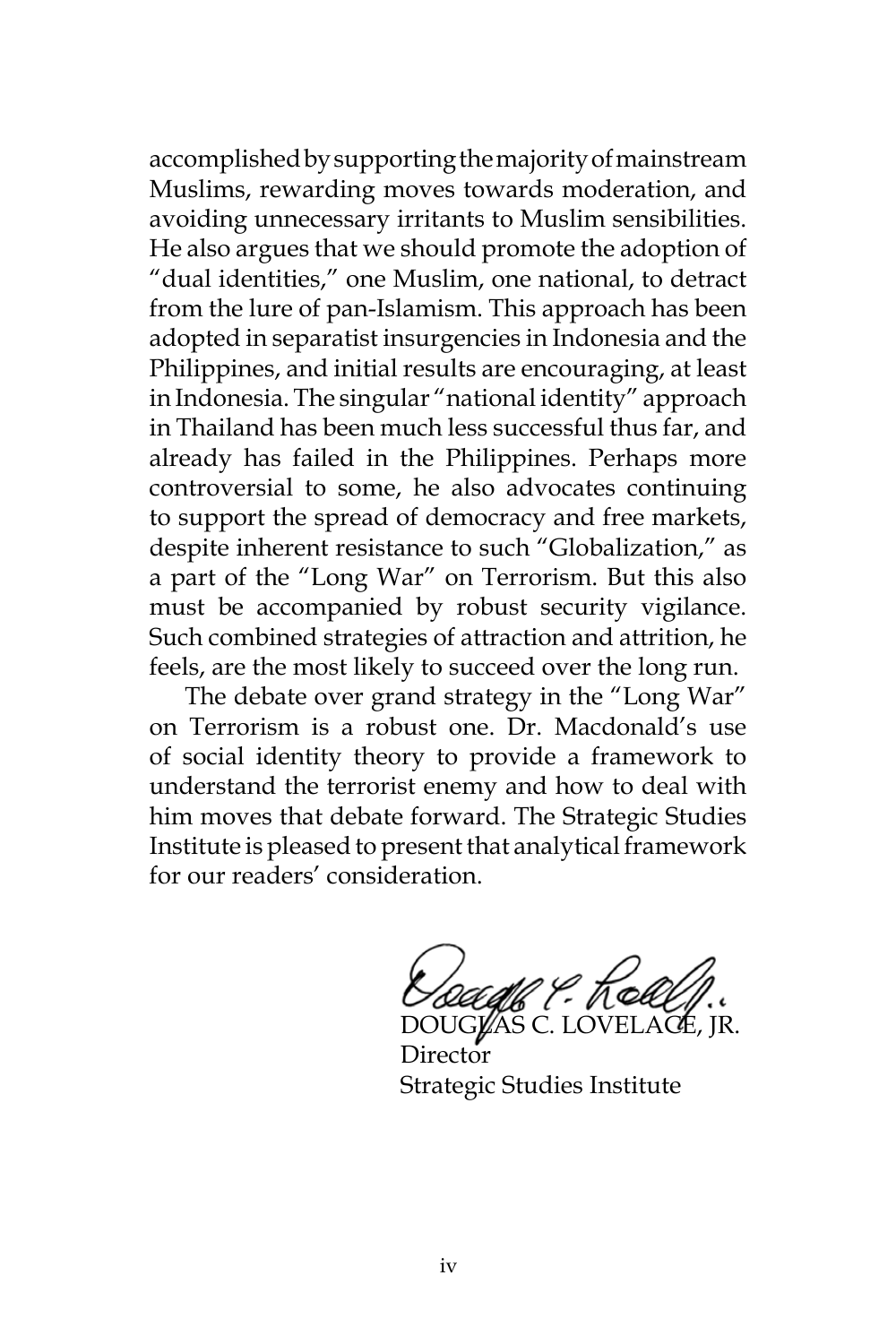accomplished by supporting the majority of mainstream Muslims, rewarding moves towards moderation, and avoiding unnecessary irritants to Muslim sensibilities. He also argues that we should promote the adoption of "dual identities," one Muslim, one national, to detract from the lure of pan-Islamism. This approach has been adopted in separatist insurgencies in Indonesia and the Philippines, and initial results are encouraging, at least in Indonesia. The singular "national identity" approach in Thailand has been much less successful thus far, and already has failed in the Philippines. Perhaps more controversial to some, he also advocates continuing to support the spread of democracy and free markets, despite inherent resistance to such "Globalization," as a part of the "Long War" on Terrorism. But this also must be accompanied by robust security vigilance. Such combined strategies of attraction and attrition, he feels, are the most likely to succeed over the long run.

The debate over grand strategy in the "Long War" on Terrorism is a robust one. Dr. Macdonald's use of social identity theory to provide a framework to understand the terrorist enemy and how to deal with him moves that debate forward. The Strategic Studies Institute is pleased to present that analytical framework for our readers' consideration.

DOUGLAS C. LOVELACE, JR.
Director
Strategic Studies Institute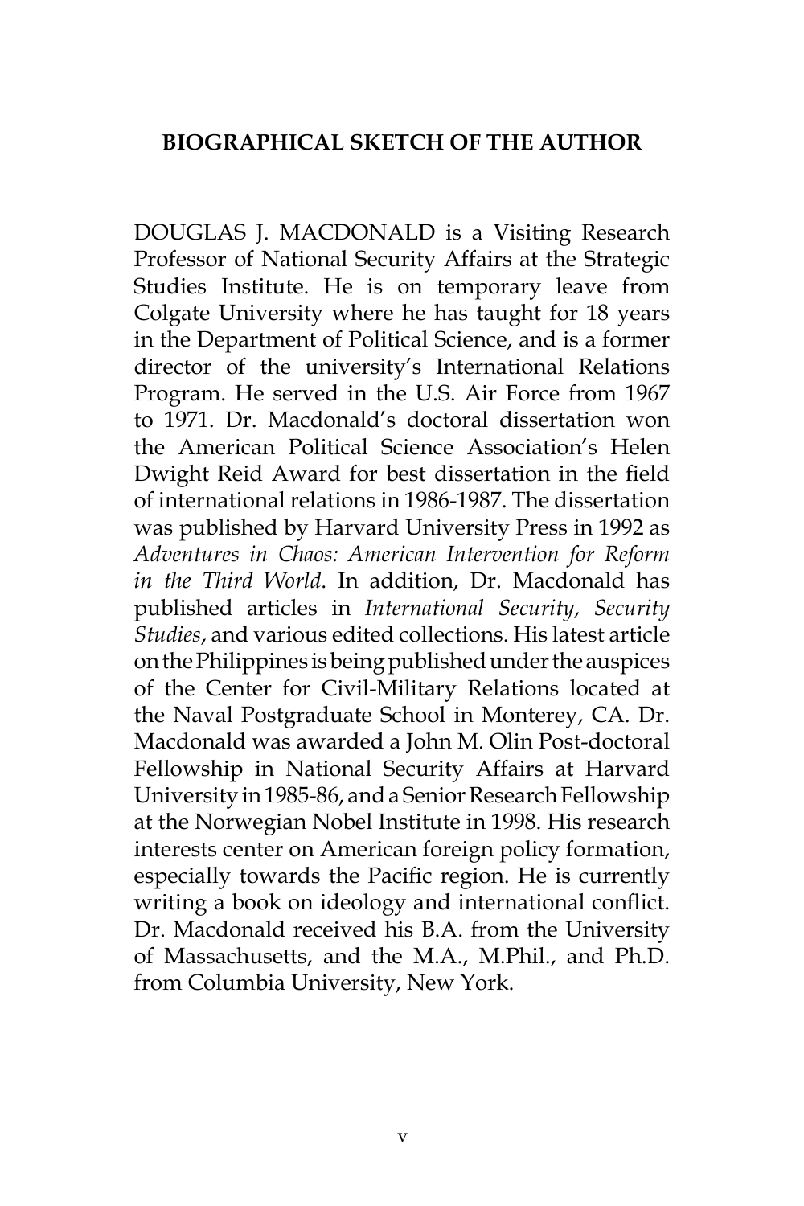## BIOGRAPHICAL SKETCH OF THE AUTHOR

DOUGLAS J. MACDONALD is a Visiting Research Professor of National Security Affairs at the Strategic Studies Institute. He is on temporary leave from Colgate University where he has taught for 18 years in the Department of Political Science, and is a former director of the university's International Relations Program. He served in the U.S. Air Force from 1967 to 1971. Dr. Macdonald's doctoral dissertation won the American Political Science Association's Helen Dwight Reid Award for best dissertation in the field of international relations in 1986-1987. The dissertation was published by Harvard University Press in 1992 as *Adventures in Chaos: American Intervention for Reform in the Third World*. In addition, Dr. Macdonald has published articles in *International Security*, *Security Studies*, and various edited collections. His latest article on the Philippines is being published under the auspices of the Center for Civil-Military Relations located at the Naval Postgraduate School in Monterey, CA. Dr. Macdonald was awarded a John M. Olin Post-doctoral Fellowship in National Security Affairs at Harvard University in 1985-86, and a Senior Research Fellowship at the Norwegian Nobel Institute in 1998. His research interests center on American foreign policy formation, especially towards the Pacific region. He is currently writing a book on ideology and international conflict. Dr. Macdonald received his B.A. from the University of Massachusetts, and the M.A., M.Phil., and Ph.D. from Columbia University, New York.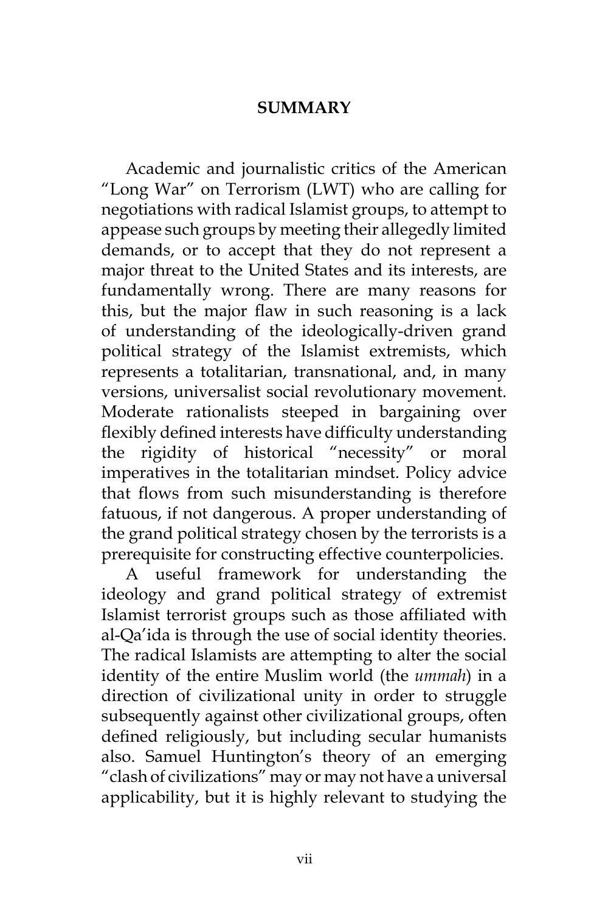## SUMMARY

Academic and journalistic critics of the American "Long War" on Terrorism (LWT) who are calling for negotiations with radical Islamist groups, to attempt to appease such groups by meeting their allegedly limited demands, or to accept that they do not represent a major threat to the United States and its interests, are fundamentally wrong. There are many reasons for this, but the major flaw in such reasoning is a lack of understanding of the ideologically-driven grand political strategy of the Islamist extremists, which represents a totalitarian, transnational, and, in many versions, universalist social revolutionary movement. Moderate rationalists steeped in bargaining over flexibly defined interests have difficulty understanding the rigidity of historical "necessity" or moral imperatives in the totalitarian mindset. Policy advice that flows from such misunderstanding is therefore fatuous, if not dangerous. A proper understanding of the grand political strategy chosen by the terrorists is a prerequisite for constructing effective counterpolicies.

A useful framework for understanding the ideology and grand political strategy of extremist Islamist terrorist groups such as those affiliated with al-Qa'ida is through the use of social identity theories. The radical Islamists are attempting to alter the social identity of the entire Muslim world (the *ummah*) in a direction of civilizational unity in order to struggle subsequently against other civilizational groups, often defined religiously, but including secular humanists also. Samuel Huntington's theory of an emerging "clash of civilizations" may or may not have a universal applicability, but it is highly relevant to studying the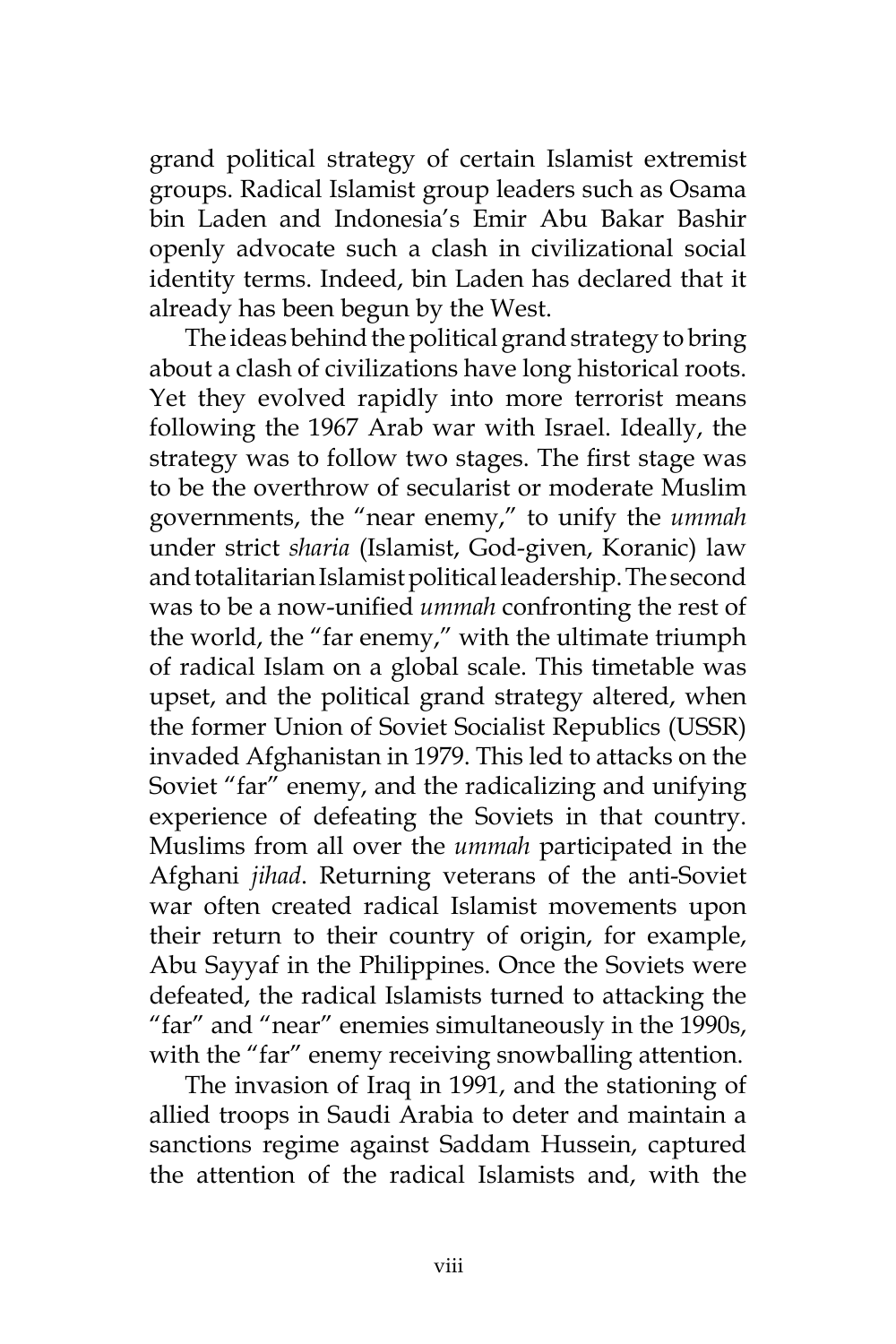grand political strategy of certain Islamist extremist groups. Radical Islamist group leaders such as Osama bin Laden and Indonesia's Emir Abu Bakar Bashir openly advocate such a clash in civilizational social identity terms. Indeed, bin Laden has declared that it already has been begun by the West.

The ideas behind the political grand strategy to bring about a clash of civilizations have long historical roots. Yet they evolved rapidly into more terrorist means following the 1967 Arab war with Israel. Ideally, the strategy was to follow two stages. The first stage was to be the overthrow of secularist or moderate Muslim governments, the "near enemy," to unify the *ummah* under strict *sharia* (Islamist, God-given, Koranic) law and totalitarian Islamist political leadership. The second was to be a now-unified *ummah* confronting the rest of the world, the "far enemy," with the ultimate triumph of radical Islam on a global scale. This timetable was upset, and the political grand strategy altered, when the former Union of Soviet Socialist Republics (USSR) invaded Afghanistan in 1979. This led to attacks on the Soviet "far" enemy, and the radicalizing and unifying experience of defeating the Soviets in that country. Muslims from all over the *ummah* participated in the Afghani *jihad*. Returning veterans of the anti-Soviet war often created radical Islamist movements upon their return to their country of origin, for example, Abu Sayyaf in the Philippines. Once the Soviets were defeated, the radical Islamists turned to attacking the "far" and "near" enemies simultaneously in the 1990s, with the "far" enemy receiving snowballing attention.

The invasion of Iraq in 1991, and the stationing of allied troops in Saudi Arabia to deter and maintain a sanctions regime against Saddam Hussein, captured the attention of the radical Islamists and, with the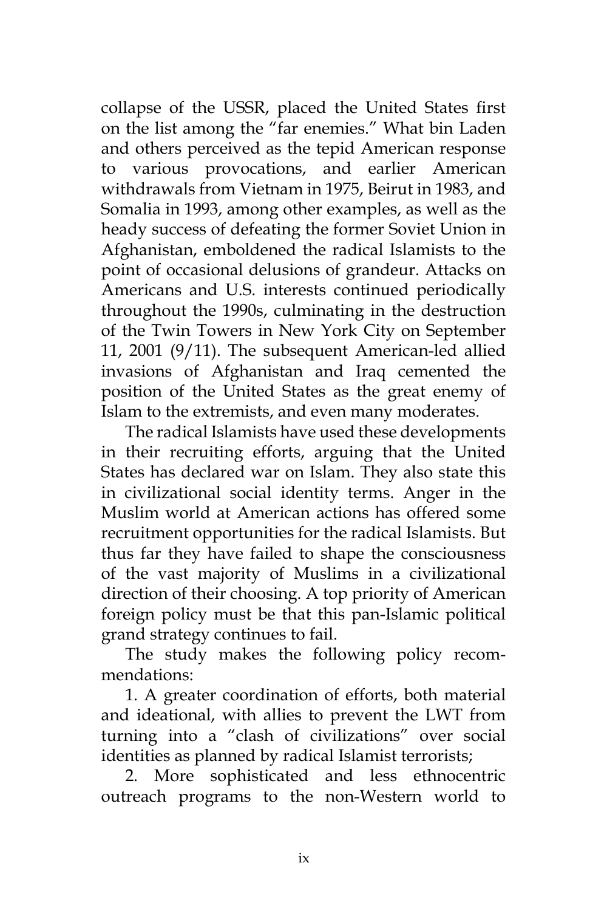collapse of the USSR, placed the United States first on the list among the "far enemies." What bin Laden and others perceived as the tepid American response to various provocations, and earlier American withdrawals from Vietnam in 1975, Beirut in 1983, and Somalia in 1993, among other examples, as well as the heady success of defeating the former Soviet Union in Afghanistan, emboldened the radical Islamists to the point of occasional delusions of grandeur. Attacks on Americans and U.S. interests continued periodically throughout the 1990s, culminating in the destruction of the Twin Towers in New York City on September 11, 2001 (9/11). The subsequent American-led allied invasions of Afghanistan and Iraq cemented the position of the United States as the great enemy of Islam to the extremists, and even many moderates.

The radical Islamists have used these developments in their recruiting efforts, arguing that the United States has declared war on Islam. They also state this in civilizational social identity terms. Anger in the Muslim world at American actions has offered some recruitment opportunities for the radical Islamists. But thus far they have failed to shape the consciousness of the vast majority of Muslims in a civilizational direction of their choosing. A top priority of American foreign policy must be that this pan-Islamic political grand strategy continues to fail.

The study makes the following policy recommendations:

1. A greater coordination of efforts, both material and ideational, with allies to prevent the LWT from turning into a "clash of civilizations" over social identities as planned by radical Islamist terrorists;

2. More sophisticated and less ethnocentric outreach programs to the non-Western world to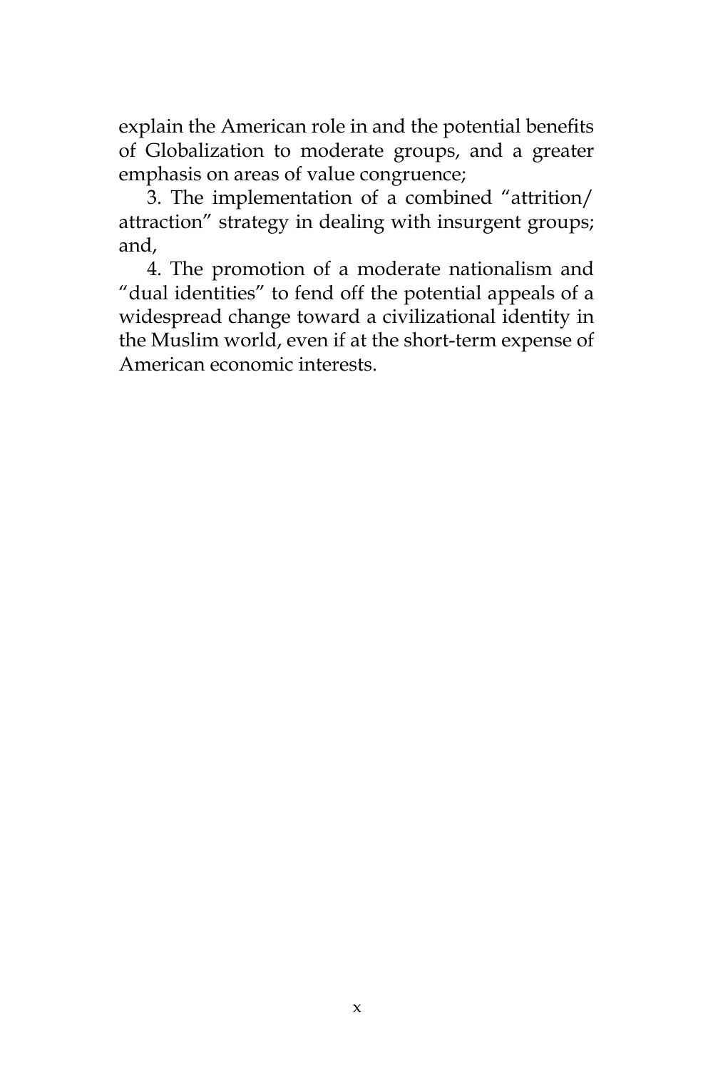explain the American role in and the potential benefits of Globalization to moderate groups, and a greater emphasis on areas of value congruence;

3. The implementation of a combined "attrition/attraction" strategy in dealing with insurgent groups; and,

4. The promotion of a moderate nationalism and "dual identities" to fend off the potential appeals of a widespread change toward a civilizational identity in the Muslim world, even if at the short-term expense of American economic interests.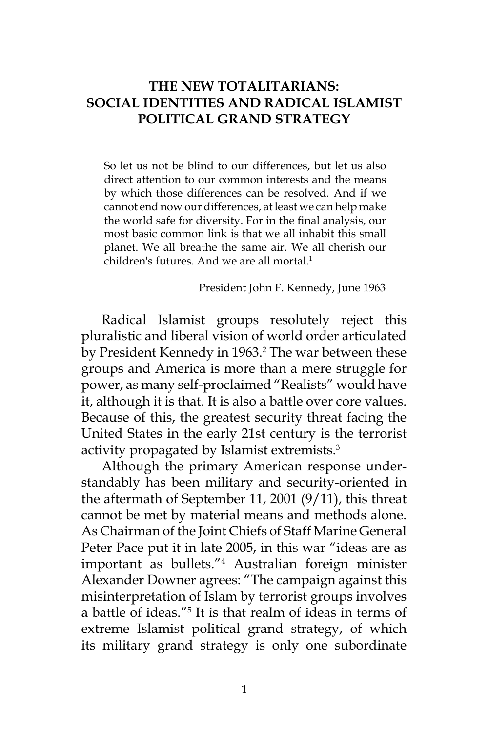# THE NEW TOTALITARIANS: SOCIAL IDENTITIES AND RADICAL ISLAMIST POLITICAL GRAND STRATEGY

> So let us not be blind to our differences, but let us also direct attention to our common interests and the means by which those differences can be resolved. And if we cannot end now our differences, at least we can help make the world safe for diversity. For in the final analysis, our most basic common link is that we all inhabit this small planet. We all breathe the same air. We all cherish our children's futures. And we are all mortal.[1]
>
> President John F. Kennedy, June 1963

Radical Islamist groups resolutely reject this pluralistic and liberal vision of world order articulated by President Kennedy in 1963.[2] The war between these groups and America is more than a mere struggle for power, as many self-proclaimed "Realists" would have it, although it is that. It is also a battle over core values. Because of this, the greatest security threat facing the United States in the early 21st century is the terrorist activity propagated by Islamist extremists.[3]

Although the primary American response understandably has been military and security-oriented in the aftermath of September 11, 2001 (9/11), this threat cannot be met by material means and methods alone. As Chairman of the Joint Chiefs of Staff Marine General Peter Pace put it in late 2005, in this war "ideas are as important as bullets."[4] Australian foreign minister Alexander Downer agrees: "The campaign against this misinterpretation of Islam by terrorist groups involves a battle of ideas."[5] It is that realm of ideas in terms of extreme Islamist political grand strategy, of which its military grand strategy is only one subordinate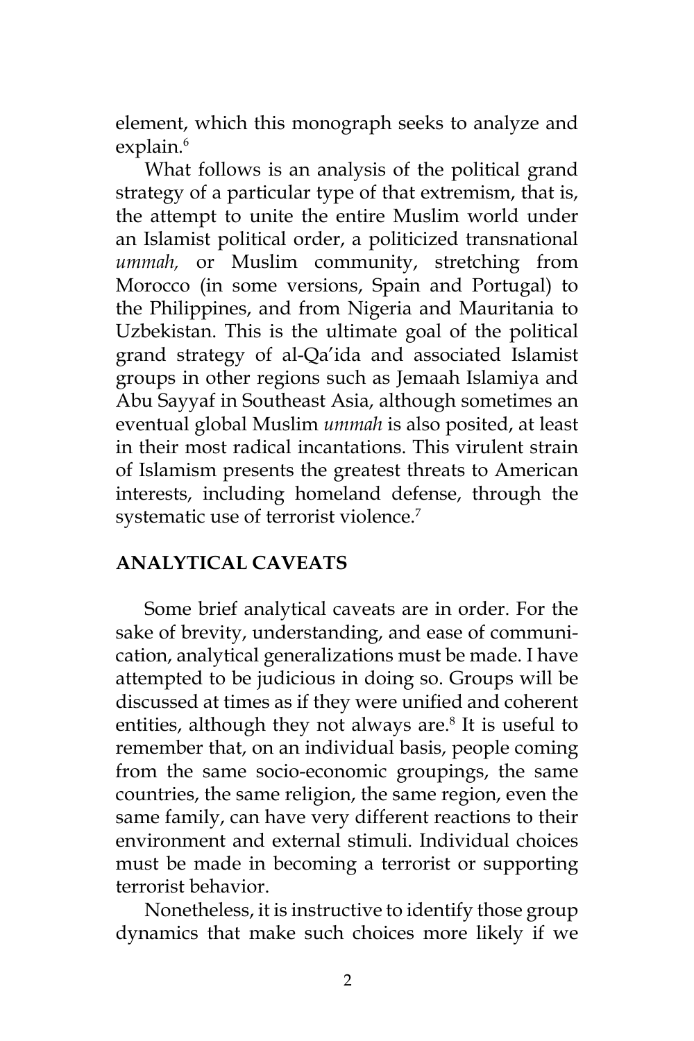element, which this monograph seeks to analyze and explain.[6]

What follows is an analysis of the political grand strategy of a particular type of that extremism, that is, the attempt to unite the entire Muslim world under an Islamist political order, a politicized transnational *ummah,* or Muslim community, stretching from Morocco (in some versions, Spain and Portugal) to the Philippines, and from Nigeria and Mauritania to Uzbekistan. This is the ultimate goal of the political grand strategy of al-Qa'ida and associated Islamist groups in other regions such as Jemaah Islamiya and Abu Sayyaf in Southeast Asia, although sometimes an eventual global Muslim *ummah* is also posited, at least in their most radical incantations. This virulent strain of Islamism presents the greatest threats to American interests, including homeland defense, through the systematic use of terrorist violence.[7]

## ANALYTICAL CAVEATS

Some brief analytical caveats are in order. For the sake of brevity, understanding, and ease of communication, analytical generalizations must be made. I have attempted to be judicious in doing so. Groups will be discussed at times as if they were unified and coherent entities, although they not always are.[8] It is useful to remember that, on an individual basis, people coming from the same socio-economic groupings, the same countries, the same religion, the same region, even the same family, can have very different reactions to their environment and external stimuli. Individual choices must be made in becoming a terrorist or supporting terrorist behavior.

Nonetheless, it is instructive to identify those group dynamics that make such choices more likely if we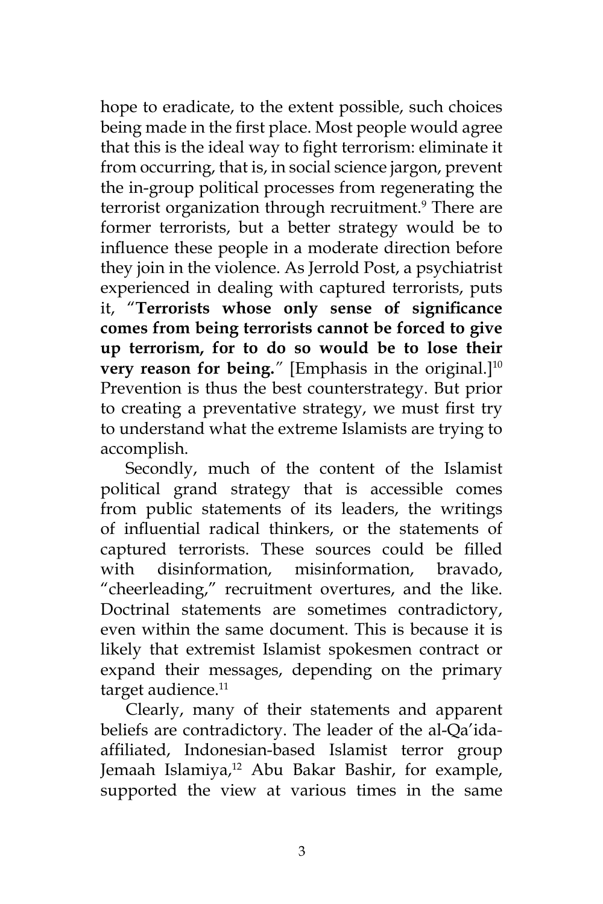hope to eradicate, to the extent possible, such choices being made in the first place. Most people would agree that this is the ideal way to fight terrorism: eliminate it from occurring, that is, in social science jargon, prevent the in-group political processes from regenerating the terrorist organization through recruitment.[9] There are former terrorists, but a better strategy would be to influence these people in a moderate direction before they join in the violence. As Jerrold Post, a psychiatrist experienced in dealing with captured terrorists, puts it, "**Terrorists whose only sense of significance comes from being terrorists cannot be forced to give up terrorism, for to do so would be to lose their very reason for being.**" [Emphasis in the original.][10] Prevention is thus the best counterstrategy. But prior to creating a preventative strategy, we must first try to understand what the extreme Islamists are trying to accomplish.

Secondly, much of the content of the Islamist political grand strategy that is accessible comes from public statements of its leaders, the writings of influential radical thinkers, or the statements of captured terrorists. These sources could be filled with disinformation, misinformation, bravado, "cheerleading," recruitment overtures, and the like. Doctrinal statements are sometimes contradictory, even within the same document. This is because it is likely that extremist Islamist spokesmen contract or expand their messages, depending on the primary target audience.[11]

Clearly, many of their statements and apparent beliefs are contradictory. The leader of the al-Qa'ida-affiliated, Indonesian-based Islamist terror group Jemaah Islamiya,[12] Abu Bakar Bashir, for example, supported the view at various times in the same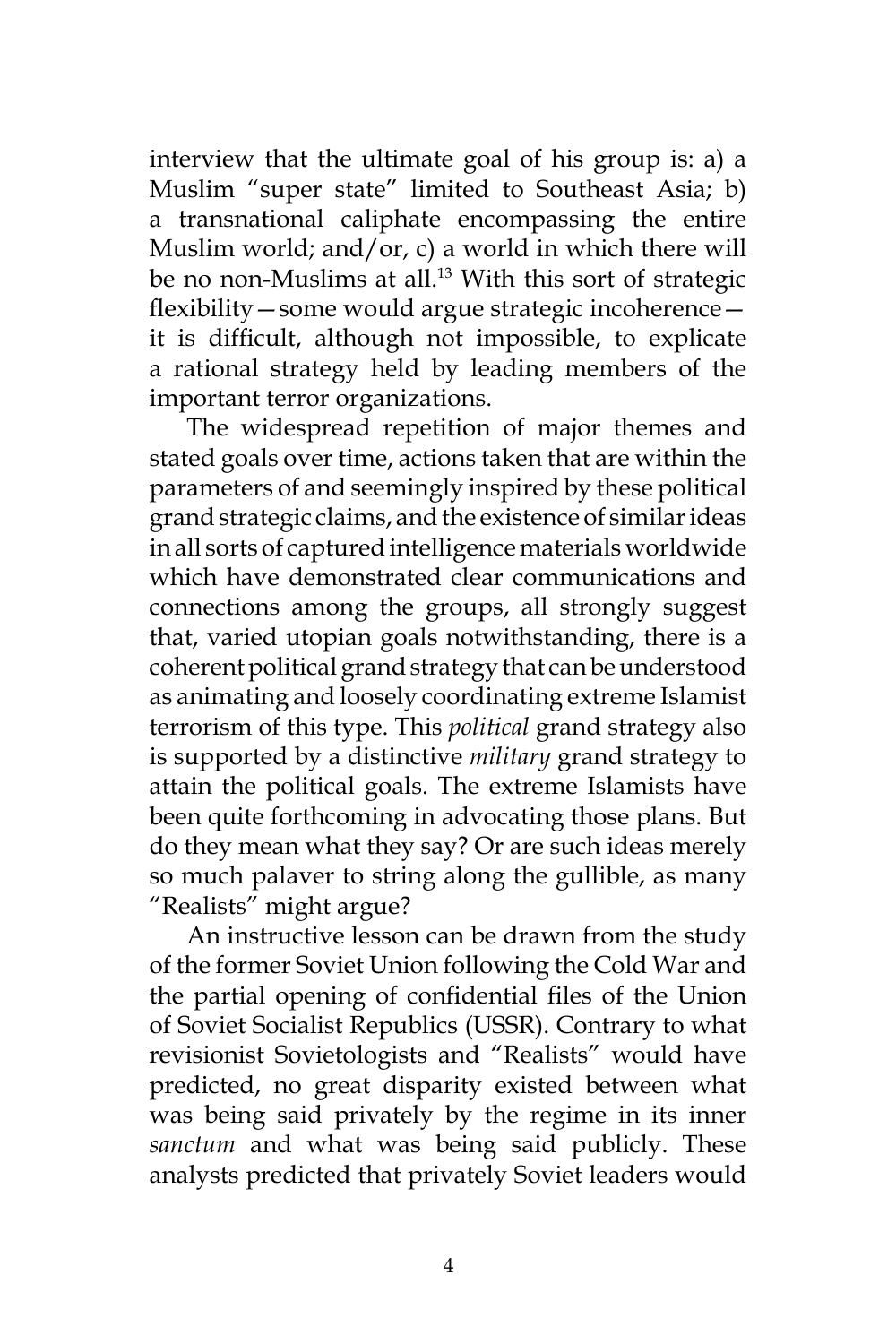interview that the ultimate goal of his group is: a) a Muslim "super state" limited to Southeast Asia; b) a transnational caliphate encompassing the entire Muslim world; and/or, c) a world in which there will be no non-Muslims at all.[13] With this sort of strategic flexibility—some would argue strategic incoherence—it is difficult, although not impossible, to explicate a rational strategy held by leading members of the important terror organizations.

The widespread repetition of major themes and stated goals over time, actions taken that are within the parameters of and seemingly inspired by these political grand strategic claims, and the existence of similar ideas in all sorts of captured intelligence materials worldwide which have demonstrated clear communications and connections among the groups, all strongly suggest that, varied utopian goals notwithstanding, there is a coherent political grand strategy that can be understood as animating and loosely coordinating extreme Islamist terrorism of this type. This *political* grand strategy also is supported by a distinctive *military* grand strategy to attain the political goals. The extreme Islamists have been quite forthcoming in advocating those plans. But do they mean what they say? Or are such ideas merely so much palaver to string along the gullible, as many "Realists" might argue?

An instructive lesson can be drawn from the study of the former Soviet Union following the Cold War and the partial opening of confidential files of the Union of Soviet Socialist Republics (USSR). Contrary to what revisionist Sovietologists and "Realists" would have predicted, no great disparity existed between what was being said privately by the regime in its inner *sanctum* and what was being said publicly. These analysts predicted that privately Soviet leaders would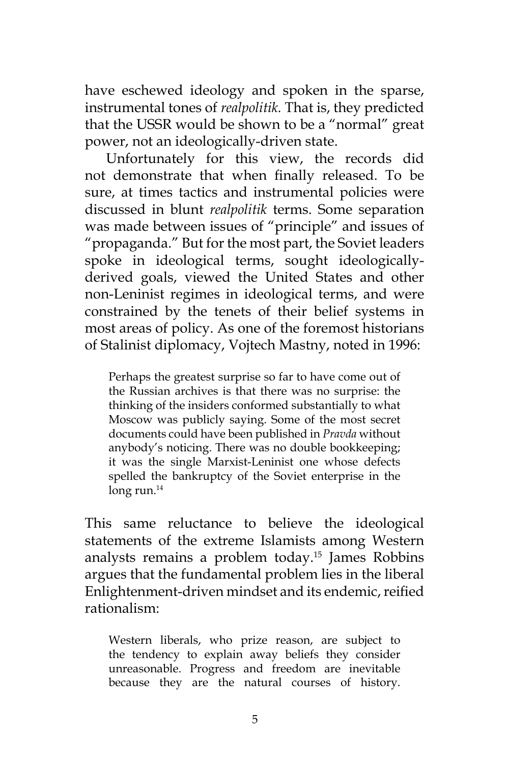have eschewed ideology and spoken in the sparse, instrumental tones of *realpolitik*. That is, they predicted that the USSR would be shown to be a "normal" great power, not an ideologically-driven state.

Unfortunately for this view, the records did not demonstrate that when finally released. To be sure, at times tactics and instrumental policies were discussed in blunt *realpolitik* terms. Some separation was made between issues of "principle" and issues of "propaganda." But for the most part, the Soviet leaders spoke in ideological terms, sought ideologically-derived goals, viewed the United States and other non-Leninist regimes in ideological terms, and were constrained by the tenets of their belief systems in most areas of policy. As one of the foremost historians of Stalinist diplomacy, Vojtech Mastny, noted in 1996:

> Perhaps the greatest surprise so far to have come out of the Russian archives is that there was no surprise: the thinking of the insiders conformed substantially to what Moscow was publicly saying. Some of the most secret documents could have been published in *Pravda* without anybody's noticing. There was no double bookkeeping; it was the single Marxist-Leninist one whose defects spelled the bankruptcy of the Soviet enterprise in the long run.[14]

This same reluctance to believe the ideological statements of the extreme Islamists among Western analysts remains a problem today.[15] James Robbins argues that the fundamental problem lies in the liberal Enlightenment-driven mindset and its endemic, reified rationalism:

> Western liberals, who prize reason, are subject to the tendency to explain away beliefs they consider unreasonable. Progress and freedom are inevitable because they are the natural courses of history.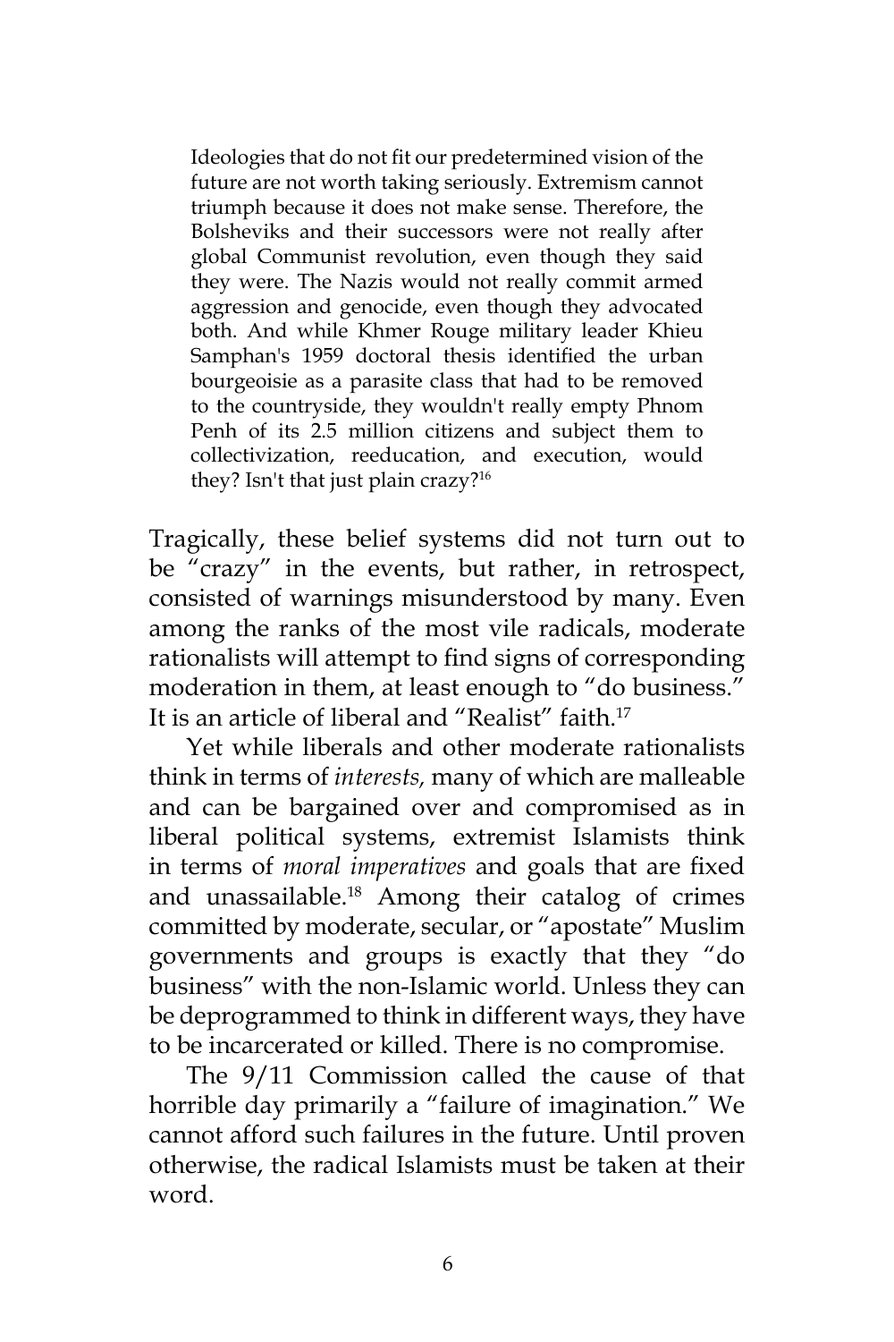> Ideologies that do not fit our predetermined vision of the future are not worth taking seriously. Extremism cannot triumph because it does not make sense. Therefore, the Bolsheviks and their successors were not really after global Communist revolution, even though they said they were. The Nazis would not really commit armed aggression and genocide, even though they advocated both. And while Khmer Rouge military leader Khieu Samphan's 1959 doctoral thesis identified the urban bourgeoisie as a parasite class that had to be removed to the countryside, they wouldn't really empty Phnom Penh of its 2.5 million citizens and subject them to collectivization, reeducation, and execution, would they? Isn't that just plain crazy?[16]

Tragically, these belief systems did not turn out to be "crazy" in the events, but rather, in retrospect, consisted of warnings misunderstood by many. Even among the ranks of the most vile radicals, moderate rationalists will attempt to find signs of corresponding moderation in them, at least enough to "do business." It is an article of liberal and "Realist" faith.[17]

Yet while liberals and other moderate rationalists think in terms of *interests,* many of which are malleable and can be bargained over and compromised as in liberal political systems, extremist Islamists think in terms of *moral imperatives* and goals that are fixed and unassailable.[18] Among their catalog of crimes committed by moderate, secular, or "apostate" Muslim governments and groups is exactly that they "do business" with the non-Islamic world. Unless they can be deprogrammed to think in different ways, they have to be incarcerated or killed. There is no compromise.

The 9/11 Commission called the cause of that horrible day primarily a "failure of imagination." We cannot afford such failures in the future. Until proven otherwise, the radical Islamists must be taken at their word.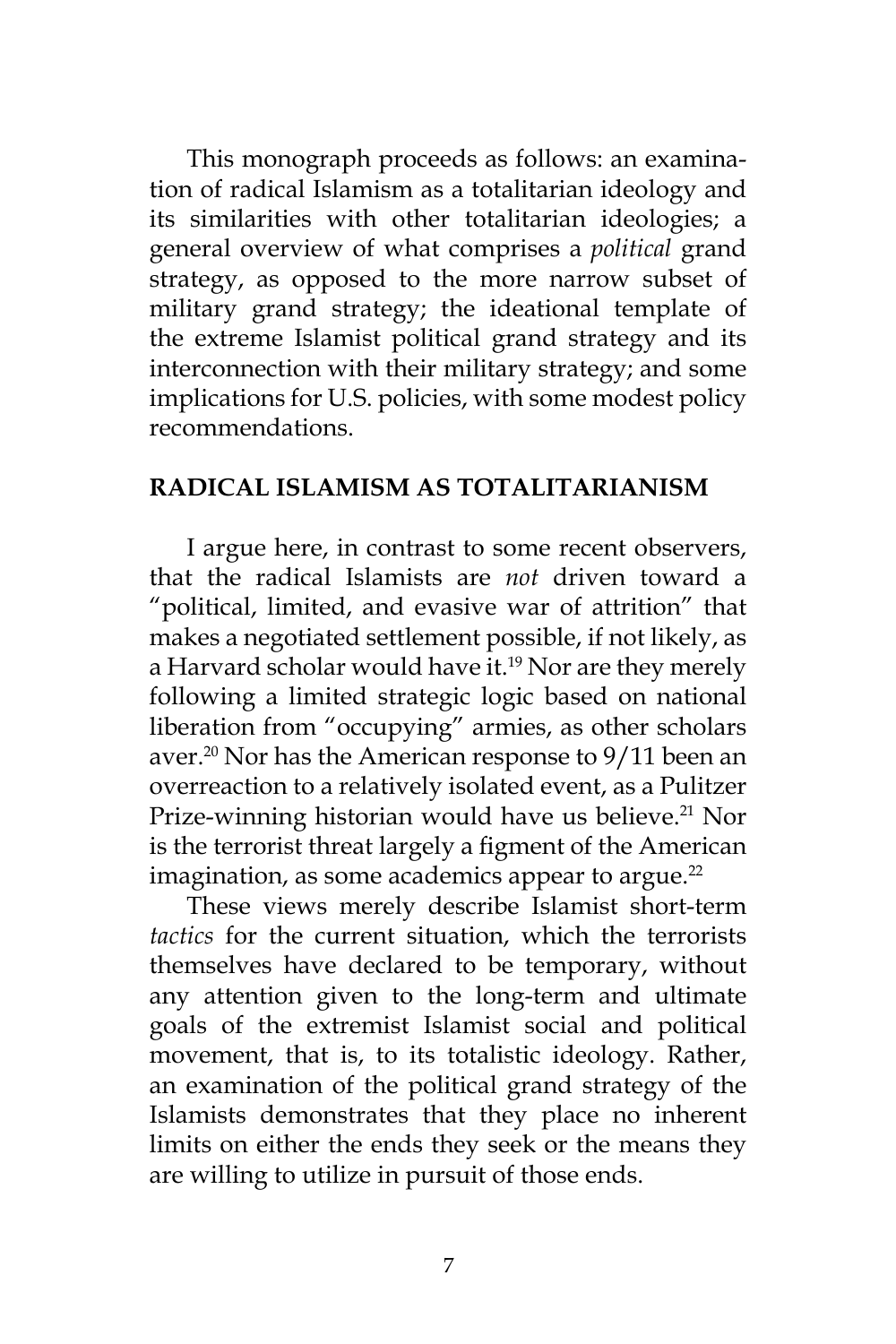This monograph proceeds as follows: an examination of radical Islamism as a totalitarian ideology and its similarities with other totalitarian ideologies; a general overview of what comprises a *political* grand strategy, as opposed to the more narrow subset of military grand strategy; the ideational template of the extreme Islamist political grand strategy and its interconnection with their military strategy; and some implications for U.S. policies, with some modest policy recommendations.

## RADICAL ISLAMISM AS TOTALITARIANISM

I argue here, in contrast to some recent observers, that the radical Islamists are *not* driven toward a "political, limited, and evasive war of attrition" that makes a negotiated settlement possible, if not likely, as a Harvard scholar would have it.[19] Nor are they merely following a limited strategic logic based on national liberation from "occupying" armies, as other scholars aver.[20] Nor has the American response to 9/11 been an overreaction to a relatively isolated event, as a Pulitzer Prize-winning historian would have us believe.[21] Nor is the terrorist threat largely a figment of the American imagination, as some academics appear to argue.[22]

These views merely describe Islamist short-term *tactics* for the current situation, which the terrorists themselves have declared to be temporary, without any attention given to the long-term and ultimate goals of the extremist Islamist social and political movement, that is, to its totalistic ideology. Rather, an examination of the political grand strategy of the Islamists demonstrates that they place no inherent limits on either the ends they seek or the means they are willing to utilize in pursuit of those ends.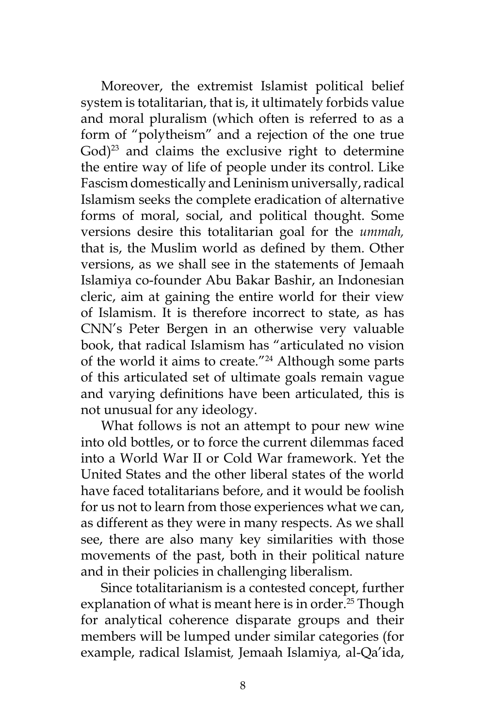Moreover, the extremist Islamist political belief system is totalitarian, that is, it ultimately forbids value and moral pluralism (which often is referred to as a form of "polytheism" and a rejection of the one true God)[23] and claims the exclusive right to determine the entire way of life of people under its control. Like Fascism domestically and Leninism universally, radical Islamism seeks the complete eradication of alternative forms of moral, social, and political thought. Some versions desire this totalitarian goal for the *ummah,* that is, the Muslim world as defined by them. Other versions, as we shall see in the statements of Jemaah Islamiya co-founder Abu Bakar Bashir, an Indonesian cleric, aim at gaining the entire world for their view of Islamism. It is therefore incorrect to state, as has CNN's Peter Bergen in an otherwise very valuable book, that radical Islamism has "articulated no vision of the world it aims to create."[24] Although some parts of this articulated set of ultimate goals remain vague and varying definitions have been articulated, this is not unusual for any ideology.

What follows is not an attempt to pour new wine into old bottles, or to force the current dilemmas faced into a World War II or Cold War framework. Yet the United States and the other liberal states of the world have faced totalitarians before, and it would be foolish for us not to learn from those experiences what we can, as different as they were in many respects. As we shall see, there are also many key similarities with those movements of the past, both in their political nature and in their policies in challenging liberalism.

Since totalitarianism is a contested concept, further explanation of what is meant here is in order.[25] Though for analytical coherence disparate groups and their members will be lumped under similar categories (for example, radical Islamist, Jemaah Islamiya, al-Qa'ida,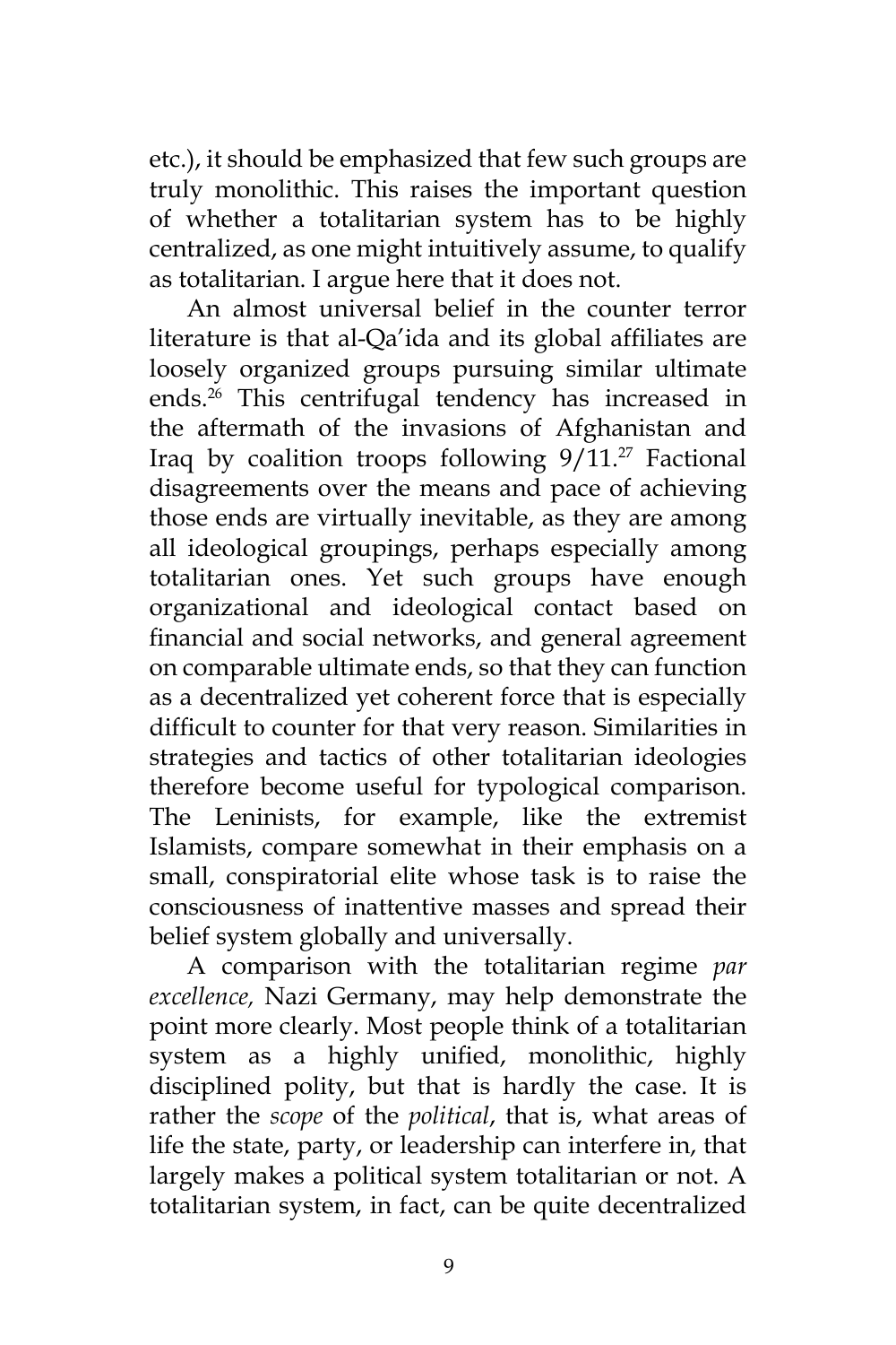etc.), it should be emphasized that few such groups are truly monolithic. This raises the important question of whether a totalitarian system has to be highly centralized, as one might intuitively assume, to qualify as totalitarian. I argue here that it does not.

An almost universal belief in the counter terror literature is that al-Qa'ida and its global affiliates are loosely organized groups pursuing similar ultimate ends.[26] This centrifugal tendency has increased in the aftermath of the invasions of Afghanistan and Iraq by coalition troops following 9/11.[27] Factional disagreements over the means and pace of achieving those ends are virtually inevitable, as they are among all ideological groupings, perhaps especially among totalitarian ones. Yet such groups have enough organizational and ideological contact based on financial and social networks, and general agreement on comparable ultimate ends, so that they can function as a decentralized yet coherent force that is especially difficult to counter for that very reason. Similarities in strategies and tactics of other totalitarian ideologies therefore become useful for typological comparison. The Leninists, for example, like the extremist Islamists, compare somewhat in their emphasis on a small, conspiratorial elite whose task is to raise the consciousness of inattentive masses and spread their belief system globally and universally.

A comparison with the totalitarian regime *par excellence,* Nazi Germany, may help demonstrate the point more clearly. Most people think of a totalitarian system as a highly unified, monolithic, highly disciplined polity, but that is hardly the case. It is rather the *scope* of the *political*, that is, what areas of life the state, party, or leadership can interfere in, that largely makes a political system totalitarian or not. A totalitarian system, in fact, can be quite decentralized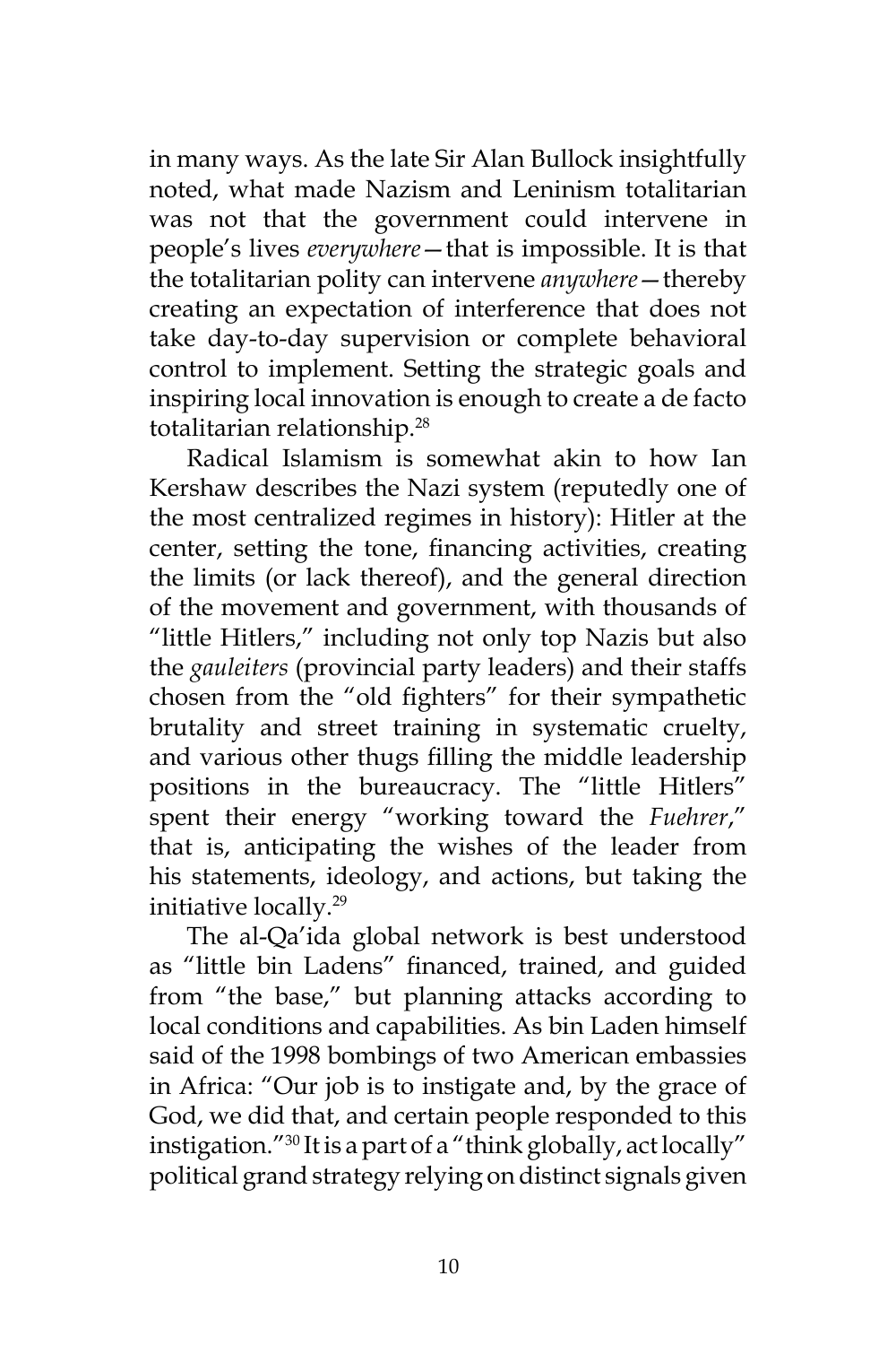in many ways. As the late Sir Alan Bullock insightfully noted, what made Nazism and Leninism totalitarian was not that the government could intervene in people's lives *everywhere*—that is impossible. It is that the totalitarian polity can intervene *anywhere*—thereby creating an expectation of interference that does not take day-to-day supervision or complete behavioral control to implement. Setting the strategic goals and inspiring local innovation is enough to create a de facto totalitarian relationship.[28]

Radical Islamism is somewhat akin to how Ian Kershaw describes the Nazi system (reputedly one of the most centralized regimes in history): Hitler at the center, setting the tone, financing activities, creating the limits (or lack thereof), and the general direction of the movement and government, with thousands of "little Hitlers," including not only top Nazis but also the *gauleiters* (provincial party leaders) and their staffs chosen from the "old fighters" for their sympathetic brutality and street training in systematic cruelty, and various other thugs filling the middle leadership positions in the bureaucracy. The "little Hitlers" spent their energy "working toward the *Fuehrer*," that is, anticipating the wishes of the leader from his statements, ideology, and actions, but taking the initiative locally.[29]

The al-Qa'ida global network is best understood as "little bin Ladens" financed, trained, and guided from "the base," but planning attacks according to local conditions and capabilities. As bin Laden himself said of the 1998 bombings of two American embassies in Africa: "Our job is to instigate and, by the grace of God, we did that, and certain people responded to this instigation."[30] It is a part of a "think globally, act locally" political grand strategy relying on distinct signals given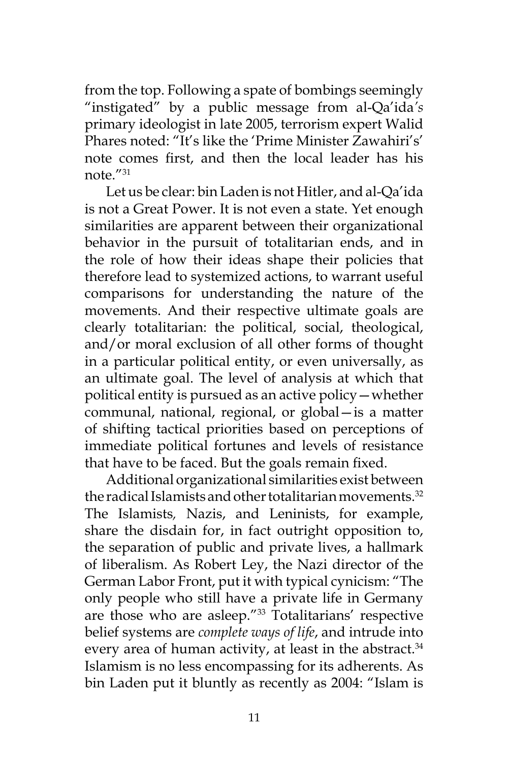from the top. Following a spate of bombings seemingly "instigated" by a public message from al-Qa'ida's primary ideologist in late 2005, terrorism expert Walid Phares noted: "It's like the 'Prime Minister Zawahiri's' note comes first, and then the local leader has his note."[31]

Let us be clear: bin Laden is not Hitler, and al-Qa'ida is not a Great Power. It is not even a state. Yet enough similarities are apparent between their organizational behavior in the pursuit of totalitarian ends, and in the role of how their ideas shape their policies that therefore lead to systemized actions, to warrant useful comparisons for understanding the nature of the movements. And their respective ultimate goals are clearly totalitarian: the political, social, theological, and/or moral exclusion of all other forms of thought in a particular political entity, or even universally, as an ultimate goal. The level of analysis at which that political entity is pursued as an active policy—whether communal, national, regional, or global—is a matter of shifting tactical priorities based on perceptions of immediate political fortunes and levels of resistance that have to be faced. But the goals remain fixed.

Additional organizational similarities exist between the radical Islamists and other totalitarian movements.[32] The Islamists, Nazis, and Leninists, for example, share the disdain for, in fact outright opposition to, the separation of public and private lives, a hallmark of liberalism. As Robert Ley, the Nazi director of the German Labor Front, put it with typical cynicism: "The only people who still have a private life in Germany are those who are asleep."[33] Totalitarians' respective belief systems are *complete ways of life*, and intrude into every area of human activity, at least in the abstract.[34] Islamism is no less encompassing for its adherents. As bin Laden put it bluntly as recently as 2004: "Islam is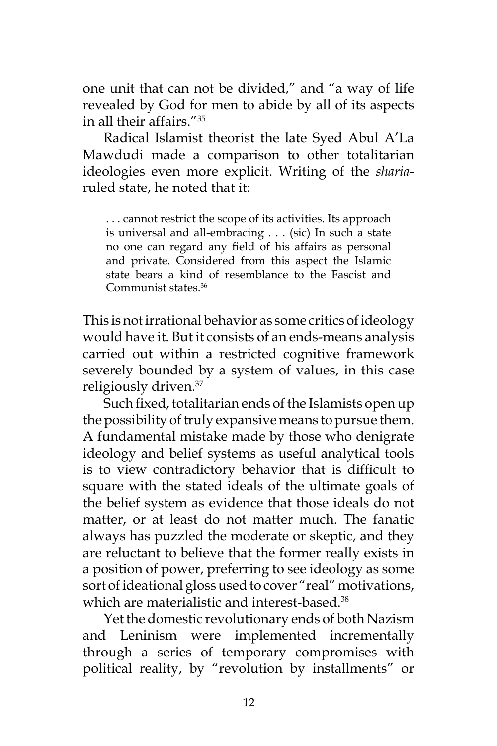one unit that can not be divided," and "a way of life revealed by God for men to abide by all of its aspects in all their affairs."[35]

Radical Islamist theorist the late Syed Abul A'La Mawdudi made a comparison to other totalitarian ideologies even more explicit. Writing of the *sharia*-ruled state, he noted that it:

> . . . cannot restrict the scope of its activities. Its approach is universal and all-embracing . . . (sic) In such a state no one can regard any field of his affairs as personal and private. Considered from this aspect the Islamic state bears a kind of resemblance to the Fascist and Communist states.[36]

This is not irrational behavior as some critics of ideology would have it. But it consists of an ends-means analysis carried out within a restricted cognitive framework severely bounded by a system of values, in this case religiously driven.[37]

Such fixed, totalitarian ends of the Islamists open up the possibility of truly expansive means to pursue them. A fundamental mistake made by those who denigrate ideology and belief systems as useful analytical tools is to view contradictory behavior that is difficult to square with the stated ideals of the ultimate goals of the belief system as evidence that those ideals do not matter, or at least do not matter much. The fanatic always has puzzled the moderate or skeptic, and they are reluctant to believe that the former really exists in a position of power, preferring to see ideology as some sort of ideational gloss used to cover "real" motivations, which are materialistic and interest-based.[38]

Yet the domestic revolutionary ends of both Nazism and Leninism were implemented incrementally through a series of temporary compromises with political reality, by "revolution by installments" or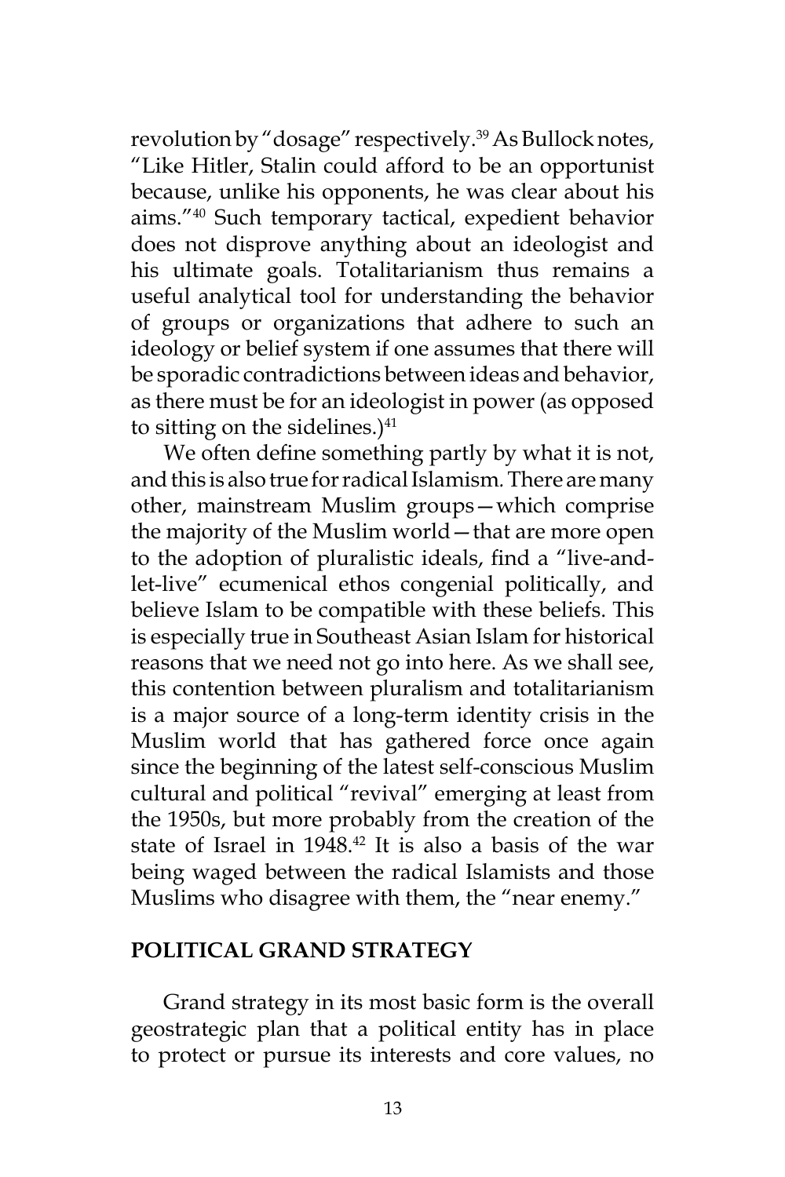revolution by "dosage" respectively.[39] As Bullock notes, "Like Hitler, Stalin could afford to be an opportunist because, unlike his opponents, he was clear about his aims."[40] Such temporary tactical, expedient behavior does not disprove anything about an ideologist and his ultimate goals. Totalitarianism thus remains a useful analytical tool for understanding the behavior of groups or organizations that adhere to such an ideology or belief system if one assumes that there will be sporadic contradictions between ideas and behavior, as there must be for an ideologist in power (as opposed to sitting on the sidelines.)[41]

We often define something partly by what it is not, and this is also true for radical Islamism. There are many other, mainstream Muslim groups—which comprise the majority of the Muslim world—that are more open to the adoption of pluralistic ideals, find a "live-and-let-live" ecumenical ethos congenial politically, and believe Islam to be compatible with these beliefs. This is especially true in Southeast Asian Islam for historical reasons that we need not go into here. As we shall see, this contention between pluralism and totalitarianism is a major source of a long-term identity crisis in the Muslim world that has gathered force once again since the beginning of the latest self-conscious Muslim cultural and political "revival" emerging at least from the 1950s, but more probably from the creation of the state of Israel in 1948.[42] It is also a basis of the war being waged between the radical Islamists and those Muslims who disagree with them, the "near enemy."

## POLITICAL GRAND STRATEGY

Grand strategy in its most basic form is the overall geostrategic plan that a political entity has in place to protect or pursue its interests and core values, no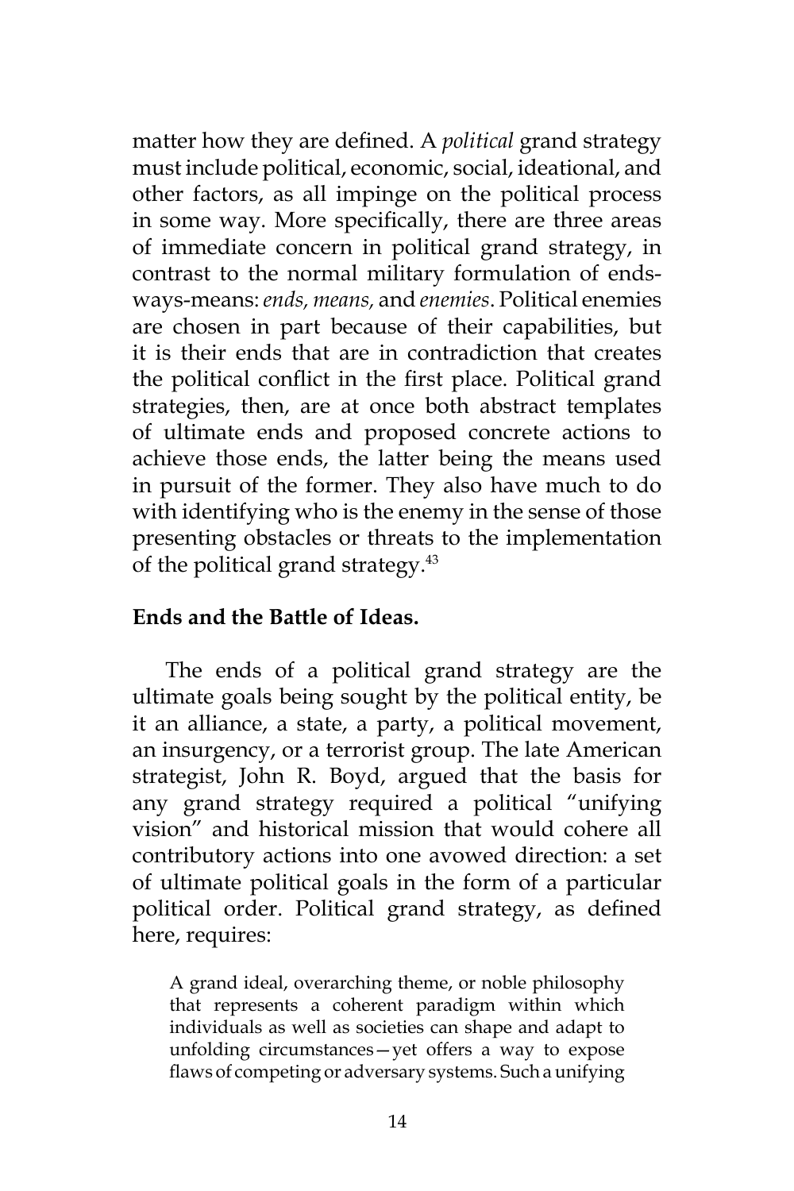matter how they are defined. A *political* grand strategy must include political, economic, social, ideational, and other factors, as all impinge on the political process in some way. More specifically, there are three areas of immediate concern in political grand strategy, in contrast to the normal military formulation of ends-ways-means: *ends, means,* and *enemies*. Political enemies are chosen in part because of their capabilities, but it is their ends that are in contradiction that creates the political conflict in the first place. Political grand strategies, then, are at once both abstract templates of ultimate ends and proposed concrete actions to achieve those ends, the latter being the means used in pursuit of the former. They also have much to do with identifying who is the enemy in the sense of those presenting obstacles or threats to the implementation of the political grand strategy.[43]

**Ends and the Battle of Ideas.**

The ends of a political grand strategy are the ultimate goals being sought by the political entity, be it an alliance, a state, a party, a political movement, an insurgency, or a terrorist group. The late American strategist, John R. Boyd, argued that the basis for any grand strategy required a political "unifying vision" and historical mission that would cohere all contributory actions into one avowed direction: a set of ultimate political goals in the form of a particular political order. Political grand strategy, as defined here, requires:

> A grand ideal, overarching theme, or noble philosophy that represents a coherent paradigm within which individuals as well as societies can shape and adapt to unfolding circumstances—yet offers a way to expose flaws of competing or adversary systems. Such a unifying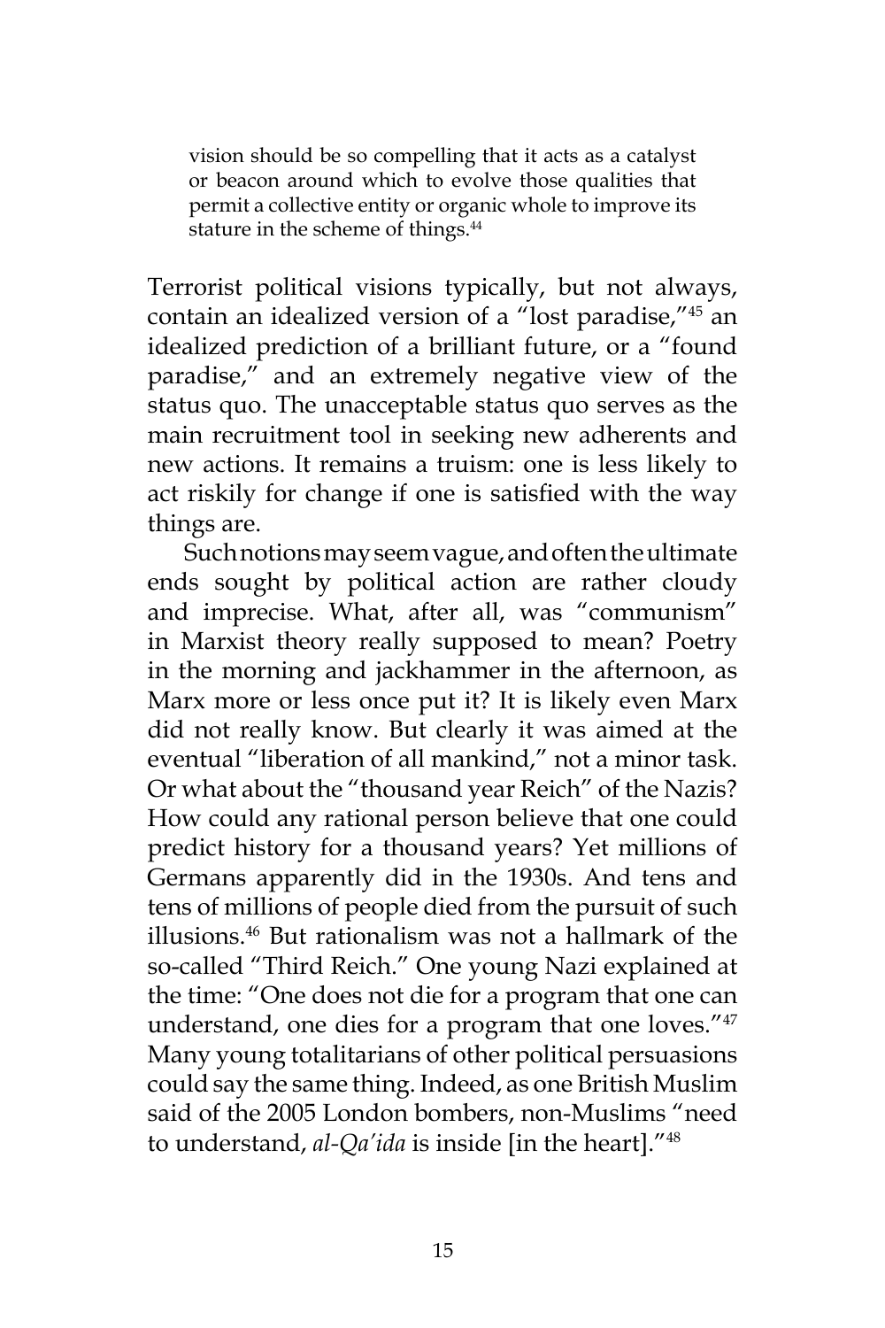> vision should be so compelling that it acts as a catalyst or beacon around which to evolve those qualities that permit a collective entity or organic whole to improve its stature in the scheme of things.[44]

Terrorist political visions typically, but not always, contain an idealized version of a "lost paradise,"[45] an idealized prediction of a brilliant future, or a "found paradise," and an extremely negative view of the status quo. The unacceptable status quo serves as the main recruitment tool in seeking new adherents and new actions. It remains a truism: one is less likely to act riskily for change if one is satisfied with the way things are.

Such notions may seem vague, and often the ultimate ends sought by political action are rather cloudy and imprecise. What, after all, was "communism" in Marxist theory really supposed to mean? Poetry in the morning and jackhammer in the afternoon, as Marx more or less once put it? It is likely even Marx did not really know. But clearly it was aimed at the eventual "liberation of all mankind," not a minor task. Or what about the "thousand year Reich" of the Nazis? How could any rational person believe that one could predict history for a thousand years? Yet millions of Germans apparently did in the 1930s. And tens and tens of millions of people died from the pursuit of such illusions.[46] But rationalism was not a hallmark of the so-called "Third Reich." One young Nazi explained at the time: "One does not die for a program that one can understand, one dies for a program that one loves."[47] Many young totalitarians of other political persuasions could say the same thing. Indeed, as one British Muslim said of the 2005 London bombers, non-Muslims "need to understand, *al-Qa'ida* is inside [in the heart]."[48]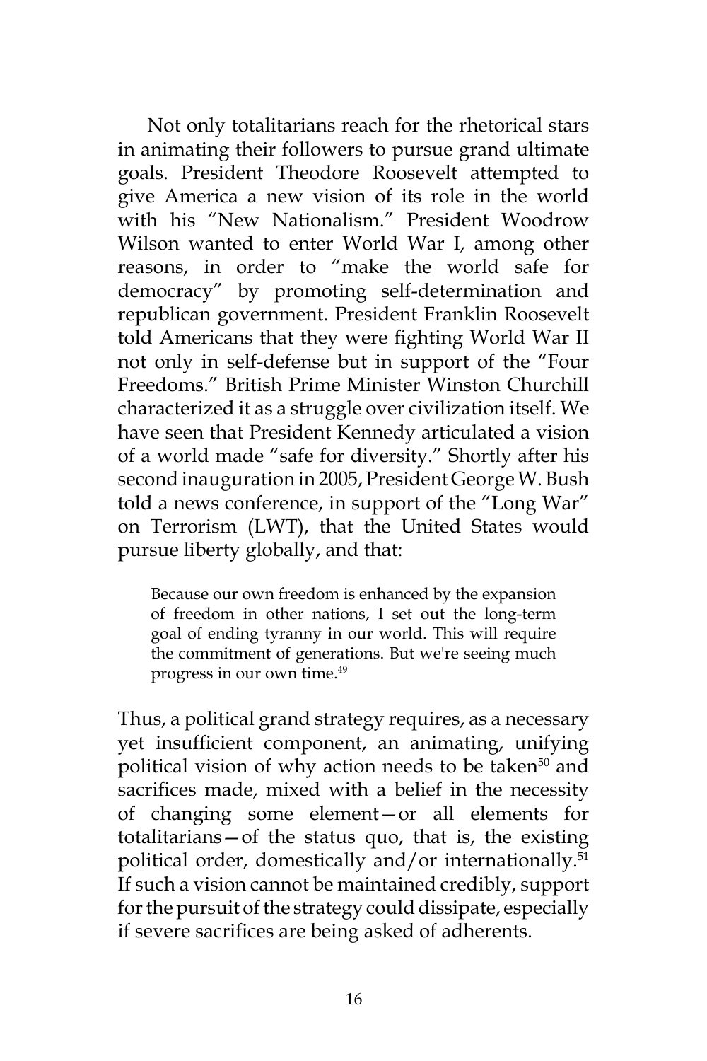Not only totalitarians reach for the rhetorical stars in animating their followers to pursue grand ultimate goals. President Theodore Roosevelt attempted to give America a new vision of its role in the world with his "New Nationalism." President Woodrow Wilson wanted to enter World War I, among other reasons, in order to "make the world safe for democracy" by promoting self-determination and republican government. President Franklin Roosevelt told Americans that they were fighting World War II not only in self-defense but in support of the "Four Freedoms." British Prime Minister Winston Churchill characterized it as a struggle over civilization itself. We have seen that President Kennedy articulated a vision of a world made "safe for diversity." Shortly after his second inauguration in 2005, President George W. Bush told a news conference, in support of the "Long War" on Terrorism (LWT), that the United States would pursue liberty globally, and that:

> Because our own freedom is enhanced by the expansion of freedom in other nations, I set out the long-term goal of ending tyranny in our world. This will require the commitment of generations. But we're seeing much progress in our own time.[49]

Thus, a political grand strategy requires, as a necessary yet insufficient component, an animating, unifying political vision of why action needs to be taken[50] and sacrifices made, mixed with a belief in the necessity of changing some element—or all elements for totalitarians—of the status quo, that is, the existing political order, domestically and/or internationally.[51] If such a vision cannot be maintained credibly, support for the pursuit of the strategy could dissipate, especially if severe sacrifices are being asked of adherents.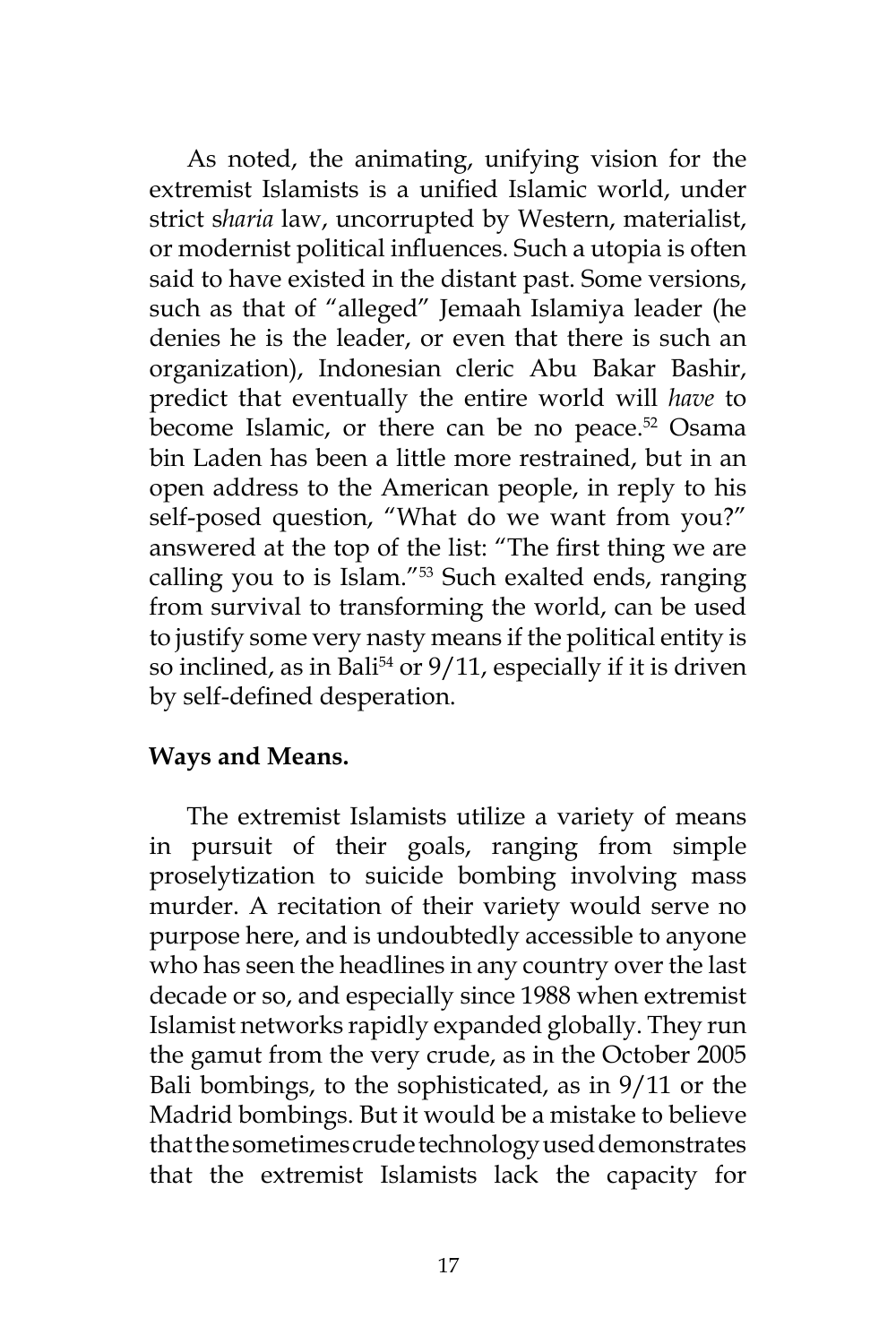As noted, the animating, unifying vision for the extremist Islamists is a unified Islamic world, under strict s*haria* law, uncorrupted by Western, materialist, or modernist political influences. Such a utopia is often said to have existed in the distant past. Some versions, such as that of "alleged" Jemaah Islamiya leader (he denies he is the leader, or even that there is such an organization), Indonesian cleric Abu Bakar Bashir, predict that eventually the entire world will *have* to become Islamic, or there can be no peace.[52] Osama bin Laden has been a little more restrained, but in an open address to the American people, in reply to his self-posed question, "What do we want from you?" answered at the top of the list: "The first thing we are calling you to is Islam."[53] Such exalted ends, ranging from survival to transforming the world, can be used to justify some very nasty means if the political entity is so inclined, as in Bali[54] or 9/11, especially if it is driven by self-defined desperation.

**Ways and Means.**

The extremist Islamists utilize a variety of means in pursuit of their goals, ranging from simple proselytization to suicide bombing involving mass murder. A recitation of their variety would serve no purpose here, and is undoubtedly accessible to anyone who has seen the headlines in any country over the last decade or so, and especially since 1988 when extremist Islamist networks rapidly expanded globally. They run the gamut from the very crude, as in the October 2005 Bali bombings, to the sophisticated, as in 9/11 or the Madrid bombings. But it would be a mistake to believe that the sometimes crude technology used demonstrates that the extremist Islamists lack the capacity for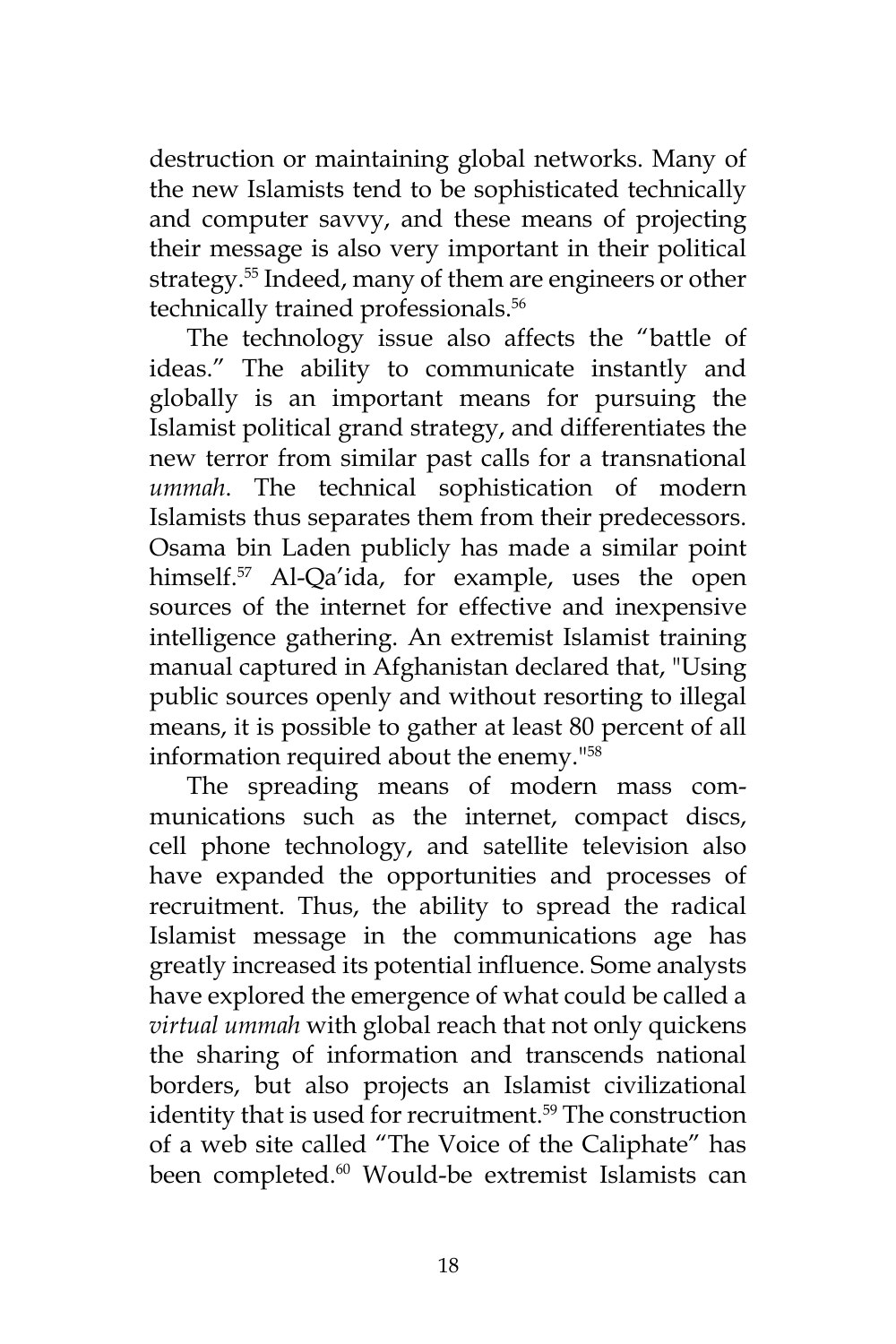destruction or maintaining global networks. Many of the new Islamists tend to be sophisticated technically and computer savvy, and these means of projecting their message is also very important in their political strategy.[55] Indeed, many of them are engineers or other technically trained professionals.[56]

The technology issue also affects the "battle of ideas." The ability to communicate instantly and globally is an important means for pursuing the Islamist political grand strategy, and differentiates the new terror from similar past calls for a transnational *ummah*. The technical sophistication of modern Islamists thus separates them from their predecessors. Osama bin Laden publicly has made a similar point himself.[57] Al-Qa'ida, for example, uses the open sources of the internet for effective and inexpensive intelligence gathering. An extremist Islamist training manual captured in Afghanistan declared that, "Using public sources openly and without resorting to illegal means, it is possible to gather at least 80 percent of all information required about the enemy."[58]

The spreading means of modern mass communications such as the internet, compact discs, cell phone technology, and satellite television also have expanded the opportunities and processes of recruitment. Thus, the ability to spread the radical Islamist message in the communications age has greatly increased its potential influence. Some analysts have explored the emergence of what could be called a *virtual ummah* with global reach that not only quickens the sharing of information and transcends national borders, but also projects an Islamist civilizational identity that is used for recruitment.[59] The construction of a web site called "The Voice of the Caliphate" has been completed.[60] Would-be extremist Islamists can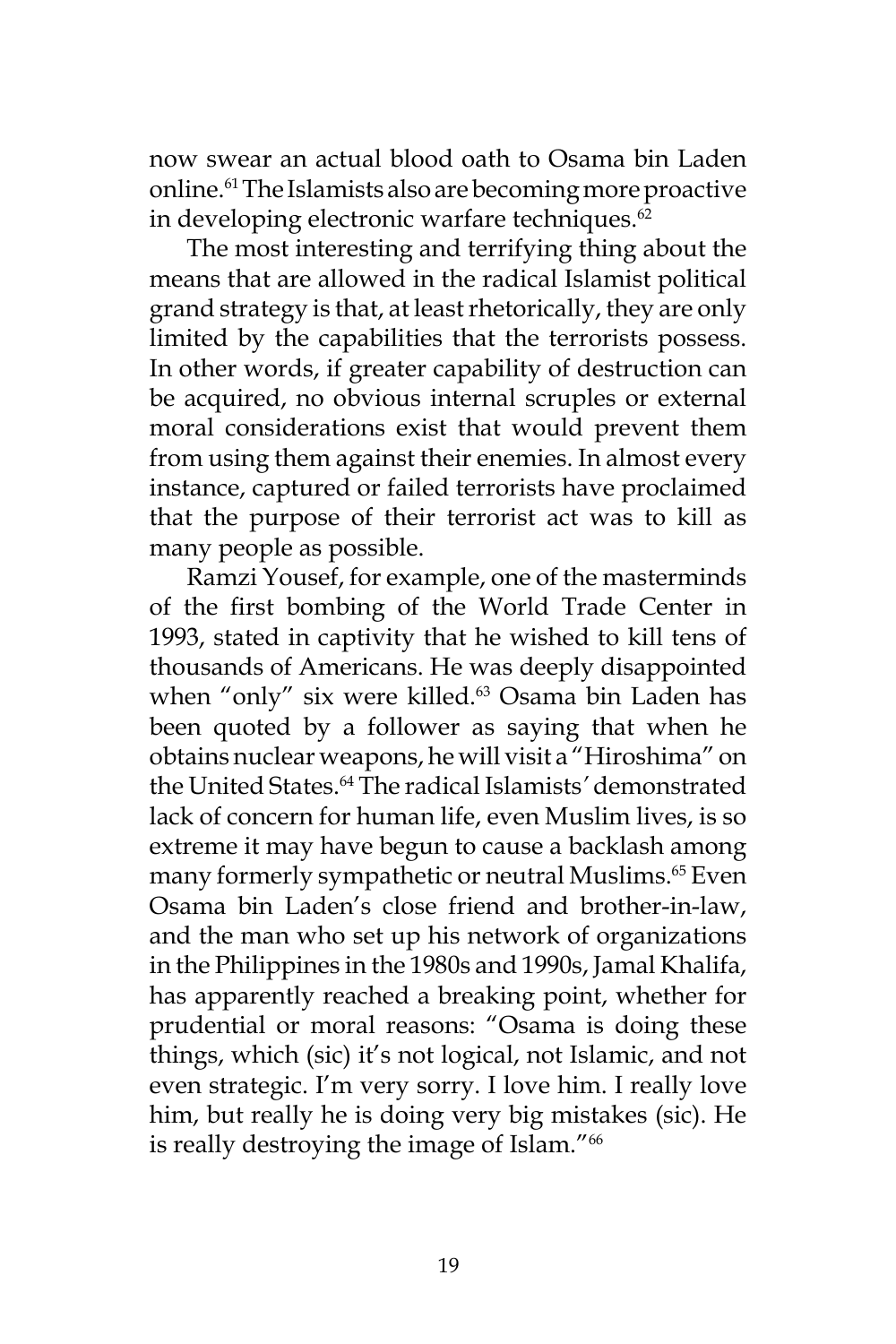now swear an actual blood oath to Osama bin Laden online.[61] The Islamists also are becoming more proactive in developing electronic warfare techniques.[62]

The most interesting and terrifying thing about the means that are allowed in the radical Islamist political grand strategy is that, at least rhetorically, they are only limited by the capabilities that the terrorists possess. In other words, if greater capability of destruction can be acquired, no obvious internal scruples or external moral considerations exist that would prevent them from using them against their enemies. In almost every instance, captured or failed terrorists have proclaimed that the purpose of their terrorist act was to kill as many people as possible.

Ramzi Yousef, for example, one of the masterminds of the first bombing of the World Trade Center in 1993, stated in captivity that he wished to kill tens of thousands of Americans. He was deeply disappointed when "only" six were killed.[63] Osama bin Laden has been quoted by a follower as saying that when he obtains nuclear weapons, he will visit a "Hiroshima" on the United States.[64] The radical Islamists' demonstrated lack of concern for human life, even Muslim lives, is so extreme it may have begun to cause a backlash among many formerly sympathetic or neutral Muslims.[65] Even Osama bin Laden's close friend and brother-in-law, and the man who set up his network of organizations in the Philippines in the 1980s and 1990s, Jamal Khalifa, has apparently reached a breaking point, whether for prudential or moral reasons: "Osama is doing these things, which (sic) it's not logical, not Islamic, and not even strategic. I'm very sorry. I love him. I really love him, but really he is doing very big mistakes (sic). He is really destroying the image of Islam."[66]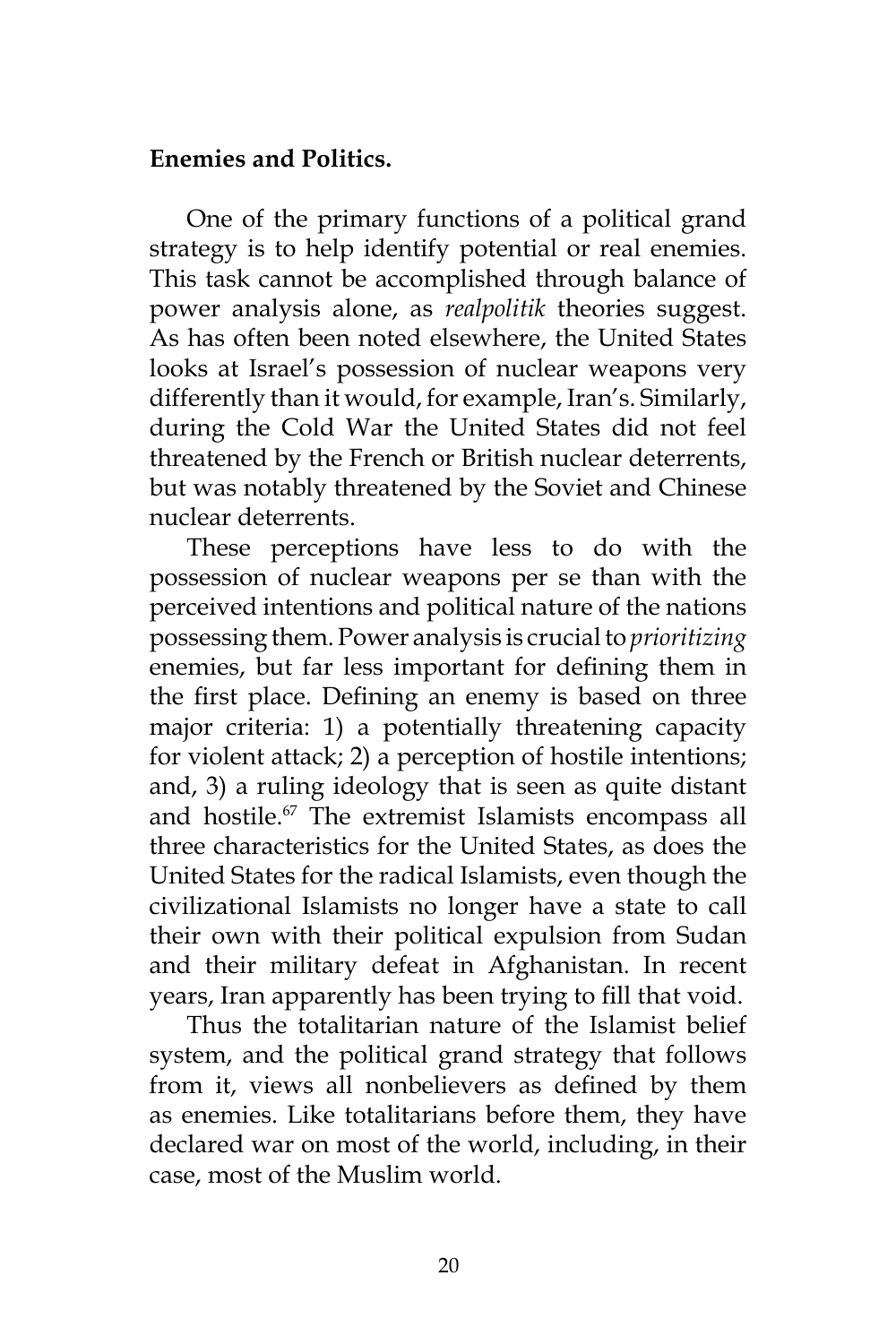**Enemies and Politics.**

One of the primary functions of a political grand strategy is to help identify potential or real enemies. This task cannot be accomplished through balance of power analysis alone, as *realpolitik* theories suggest. As has often been noted elsewhere, the United States looks at Israel's possession of nuclear weapons very differently than it would, for example, Iran's. Similarly, during the Cold War the United States did not feel threatened by the French or British nuclear deterrents, but was notably threatened by the Soviet and Chinese nuclear deterrents.

These perceptions have less to do with the possession of nuclear weapons per se than with the perceived intentions and political nature of the nations possessing them. Power analysis is crucial to *prioritizing* enemies, but far less important for defining them in the first place. Defining an enemy is based on three major criteria: 1) a potentially threatening capacity for violent attack; 2) a perception of hostile intentions; and, 3) a ruling ideology that is seen as quite distant and hostile.[67] The extremist Islamists encompass all three characteristics for the United States, as does the United States for the radical Islamists, even though the civilizational Islamists no longer have a state to call their own with their political expulsion from Sudan and their military defeat in Afghanistan. In recent years, Iran apparently has been trying to fill that void.

Thus the totalitarian nature of the Islamist belief system, and the political grand strategy that follows from it, views all nonbelievers as defined by them as enemies. Like totalitarians before them, they have declared war on most of the world, including, in their case, most of the Muslim world.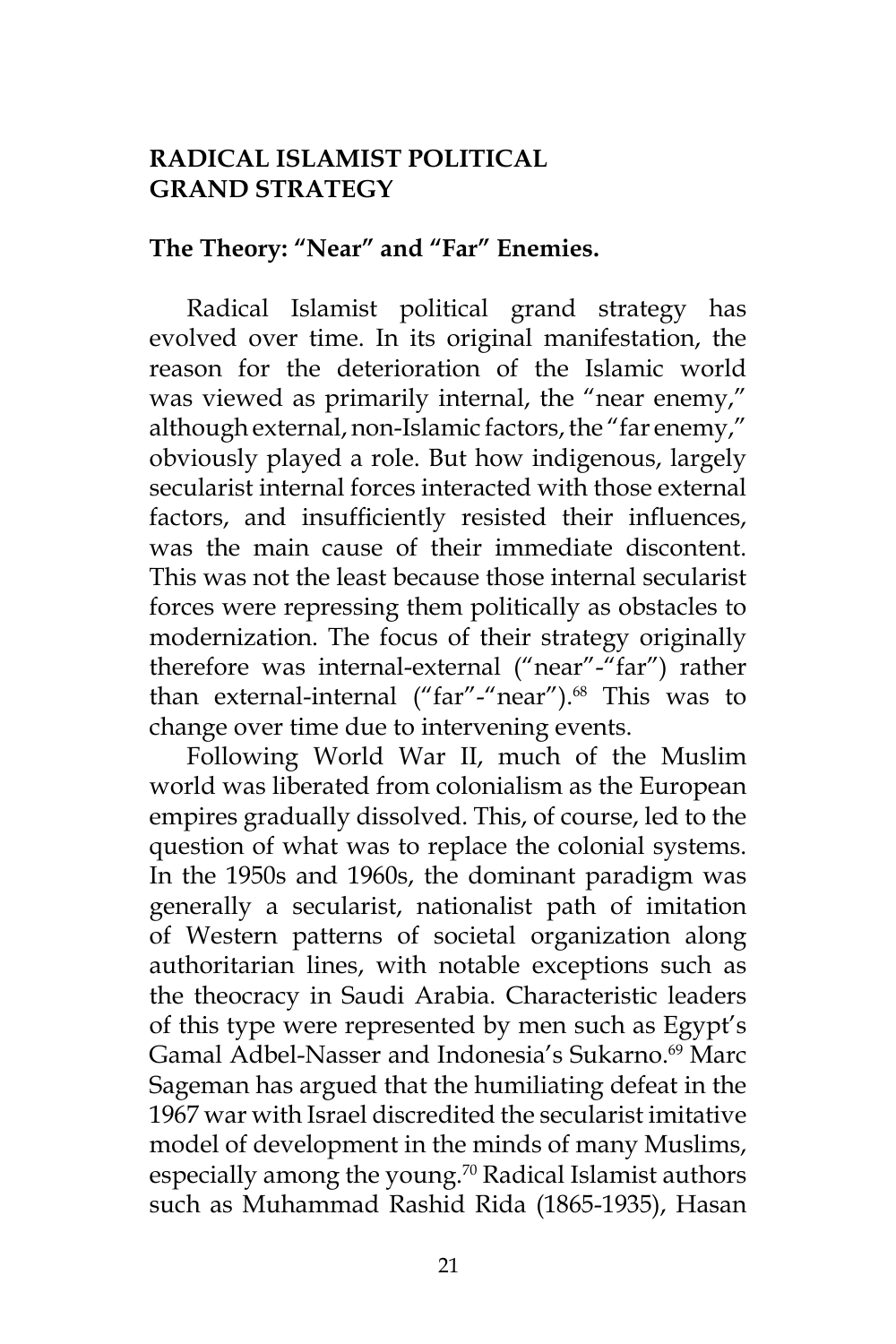## RADICAL ISLAMIST POLITICAL GRAND STRATEGY

### The Theory: "Near" and "Far" Enemies.

Radical Islamist political grand strategy has evolved over time. In its original manifestation, the reason for the deterioration of the Islamic world was viewed as primarily internal, the "near enemy," although external, non-Islamic factors, the "far enemy," obviously played a role. But how indigenous, largely secularist internal forces interacted with those external factors, and insufficiently resisted their influences, was the main cause of their immediate discontent. This was not the least because those internal secularist forces were repressing them politically as obstacles to modernization. The focus of their strategy originally therefore was internal-external ("near"-"far") rather than external-internal ("far"-"near").[68] This was to change over time due to intervening events.

Following World War II, much of the Muslim world was liberated from colonialism as the European empires gradually dissolved. This, of course, led to the question of what was to replace the colonial systems. In the 1950s and 1960s, the dominant paradigm was generally a secularist, nationalist path of imitation of Western patterns of societal organization along authoritarian lines, with notable exceptions such as the theocracy in Saudi Arabia. Characteristic leaders of this type were represented by men such as Egypt's Gamal Adbel-Nasser and Indonesia's Sukarno.[69] Marc Sageman has argued that the humiliating defeat in the 1967 war with Israel discredited the secularist imitative model of development in the minds of many Muslims, especially among the young.[70] Radical Islamist authors such as Muhammad Rashid Rida (1865-1935), Hasan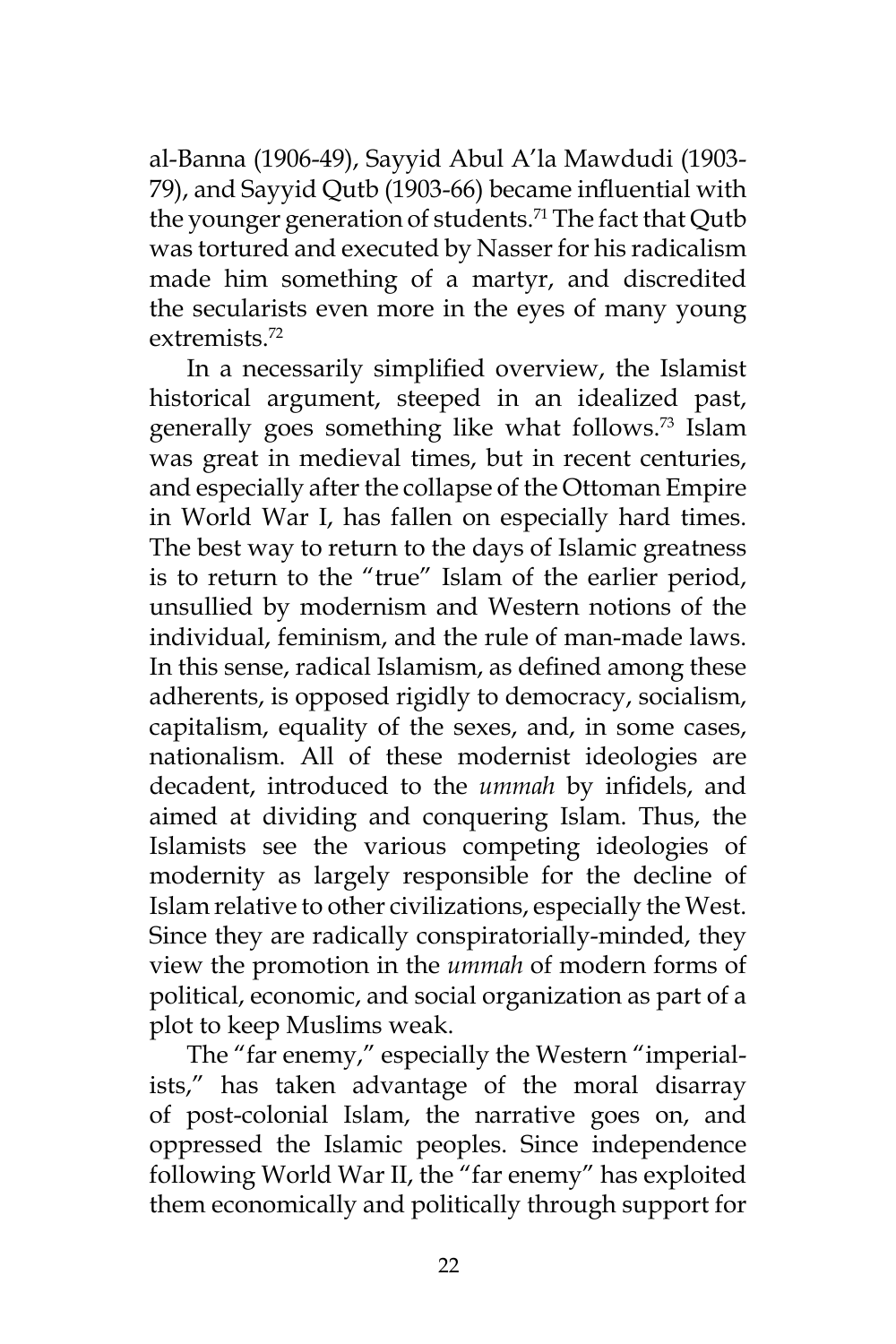al-Banna (1906-49), Sayyid Abul A'la Mawdudi (1903-79), and Sayyid Qutb (1903-66) became influential with the younger generation of students.[71] The fact that Qutb was tortured and executed by Nasser for his radicalism made him something of a martyr, and discredited the secularists even more in the eyes of many young extremists.[72]

In a necessarily simplified overview, the Islamist historical argument, steeped in an idealized past, generally goes something like what follows.[73] Islam was great in medieval times, but in recent centuries, and especially after the collapse of the Ottoman Empire in World War I, has fallen on especially hard times. The best way to return to the days of Islamic greatness is to return to the "true" Islam of the earlier period, unsullied by modernism and Western notions of the individual, feminism, and the rule of man-made laws. In this sense, radical Islamism, as defined among these adherents, is opposed rigidly to democracy, socialism, capitalism, equality of the sexes, and, in some cases, nationalism. All of these modernist ideologies are decadent, introduced to the *ummah* by infidels, and aimed at dividing and conquering Islam. Thus, the Islamists see the various competing ideologies of modernity as largely responsible for the decline of Islam relative to other civilizations, especially the West. Since they are radically conspiratorially-minded, they view the promotion in the *ummah* of modern forms of political, economic, and social organization as part of a plot to keep Muslims weak.

The "far enemy," especially the Western "imperialists," has taken advantage of the moral disarray of post-colonial Islam, the narrative goes on, and oppressed the Islamic peoples. Since independence following World War II, the "far enemy" has exploited them economically and politically through support for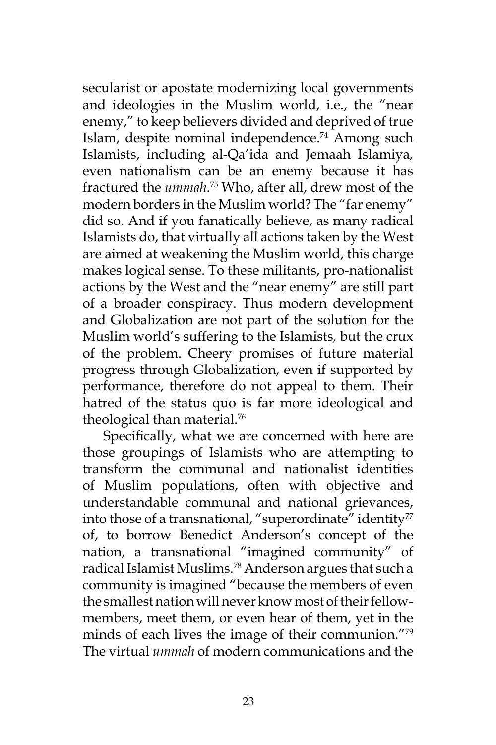secularist or apostate modernizing local governments and ideologies in the Muslim world, i.e., the "near enemy," to keep believers divided and deprived of true Islam, despite nominal independence.[74] Among such Islamists, including al-Qa'ida and Jemaah Islamiya, even nationalism can be an enemy because it has fractured the *ummah*.[75] Who, after all, drew most of the modern borders in the Muslim world? The "far enemy" did so. And if you fanatically believe, as many radical Islamists do, that virtually all actions taken by the West are aimed at weakening the Muslim world, this charge makes logical sense. To these militants, pro-nationalist actions by the West and the "near enemy" are still part of a broader conspiracy. Thus modern development and Globalization are not part of the solution for the Muslim world's suffering to the Islamists, but the crux of the problem. Cheery promises of future material progress through Globalization, even if supported by performance, therefore do not appeal to them. Their hatred of the status quo is far more ideological and theological than material.[76]

Specifically, what we are concerned with here are those groupings of Islamists who are attempting to transform the communal and nationalist identities of Muslim populations, often with objective and understandable communal and national grievances, into those of a transnational, "superordinate" identity[77] of, to borrow Benedict Anderson's concept of the nation, a transnational "imagined community" of radical Islamist Muslims.[78] Anderson argues that such a community is imagined "because the members of even the smallest nation will never know most of their fellow-members, meet them, or even hear of them, yet in the minds of each lives the image of their communion."[79] The virtual *ummah* of modern communications and the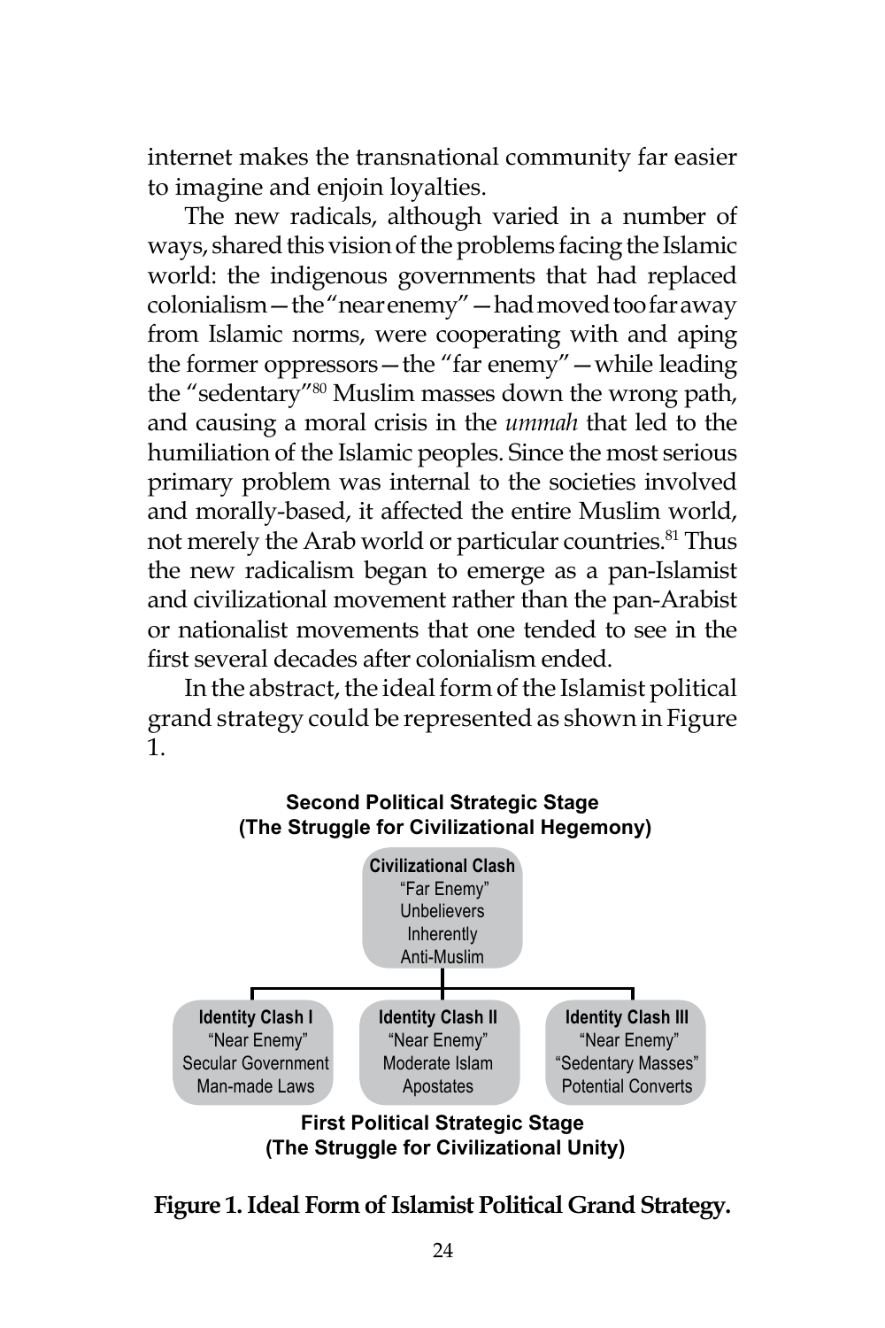internet makes the transnational community far easier to imagine and enjoin loyalties.

The new radicals, although varied in a number of ways, shared this vision of the problems facing the Islamic world: the indigenous governments that had replaced colonialism—the "near enemy"—had moved too far away from Islamic norms, were cooperating with and aping the former oppressors—the "far enemy"—while leading the "sedentary"[80] Muslim masses down the wrong path, and causing a moral crisis in the *ummah* that led to the humiliation of the Islamic peoples. Since the most serious primary problem was internal to the societies involved and morally-based, it affected the entire Muslim world, not merely the Arab world or particular countries.[81] Thus the new radicalism began to emerge as a pan-Islamist and civilizational movement rather than the pan-Arabist or nationalist movements that one tended to see in the first several decades after colonialism ended.

In the abstract, the ideal form of the Islamist political grand strategy could be represented as shown in Figure 1.

**Second Political Strategic Stage**
**(The Struggle for Civilizational Hegemony)**

**Civilizational Clash**
"Far Enemy"
Unbelievers
Inherently
Anti-Muslim

| **Identity Clash I** | **Identity Clash II** | **Identity Clash III** |
| --- | --- | --- |
| "Near Enemy" | "Near Enemy" | "Near Enemy" |
| Secular Government | Moderate Islam | "Sedentary Masses" |
| Man-made Laws | Apostates | Potential Converts |

**First Political Strategic Stage**
**(The Struggle for Civilizational Unity)**

**Figure 1. Ideal Form of Islamist Political Grand Strategy.**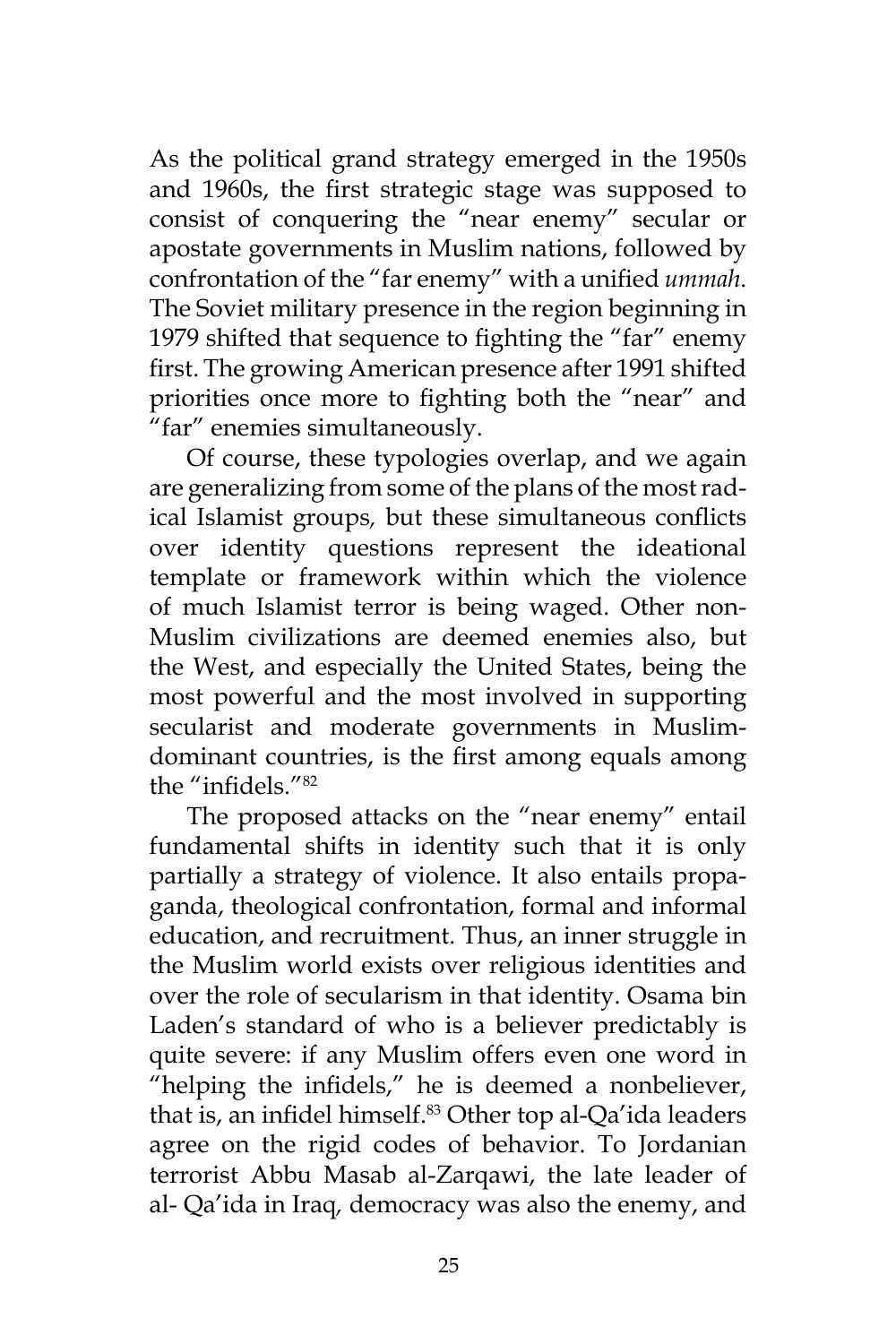As the political grand strategy emerged in the 1950s and 1960s, the first strategic stage was supposed to consist of conquering the "near enemy" secular or apostate governments in Muslim nations, followed by confrontation of the "far enemy" with a unified *ummah*. The Soviet military presence in the region beginning in 1979 shifted that sequence to fighting the "far" enemy first. The growing American presence after 1991 shifted priorities once more to fighting both the "near" and "far" enemies simultaneously.

Of course, these typologies overlap, and we again are generalizing from some of the plans of the most radical Islamist groups, but these simultaneous conflicts over identity questions represent the ideational template or framework within which the violence of much Islamist terror is being waged. Other non-Muslim civilizations are deemed enemies also, but the West, and especially the United States, being the most powerful and the most involved in supporting secularist and moderate governments in Muslim-dominant countries, is the first among equals among the "infidels."[82]

The proposed attacks on the "near enemy" entail fundamental shifts in identity such that it is only partially a strategy of violence. It also entails propaganda, theological confrontation, formal and informal education, and recruitment. Thus, an inner struggle in the Muslim world exists over religious identities and over the role of secularism in that identity. Osama bin Laden's standard of who is a believer predictably is quite severe: if any Muslim offers even one word in "helping the infidels," he is deemed a nonbeliever, that is, an infidel himself.[83] Other top al-Qa'ida leaders agree on the rigid codes of behavior. To Jordanian terrorist Abbu Masab al-Zarqawi, the late leader of al- Qa'ida in Iraq, democracy was also the enemy, and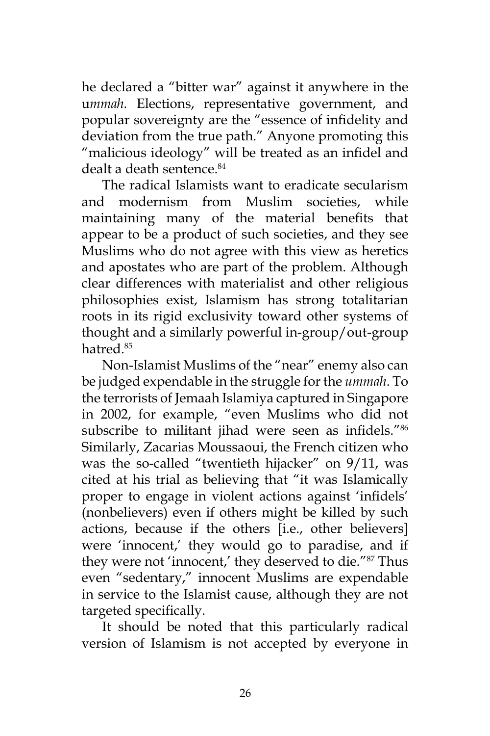he declared a "bitter war" against it anywhere in the u*mmah.* Elections, representative government, and popular sovereignty are the "essence of infidelity and deviation from the true path." Anyone promoting this "malicious ideology" will be treated as an infidel and dealt a death sentence.[84]

The radical Islamists want to eradicate secularism and modernism from Muslim societies, while maintaining many of the material benefits that appear to be a product of such societies, and they see Muslims who do not agree with this view as heretics and apostates who are part of the problem. Although clear differences with materialist and other religious philosophies exist, Islamism has strong totalitarian roots in its rigid exclusivity toward other systems of thought and a similarly powerful in-group/out-group hatred.[85]

Non-Islamist Muslims of the "near" enemy also can be judged expendable in the struggle for the *ummah*. To the terrorists of Jemaah Islamiya captured in Singapore in 2002, for example, "even Muslims who did not subscribe to militant jihad were seen as infidels."[86] Similarly, Zacarias Moussaoui, the French citizen who was the so-called "twentieth hijacker" on 9/11, was cited at his trial as believing that "it was Islamically proper to engage in violent actions against 'infidels' (nonbelievers) even if others might be killed by such actions, because if the others [i.e., other believers] were 'innocent,' they would go to paradise, and if they were not 'innocent,' they deserved to die."[87] Thus even "sedentary," innocent Muslims are expendable in service to the Islamist cause, although they are not targeted specifically.

It should be noted that this particularly radical version of Islamism is not accepted by everyone in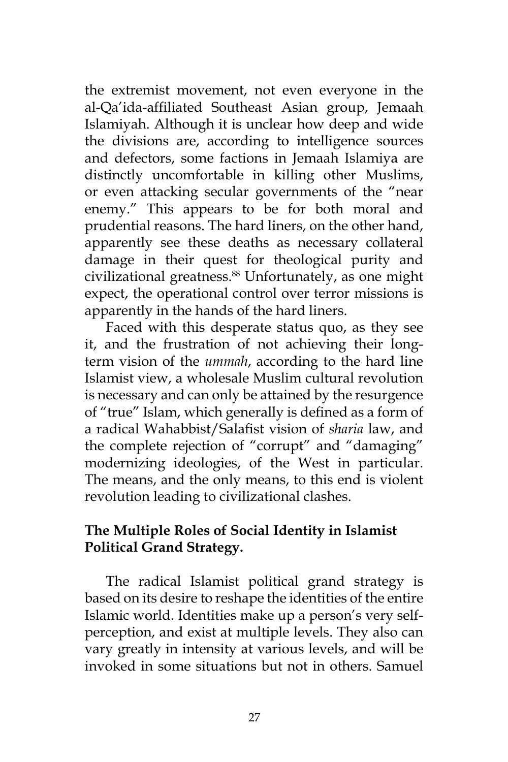the extremist movement, not even everyone in the al-Qa'ida-affiliated Southeast Asian group, Jemaah Islamiyah. Although it is unclear how deep and wide the divisions are, according to intelligence sources and defectors, some factions in Jemaah Islamiya are distinctly uncomfortable in killing other Muslims, or even attacking secular governments of the "near enemy." This appears to be for both moral and prudential reasons. The hard liners, on the other hand, apparently see these deaths as necessary collateral damage in their quest for theological purity and civilizational greatness.[88] Unfortunately, as one might expect, the operational control over terror missions is apparently in the hands of the hard liners.

Faced with this desperate status quo, as they see it, and the frustration of not achieving their long-term vision of the *ummah*, according to the hard line Islamist view, a wholesale Muslim cultural revolution is necessary and can only be attained by the resurgence of "true" Islam, which generally is defined as a form of a radical Wahabbist/Salafist vision of *sharia* law, and the complete rejection of "corrupt" and "damaging" modernizing ideologies, of the West in particular. The means, and the only means, to this end is violent revolution leading to civilizational clashes.

## The Multiple Roles of Social Identity in Islamist Political Grand Strategy.

The radical Islamist political grand strategy is based on its desire to reshape the identities of the entire Islamic world. Identities make up a person's very self-perception, and exist at multiple levels. They also can vary greatly in intensity at various levels, and will be invoked in some situations but not in others. Samuel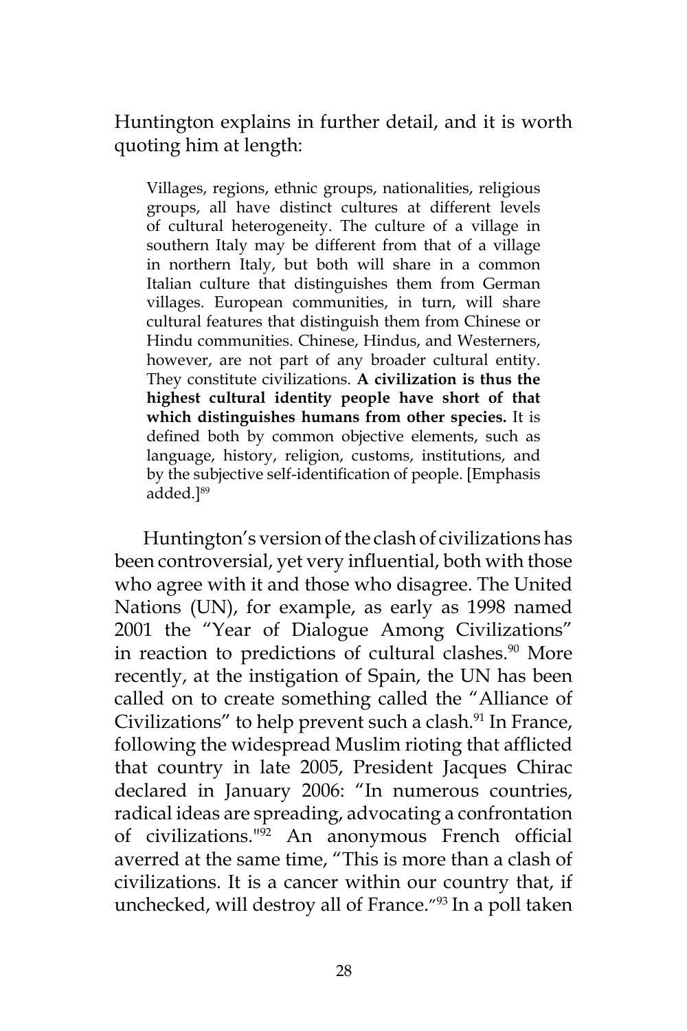Huntington explains in further detail, and it is worth quoting him at length:

> Villages, regions, ethnic groups, nationalities, religious groups, all have distinct cultures at different levels of cultural heterogeneity. The culture of a village in southern Italy may be different from that of a village in northern Italy, but both will share in a common Italian culture that distinguishes them from German villages. European communities, in turn, will share cultural features that distinguish them from Chinese or Hindu communities. Chinese, Hindus, and Westerners, however, are not part of any broader cultural entity. They constitute civilizations. **A civilization is thus the highest cultural identity people have short of that which distinguishes humans from other species.** It is defined both by common objective elements, such as language, history, religion, customs, institutions, and by the subjective self-identification of people. [Emphasis added.][89]

Huntington's version of the clash of civilizations has been controversial, yet very influential, both with those who agree with it and those who disagree. The United Nations (UN), for example, as early as 1998 named 2001 the "Year of Dialogue Among Civilizations" in reaction to predictions of cultural clashes.[90] More recently, at the instigation of Spain, the UN has been called on to create something called the "Alliance of Civilizations" to help prevent such a clash.[91] In France, following the widespread Muslim rioting that afflicted that country in late 2005, President Jacques Chirac declared in January 2006: "In numerous countries, radical ideas are spreading, advocating a confrontation of civilizations."[92] An anonymous French official averred at the same time, "This is more than a clash of civilizations. It is a cancer within our country that, if unchecked, will destroy all of France."[93] In a poll taken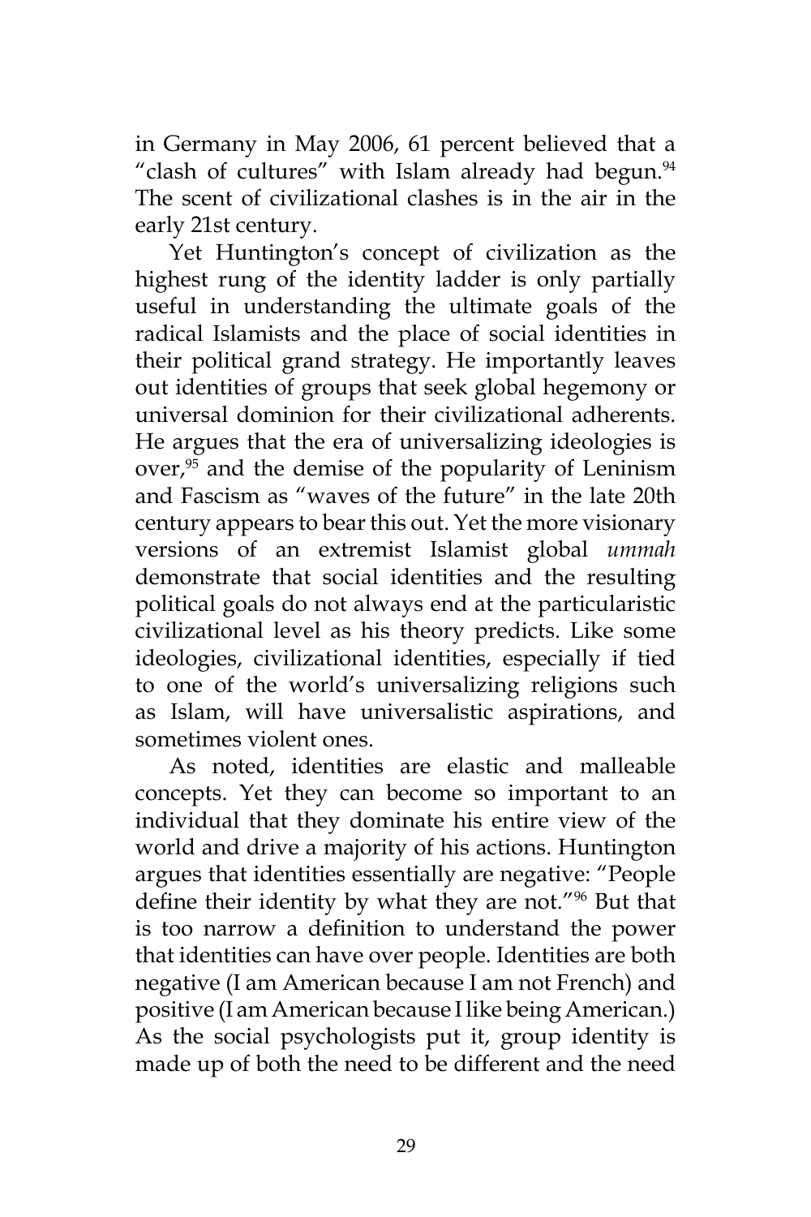in Germany in May 2006, 61 percent believed that a "clash of cultures" with Islam already had begun.[94] The scent of civilizational clashes is in the air in the early 21st century.

Yet Huntington's concept of civilization as the highest rung of the identity ladder is only partially useful in understanding the ultimate goals of the radical Islamists and the place of social identities in their political grand strategy. He importantly leaves out identities of groups that seek global hegemony or universal dominion for their civilizational adherents. He argues that the era of universalizing ideologies is over,[95] and the demise of the popularity of Leninism and Fascism as "waves of the future" in the late 20th century appears to bear this out. Yet the more visionary versions of an extremist Islamist global *ummah* demonstrate that social identities and the resulting political goals do not always end at the particularistic civilizational level as his theory predicts. Like some ideologies, civilizational identities, especially if tied to one of the world's universalizing religions such as Islam, will have universalistic aspirations, and sometimes violent ones.

As noted, identities are elastic and malleable concepts. Yet they can become so important to an individual that they dominate his entire view of the world and drive a majority of his actions. Huntington argues that identities essentially are negative: "People define their identity by what they are not."[96] But that is too narrow a definition to understand the power that identities can have over people. Identities are both negative (I am American because I am not French) and positive (I am American because I like being American.) As the social psychologists put it, group identity is made up of both the need to be different and the need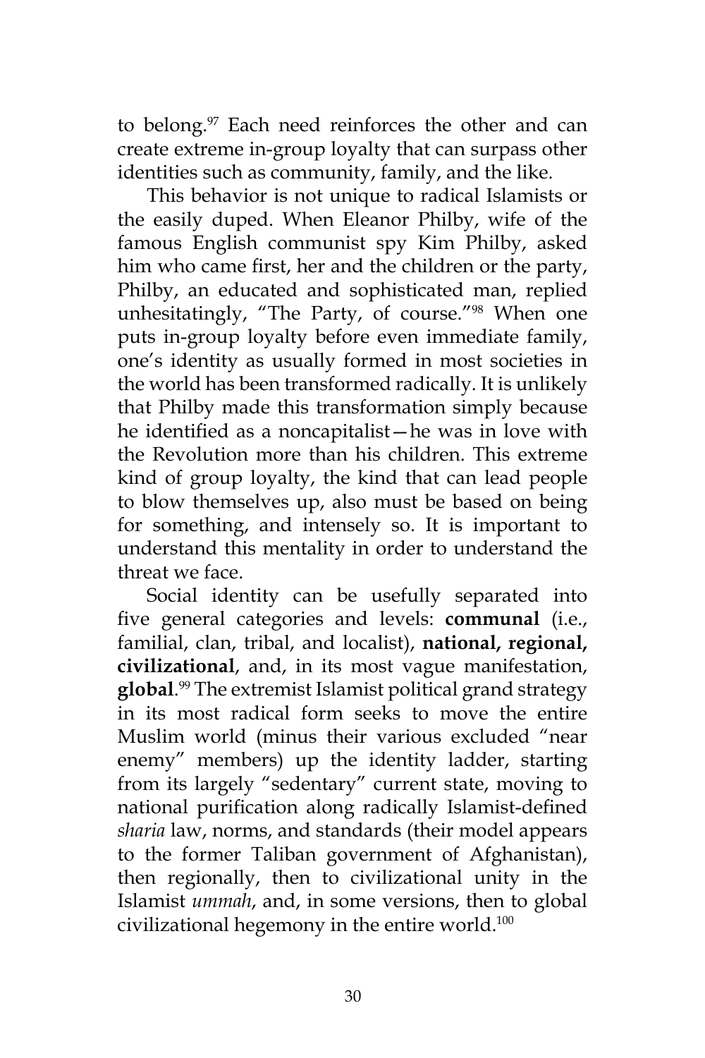to belong.[97] Each need reinforces the other and can create extreme in-group loyalty that can surpass other identities such as community, family, and the like.

This behavior is not unique to radical Islamists or the easily duped. When Eleanor Philby, wife of the famous English communist spy Kim Philby, asked him who came first, her and the children or the party, Philby, an educated and sophisticated man, replied unhesitatingly, "The Party, of course."[98] When one puts in-group loyalty before even immediate family, one's identity as usually formed in most societies in the world has been transformed radically. It is unlikely that Philby made this transformation simply because he identified as a noncapitalist—he was in love with the Revolution more than his children. This extreme kind of group loyalty, the kind that can lead people to blow themselves up, also must be based on being for something, and intensely so. It is important to understand this mentality in order to understand the threat we face.

Social identity can be usefully separated into five general categories and levels: **communal** (i.e., familial, clan, tribal, and localist), **national, regional, civilizational**, and, in its most vague manifestation, **global**.[99] The extremist Islamist political grand strategy in its most radical form seeks to move the entire Muslim world (minus their various excluded "near enemy" members) up the identity ladder, starting from its largely "sedentary" current state, moving to national purification along radically Islamist-defined *sharia* law, norms, and standards (their model appears to the former Taliban government of Afghanistan), then regionally, then to civilizational unity in the Islamist *ummah*, and, in some versions, then to global civilizational hegemony in the entire world.[100]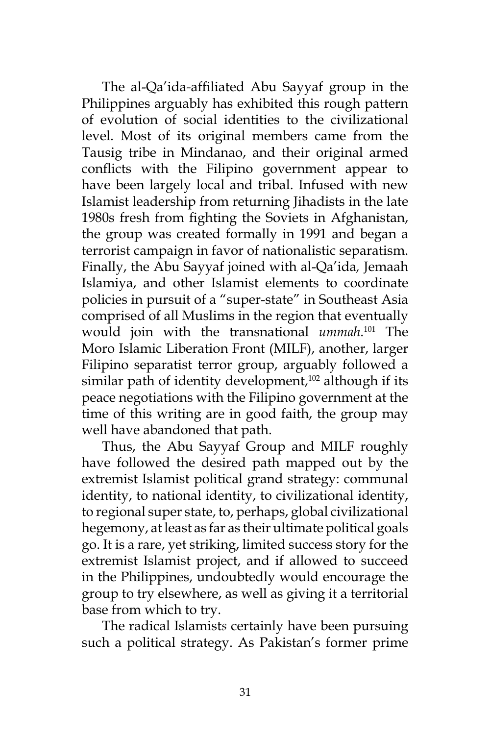The al-Qa'ida-affiliated Abu Sayyaf group in the Philippines arguably has exhibited this rough pattern of evolution of social identities to the civilizational level. Most of its original members came from the Tausig tribe in Mindanao, and their original armed conflicts with the Filipino government appear to have been largely local and tribal. Infused with new Islamist leadership from returning Jihadists in the late 1980s fresh from fighting the Soviets in Afghanistan, the group was created formally in 1991 and began a terrorist campaign in favor of nationalistic separatism. Finally, the Abu Sayyaf joined with al-Qa'ida, Jemaah Islamiya, and other Islamist elements to coordinate policies in pursuit of a "super-state" in Southeast Asia comprised of all Muslims in the region that eventually would join with the transnational *ummah*.[101] The Moro Islamic Liberation Front (MILF), another, larger Filipino separatist terror group, arguably followed a similar path of identity development,[102] although if its peace negotiations with the Filipino government at the time of this writing are in good faith, the group may well have abandoned that path.

Thus, the Abu Sayyaf Group and MILF roughly have followed the desired path mapped out by the extremist Islamist political grand strategy: communal identity, to national identity, to civilizational identity, to regional super state, to, perhaps, global civilizational hegemony, at least as far as their ultimate political goals go. It is a rare, yet striking, limited success story for the extremist Islamist project, and if allowed to succeed in the Philippines, undoubtedly would encourage the group to try elsewhere, as well as giving it a territorial base from which to try.

The radical Islamists certainly have been pursuing such a political strategy. As Pakistan's former prime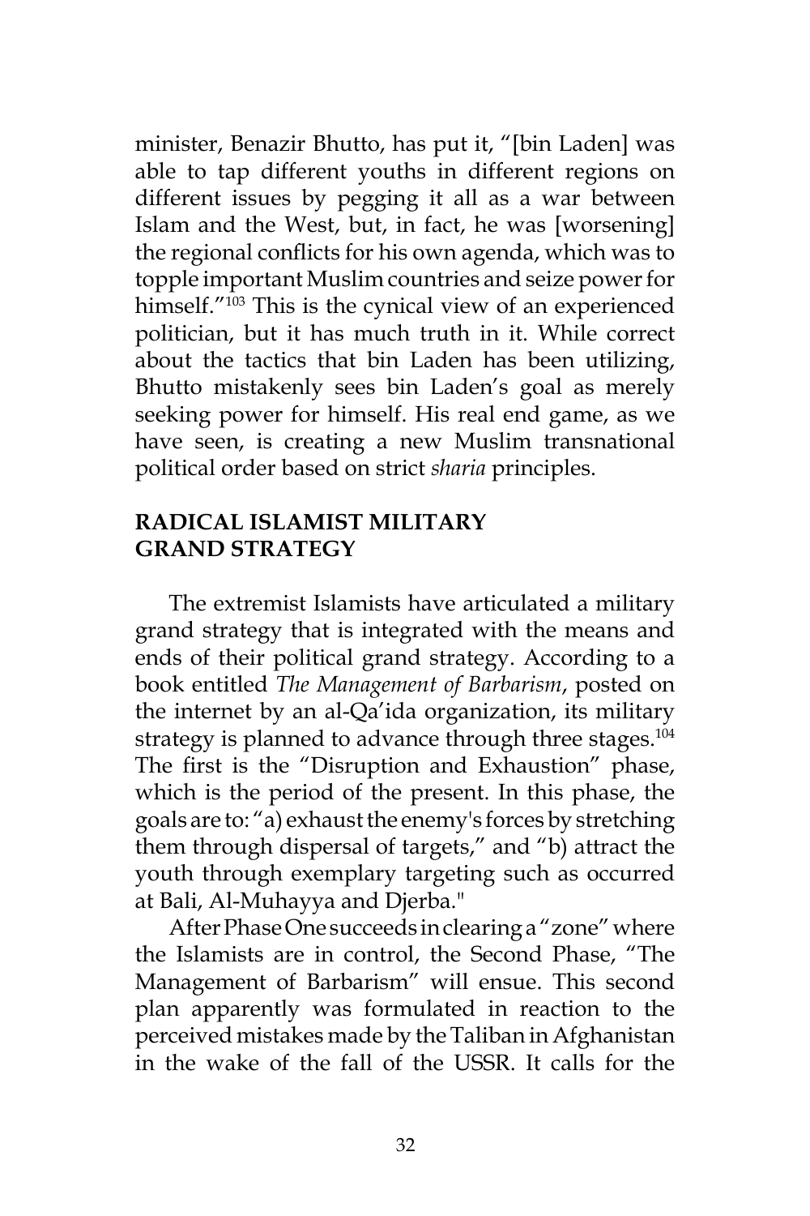minister, Benazir Bhutto, has put it, "[bin Laden] was able to tap different youths in different regions on different issues by pegging it all as a war between Islam and the West, but, in fact, he was [worsening] the regional conflicts for his own agenda, which was to topple important Muslim countries and seize power for himself."[103] This is the cynical view of an experienced politician, but it has much truth in it. While correct about the tactics that bin Laden has been utilizing, Bhutto mistakenly sees bin Laden's goal as merely seeking power for himself. His real end game, as we have seen, is creating a new Muslim transnational political order based on strict *sharia* principles.

## RADICAL ISLAMIST MILITARY GRAND STRATEGY

The extremist Islamists have articulated a military grand strategy that is integrated with the means and ends of their political grand strategy. According to a book entitled *The Management of Barbarism*, posted on the internet by an al-Qa'ida organization, its military strategy is planned to advance through three stages.[104] The first is the "Disruption and Exhaustion" phase, which is the period of the present. In this phase, the goals are to: "a) exhaust the enemy's forces by stretching them through dispersal of targets," and "b) attract the youth through exemplary targeting such as occurred at Bali, Al-Muhayya and Djerba."

After Phase One succeeds in clearing a "zone" where the Islamists are in control, the Second Phase, "The Management of Barbarism" will ensue. This second plan apparently was formulated in reaction to the perceived mistakes made by the Taliban in Afghanistan in the wake of the fall of the USSR. It calls for the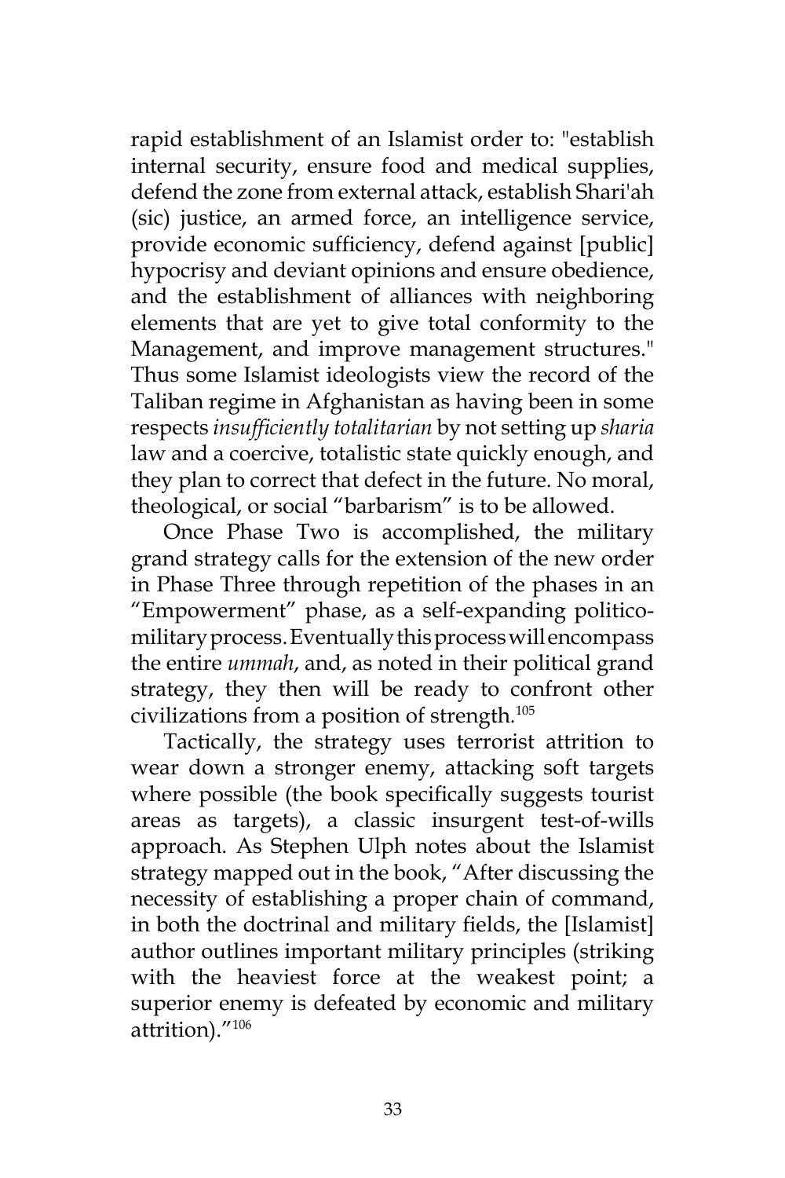rapid establishment of an Islamist order to: "establish internal security, ensure food and medical supplies, defend the zone from external attack, establish Shari'ah (sic) justice, an armed force, an intelligence service, provide economic sufficiency, defend against [public] hypocrisy and deviant opinions and ensure obedience, and the establishment of alliances with neighboring elements that are yet to give total conformity to the Management, and improve management structures." Thus some Islamist ideologists view the record of the Taliban regime in Afghanistan as having been in some respects *insufficiently totalitarian* by not setting up *sharia* law and a coercive, totalistic state quickly enough, and they plan to correct that defect in the future. No moral, theological, or social "barbarism" is to be allowed.

Once Phase Two is accomplished, the military grand strategy calls for the extension of the new order in Phase Three through repetition of the phases in an "Empowerment" phase, as a self-expanding politico-military process. Eventually this process will encompass the entire *ummah*, and, as noted in their political grand strategy, they then will be ready to confront other civilizations from a position of strength.[105]

Tactically, the strategy uses terrorist attrition to wear down a stronger enemy, attacking soft targets where possible (the book specifically suggests tourist areas as targets), a classic insurgent test-of-wills approach. As Stephen Ulph notes about the Islamist strategy mapped out in the book, "After discussing the necessity of establishing a proper chain of command, in both the doctrinal and military fields, the [Islamist] author outlines important military principles (striking with the heaviest force at the weakest point; a superior enemy is defeated by economic and military attrition)."[106]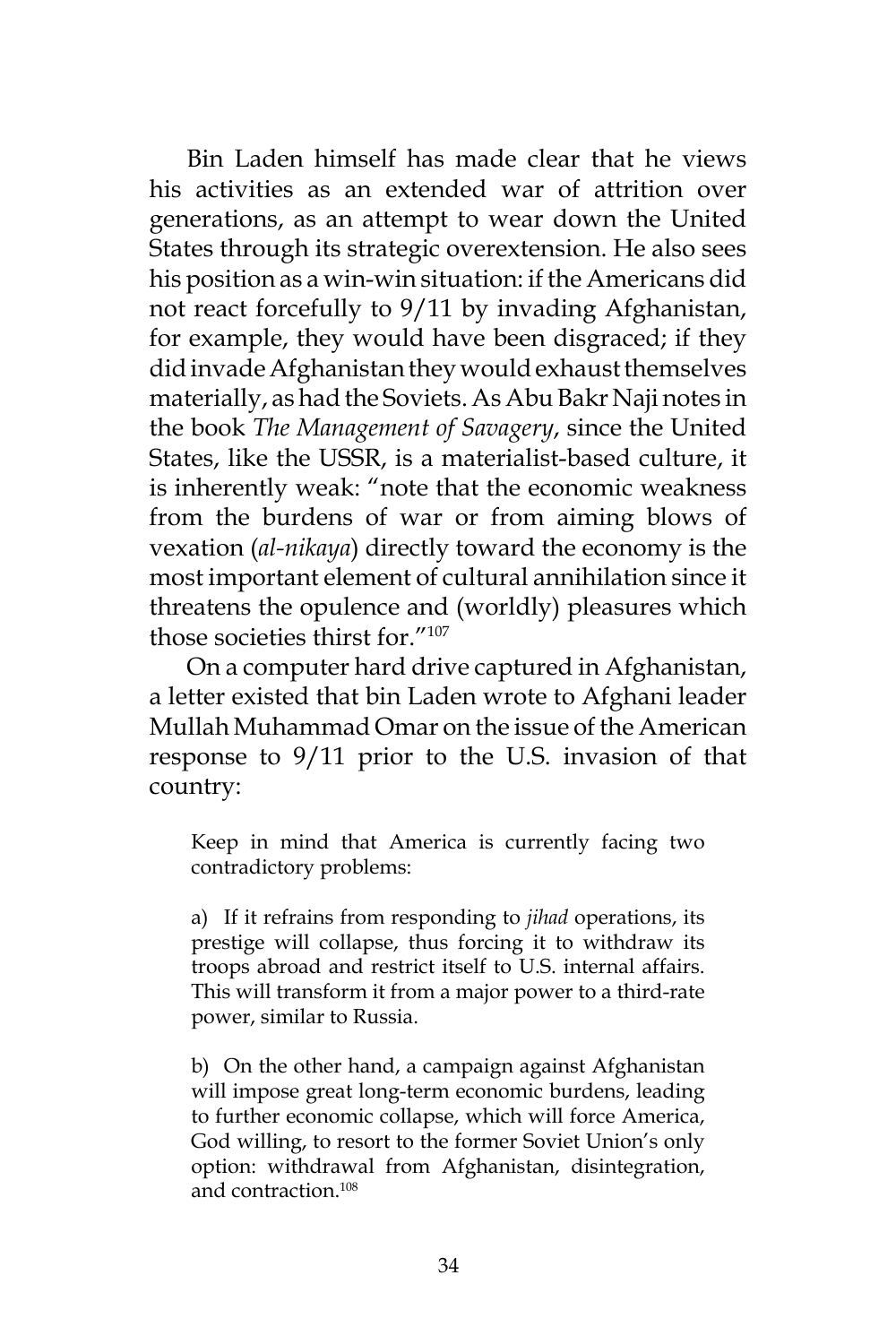Bin Laden himself has made clear that he views his activities as an extended war of attrition over generations, as an attempt to wear down the United States through its strategic overextension. He also sees his position as a win-win situation: if the Americans did not react forcefully to 9/11 by invading Afghanistan, for example, they would have been disgraced; if they did invade Afghanistan they would exhaust themselves materially, as had the Soviets. As Abu Bakr Naji notes in the book *The Management of Savagery*, since the United States, like the USSR, is a materialist-based culture, it is inherently weak: "note that the economic weakness from the burdens of war or from aiming blows of vexation (*al-nikaya*) directly toward the economy is the most important element of cultural annihilation since it threatens the opulence and (worldly) pleasures which those societies thirst for."[107]

On a computer hard drive captured in Afghanistan, a letter existed that bin Laden wrote to Afghani leader Mullah Muhammad Omar on the issue of the American response to 9/11 prior to the U.S. invasion of that country:

> Keep in mind that America is currently facing two contradictory problems:
>
> a) If it refrains from responding to *jihad* operations, its prestige will collapse, thus forcing it to withdraw its troops abroad and restrict itself to U.S. internal affairs. This will transform it from a major power to a third-rate power, similar to Russia.
>
> b) On the other hand, a campaign against Afghanistan will impose great long-term economic burdens, leading to further economic collapse, which will force America, God willing, to resort to the former Soviet Union's only option: withdrawal from Afghanistan, disintegration, and contraction.[108]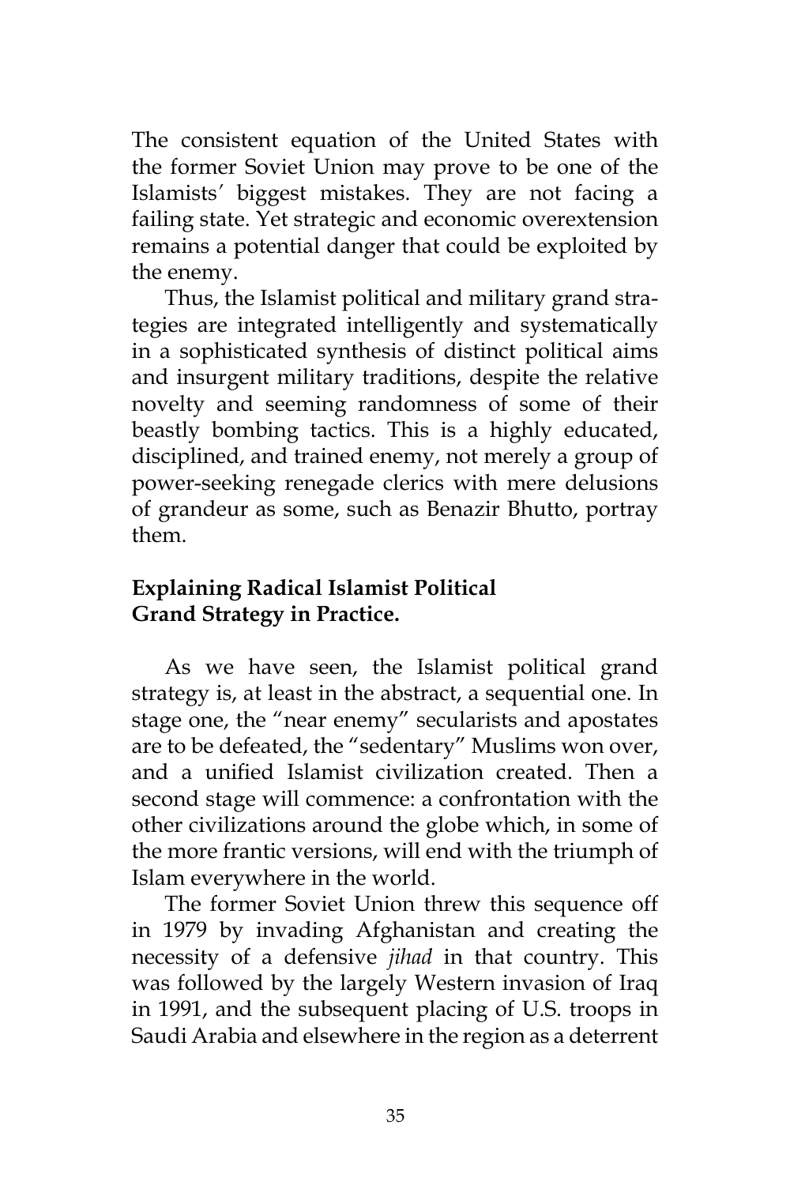The consistent equation of the United States with the former Soviet Union may prove to be one of the Islamists′ biggest mistakes. They are not facing a failing state. Yet strategic and economic overextension remains a potential danger that could be exploited by the enemy.

Thus, the Islamist political and military grand strategies are integrated intelligently and systematically in a sophisticated synthesis of distinct political aims and insurgent military traditions, despite the relative novelty and seeming randomness of some of their beastly bombing tactics. This is a highly educated, disciplined, and trained enemy, not merely a group of power-seeking renegade clerics with mere delusions of grandeur as some, such as Benazir Bhutto, portray them.

**Explaining Radical Islamist Political Grand Strategy in Practice.**

As we have seen, the Islamist political grand strategy is, at least in the abstract, a sequential one. In stage one, the "near enemy" secularists and apostates are to be defeated, the "sedentary" Muslims won over, and a unified Islamist civilization created. Then a second stage will commence: a confrontation with the other civilizations around the globe which, in some of the more frantic versions, will end with the triumph of Islam everywhere in the world.

The former Soviet Union threw this sequence off in 1979 by invading Afghanistan and creating the necessity of a defensive *jihad* in that country. This was followed by the largely Western invasion of Iraq in 1991, and the subsequent placing of U.S. troops in Saudi Arabia and elsewhere in the region as a deterrent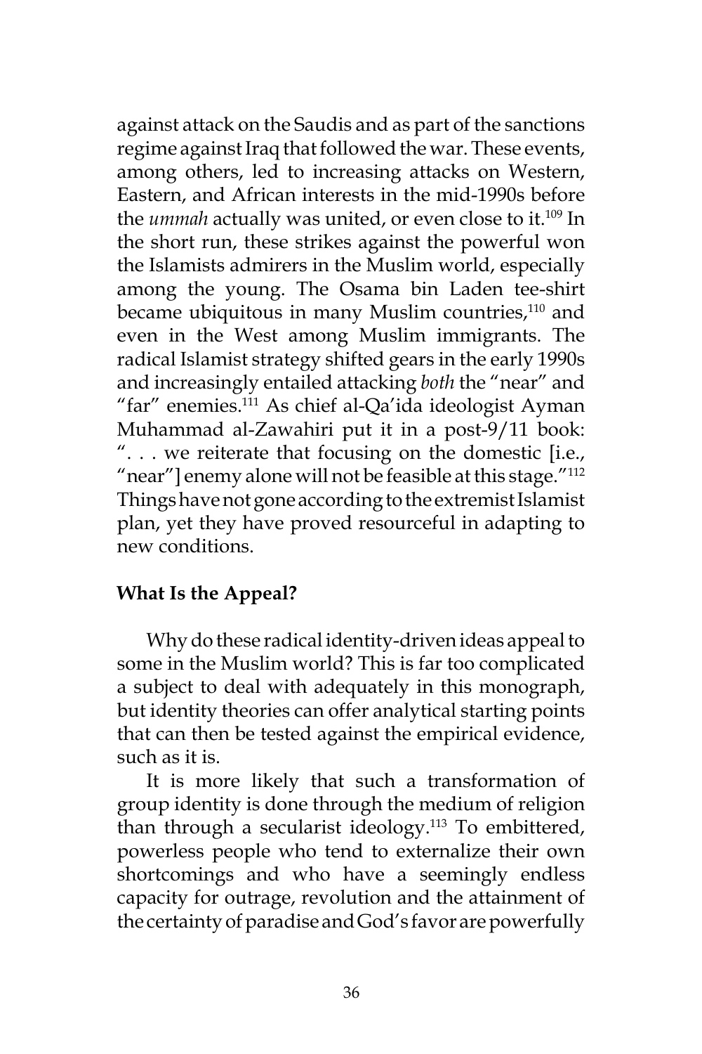against attack on the Saudis and as part of the sanctions regime against Iraq that followed the war. These events, among others, led to increasing attacks on Western, Eastern, and African interests in the mid-1990s before the *ummah* actually was united, or even close to it.[109] In the short run, these strikes against the powerful won the Islamists admirers in the Muslim world, especially among the young. The Osama bin Laden tee-shirt became ubiquitous in many Muslim countries,[110] and even in the West among Muslim immigrants. The radical Islamist strategy shifted gears in the early 1990s and increasingly entailed attacking *both* the "near" and "far" enemies.[111] As chief al-Qa'ida ideologist Ayman Muhammad al-Zawahiri put it in a post-9/11 book: ". . . we reiterate that focusing on the domestic [i.e., "near"] enemy alone will not be feasible at this stage."[112] Things have not gone according to the extremist Islamist plan, yet they have proved resourceful in adapting to new conditions.

## What Is the Appeal?

Why do these radical identity-driven ideas appeal to some in the Muslim world? This is far too complicated a subject to deal with adequately in this monograph, but identity theories can offer analytical starting points that can then be tested against the empirical evidence, such as it is.

It is more likely that such a transformation of group identity is done through the medium of religion than through a secularist ideology.[113] To embittered, powerless people who tend to externalize their own shortcomings and who have a seemingly endless capacity for outrage, revolution and the attainment of the certainty of paradise and God's favor are powerfully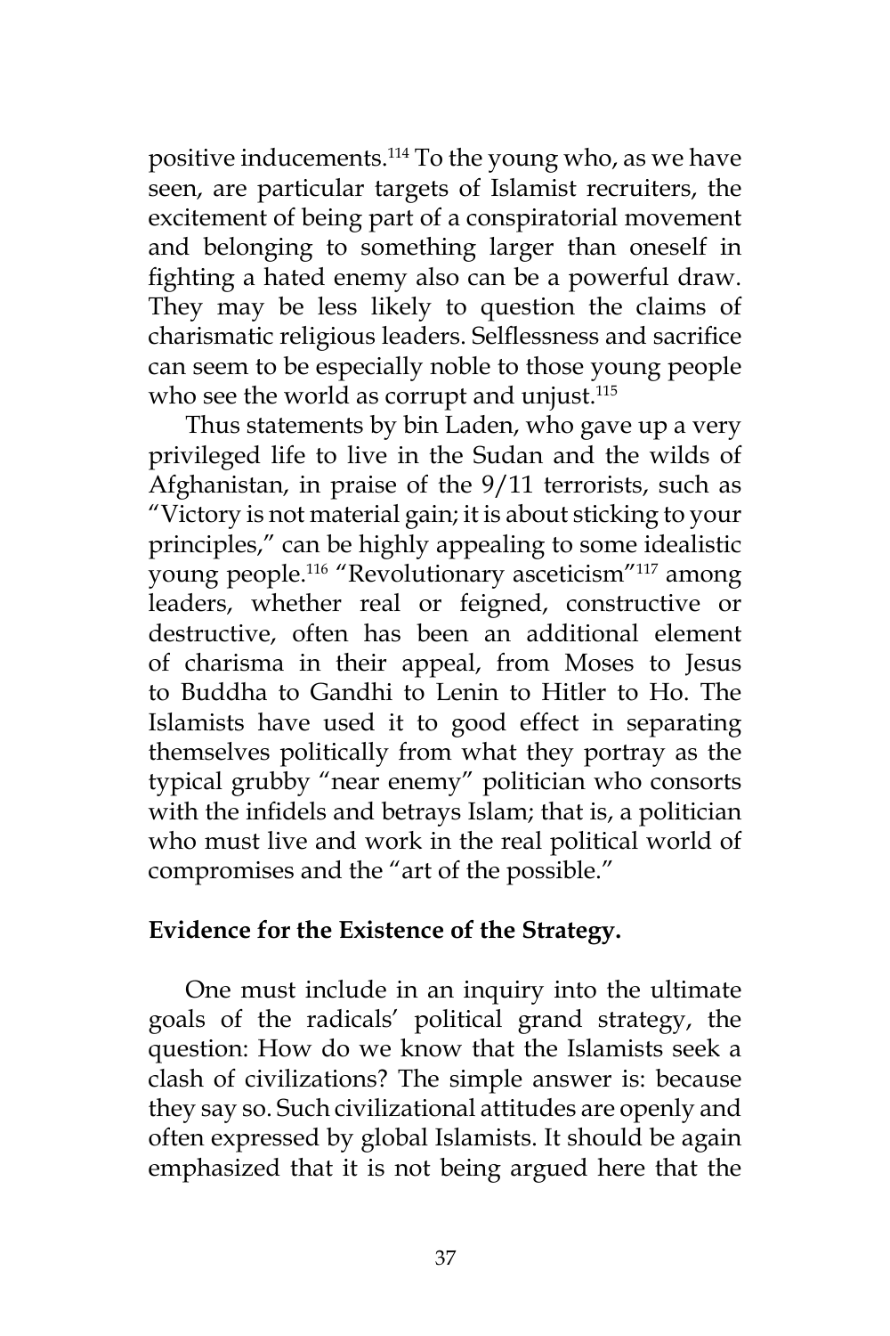positive inducements.[114] To the young who, as we have seen, are particular targets of Islamist recruiters, the excitement of being part of a conspiratorial movement and belonging to something larger than oneself in fighting a hated enemy also can be a powerful draw. They may be less likely to question the claims of charismatic religious leaders. Selflessness and sacrifice can seem to be especially noble to those young people who see the world as corrupt and unjust.[115]

Thus statements by bin Laden, who gave up a very privileged life to live in the Sudan and the wilds of Afghanistan, in praise of the 9/11 terrorists, such as "Victory is not material gain; it is about sticking to your principles," can be highly appealing to some idealistic young people.[116] "Revolutionary asceticism"[117] among leaders, whether real or feigned, constructive or destructive, often has been an additional element of charisma in their appeal, from Moses to Jesus to Buddha to Gandhi to Lenin to Hitler to Ho. The Islamists have used it to good effect in separating themselves politically from what they portray as the typical grubby "near enemy" politician who consorts with the infidels and betrays Islam; that is, a politician who must live and work in the real political world of compromises and the "art of the possible."

**Evidence for the Existence of the Strategy.**

One must include in an inquiry into the ultimate goals of the radicals' political grand strategy, the question: How do we know that the Islamists seek a clash of civilizations? The simple answer is: because they say so. Such civilizational attitudes are openly and often expressed by global Islamists. It should be again emphasized that it is not being argued here that the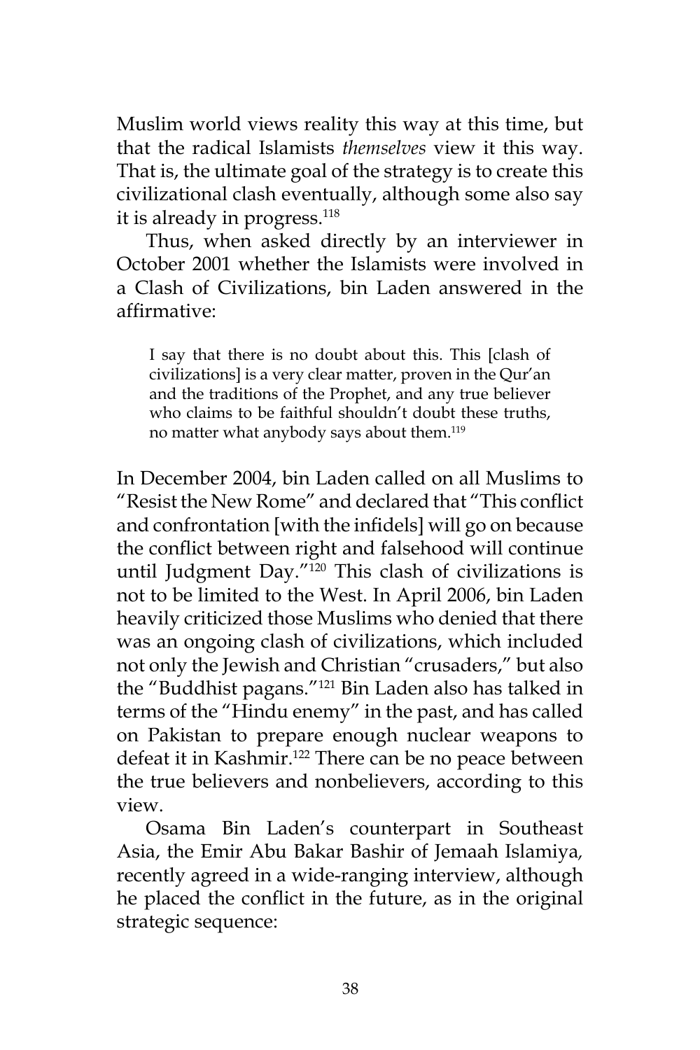Muslim world views reality this way at this time, but that the radical Islamists *themselves* view it this way. That is, the ultimate goal of the strategy is to create this civilizational clash eventually, although some also say it is already in progress.[118]

Thus, when asked directly by an interviewer in October 2001 whether the Islamists were involved in a Clash of Civilizations, bin Laden answered in the affirmative:

> I say that there is no doubt about this. This [clash of civilizations] is a very clear matter, proven in the Qur'an and the traditions of the Prophet, and any true believer who claims to be faithful shouldn't doubt these truths, no matter what anybody says about them.[119]

In December 2004, bin Laden called on all Muslims to "Resist the New Rome" and declared that "This conflict and confrontation [with the infidels] will go on because the conflict between right and falsehood will continue until Judgment Day."[120] This clash of civilizations is not to be limited to the West. In April 2006, bin Laden heavily criticized those Muslims who denied that there was an ongoing clash of civilizations, which included not only the Jewish and Christian "crusaders," but also the "Buddhist pagans."[121] Bin Laden also has talked in terms of the "Hindu enemy" in the past, and has called on Pakistan to prepare enough nuclear weapons to defeat it in Kashmir.[122] There can be no peace between the true believers and nonbelievers, according to this view.

Osama Bin Laden's counterpart in Southeast Asia, the Emir Abu Bakar Bashir of Jemaah Islamiya, recently agreed in a wide-ranging interview, although he placed the conflict in the future, as in the original strategic sequence: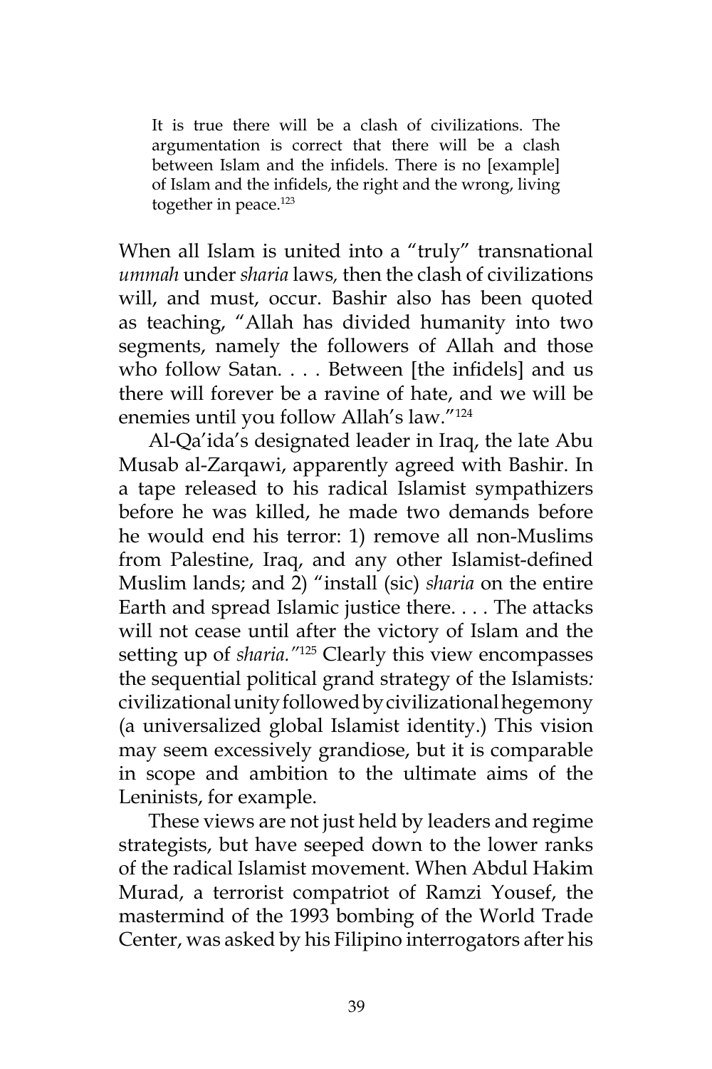> It is true there will be a clash of civilizations. The argumentation is correct that there will be a clash between Islam and the infidels. There is no [example] of Islam and the infidels, the right and the wrong, living together in peace.[123]

When all Islam is united into a "truly" transnational *ummah* under *sharia* laws, then the clash of civilizations will, and must, occur. Bashir also has been quoted as teaching, "Allah has divided humanity into two segments, namely the followers of Allah and those who follow Satan. . . . Between [the infidels] and us there will forever be a ravine of hate, and we will be enemies until you follow Allah's law."[124]

Al-Qa'ida's designated leader in Iraq, the late Abu Musab al-Zarqawi, apparently agreed with Bashir. In a tape released to his radical Islamist sympathizers before he was killed, he made two demands before he would end his terror: 1) remove all non-Muslims from Palestine, Iraq, and any other Islamist-defined Muslim lands; and 2) "install (sic) *sharia* on the entire Earth and spread Islamic justice there. . . . The attacks will not cease until after the victory of Islam and the setting up of *sharia.*"[125] Clearly this view encompasses the sequential political grand strategy of the Islamists*:* civilizational unity followed by civilizational hegemony (a universalized global Islamist identity.) This vision may seem excessively grandiose, but it is comparable in scope and ambition to the ultimate aims of the Leninists, for example.

These views are not just held by leaders and regime strategists, but have seeped down to the lower ranks of the radical Islamist movement. When Abdul Hakim Murad, a terrorist compatriot of Ramzi Yousef, the mastermind of the 1993 bombing of the World Trade Center, was asked by his Filipino interrogators after his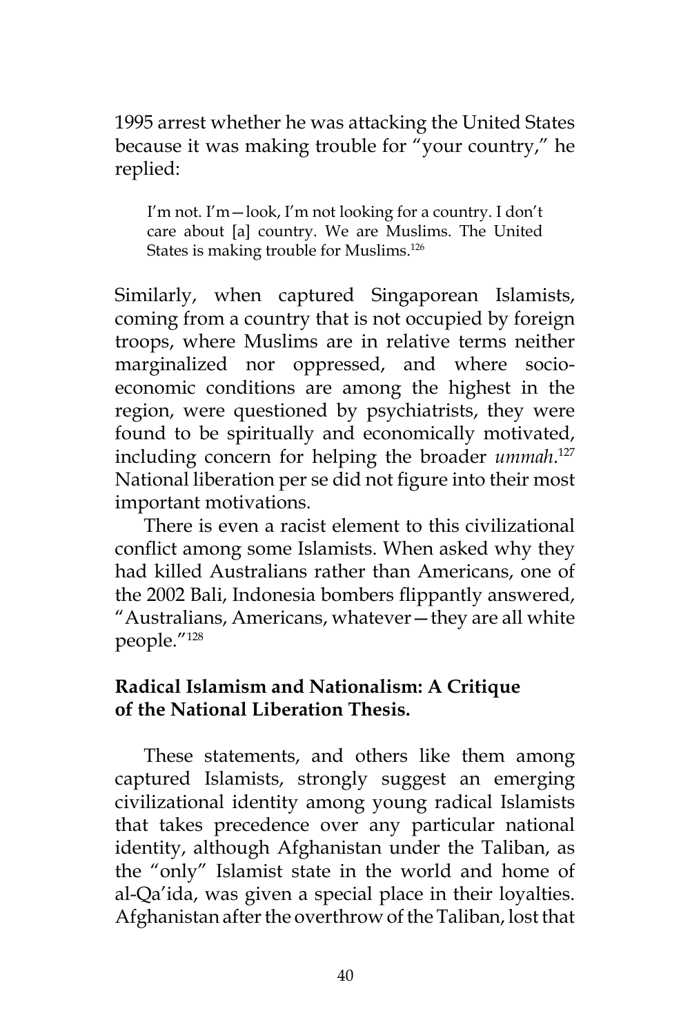1995 arrest whether he was attacking the United States because it was making trouble for "your country," he replied:

> I'm not. I'm—look, I'm not looking for a country. I don't care about [a] country. We are Muslims. The United States is making trouble for Muslims.[126]

Similarly, when captured Singaporean Islamists, coming from a country that is not occupied by foreign troops, where Muslims are in relative terms neither marginalized nor oppressed, and where socio-economic conditions are among the highest in the region, were questioned by psychiatrists, they were found to be spiritually and economically motivated, including concern for helping the broader *ummah*.[127] National liberation per se did not figure into their most important motivations.

There is even a racist element to this civilizational conflict among some Islamists. When asked why they had killed Australians rather than Americans, one of the 2002 Bali, Indonesia bombers flippantly answered, "Australians, Americans, whatever—they are all white people."[128]

### Radical Islamism and Nationalism: A Critique of the National Liberation Thesis.

These statements, and others like them among captured Islamists, strongly suggest an emerging civilizational identity among young radical Islamists that takes precedence over any particular national identity, although Afghanistan under the Taliban, as the "only" Islamist state in the world and home of al-Qa'ida, was given a special place in their loyalties. Afghanistan after the overthrow of the Taliban, lost that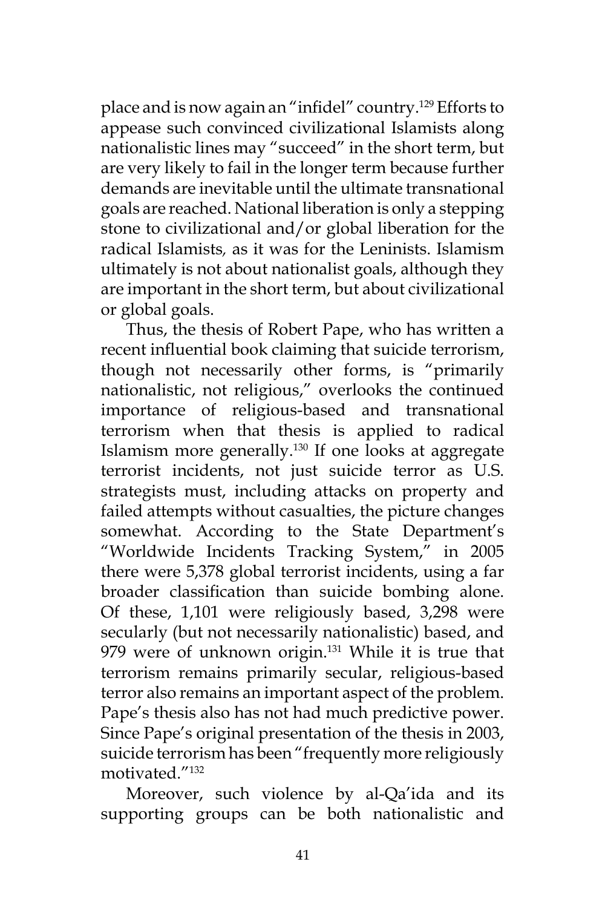place and is now again an "infidel" country.[129] Efforts to appease such convinced civilizational Islamists along nationalistic lines may "succeed" in the short term, but are very likely to fail in the longer term because further demands are inevitable until the ultimate transnational goals are reached. National liberation is only a stepping stone to civilizational and/or global liberation for the radical Islamists, as it was for the Leninists. Islamism ultimately is not about nationalist goals, although they are important in the short term, but about civilizational or global goals.

Thus, the thesis of Robert Pape, who has written a recent influential book claiming that suicide terrorism, though not necessarily other forms, is "primarily nationalistic, not religious," overlooks the continued importance of religious-based and transnational terrorism when that thesis is applied to radical Islamism more generally.[130] If one looks at aggregate terrorist incidents, not just suicide terror as U.S. strategists must, including attacks on property and failed attempts without casualties, the picture changes somewhat. According to the State Department's "Worldwide Incidents Tracking System," in 2005 there were 5,378 global terrorist incidents, using a far broader classification than suicide bombing alone. Of these, 1,101 were religiously based, 3,298 were secularly (but not necessarily nationalistic) based, and 979 were of unknown origin.[131] While it is true that terrorism remains primarily secular, religious-based terror also remains an important aspect of the problem. Pape's thesis also has not had much predictive power. Since Pape's original presentation of the thesis in 2003, suicide terrorism has been "frequently more religiously motivated."[132]

Moreover, such violence by al-Qa'ida and its supporting groups can be both nationalistic and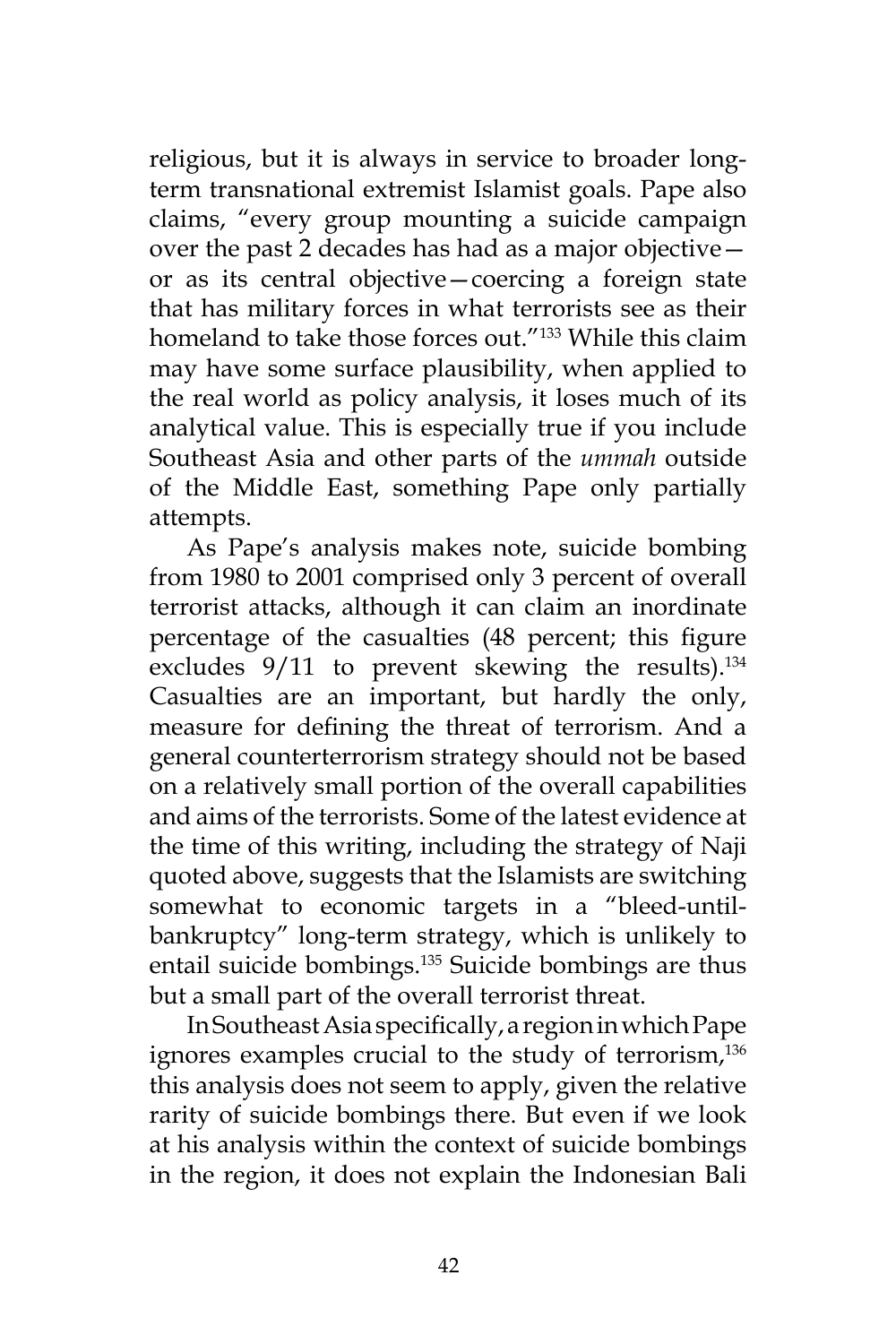religious, but it is always in service to broader long-term transnational extremist Islamist goals. Pape also claims, "every group mounting a suicide campaign over the past 2 decades has had as a major objective—or as its central objective—coercing a foreign state that has military forces in what terrorists see as their homeland to take those forces out."[133] While this claim may have some surface plausibility, when applied to the real world as policy analysis, it loses much of its analytical value. This is especially true if you include Southeast Asia and other parts of the *ummah* outside of the Middle East, something Pape only partially attempts.

As Pape's analysis makes note, suicide bombing from 1980 to 2001 comprised only 3 percent of overall terrorist attacks, although it can claim an inordinate percentage of the casualties (48 percent; this figure excludes 9/11 to prevent skewing the results).[134] Casualties are an important, but hardly the only, measure for defining the threat of terrorism. And a general counterterrorism strategy should not be based on a relatively small portion of the overall capabilities and aims of the terrorists. Some of the latest evidence at the time of this writing, including the strategy of Naji quoted above, suggests that the Islamists are switching somewhat to economic targets in a "bleed-until-bankruptcy" long-term strategy, which is unlikely to entail suicide bombings.[135] Suicide bombings are thus but a small part of the overall terrorist threat.

In Southeast Asia specifically, a region in which Pape ignores examples crucial to the study of terrorism,[136] this analysis does not seem to apply, given the relative rarity of suicide bombings there. But even if we look at his analysis within the context of suicide bombings in the region, it does not explain the Indonesian Bali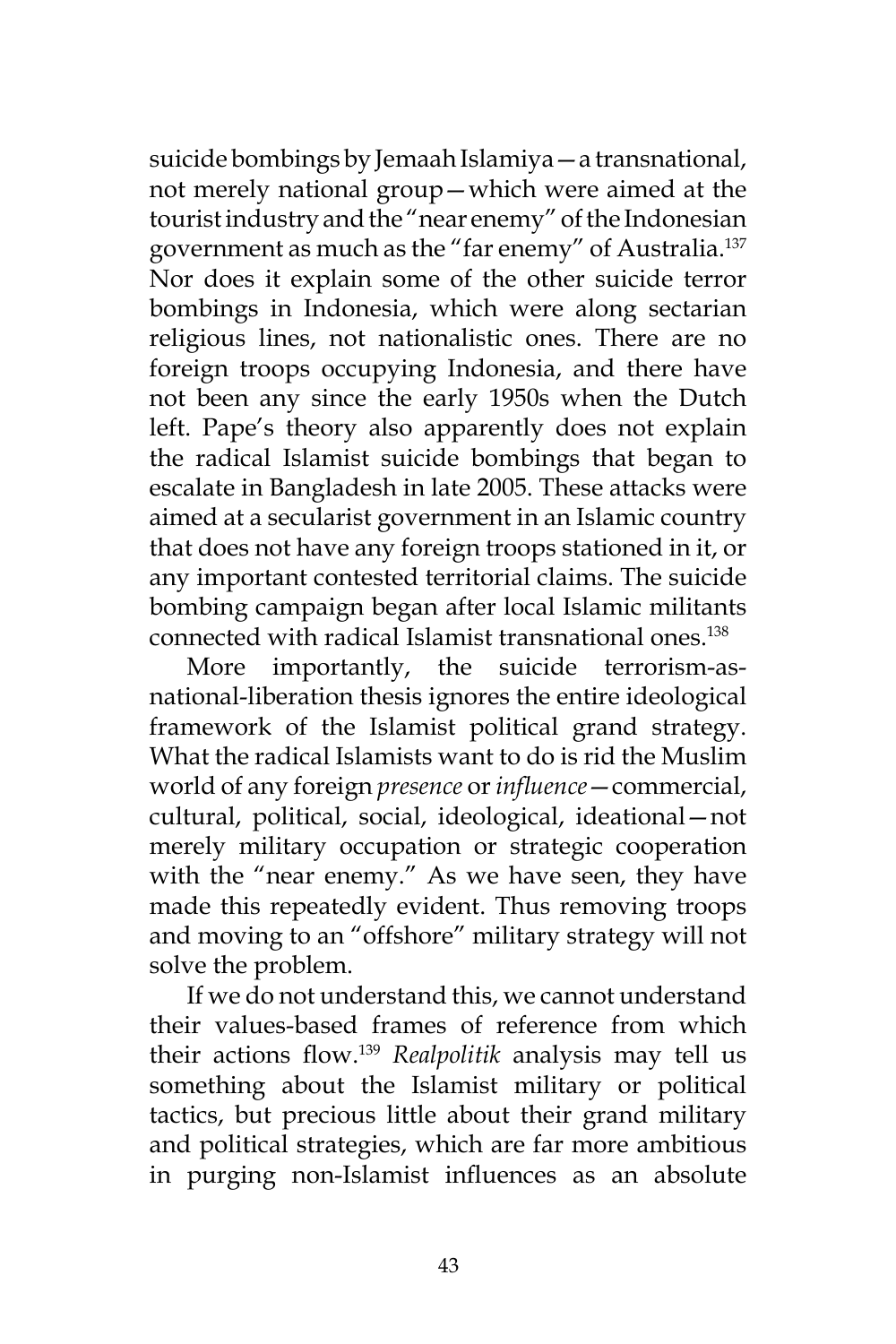suicide bombings by Jemaah Islamiya—a transnational, not merely national group—which were aimed at the tourist industry and the "near enemy" of the Indonesian government as much as the "far enemy" of Australia.[137] Nor does it explain some of the other suicide terror bombings in Indonesia, which were along sectarian religious lines, not nationalistic ones. There are no foreign troops occupying Indonesia, and there have not been any since the early 1950s when the Dutch left. Pape's theory also apparently does not explain the radical Islamist suicide bombings that began to escalate in Bangladesh in late 2005. These attacks were aimed at a secularist government in an Islamic country that does not have any foreign troops stationed in it, or any important contested territorial claims. The suicide bombing campaign began after local Islamic militants connected with radical Islamist transnational ones.[138]

More importantly, the suicide terrorism-as-national-liberation thesis ignores the entire ideological framework of the Islamist political grand strategy. What the radical Islamists want to do is rid the Muslim world of any foreign *presence* or *influence*—commercial, cultural, political, social, ideological, ideational—not merely military occupation or strategic cooperation with the "near enemy." As we have seen, they have made this repeatedly evident. Thus removing troops and moving to an "offshore" military strategy will not solve the problem.

If we do not understand this, we cannot understand their values-based frames of reference from which their actions flow.[139] *Realpolitik* analysis may tell us something about the Islamist military or political tactics, but precious little about their grand military and political strategies, which are far more ambitious in purging non-Islamist influences as an absolute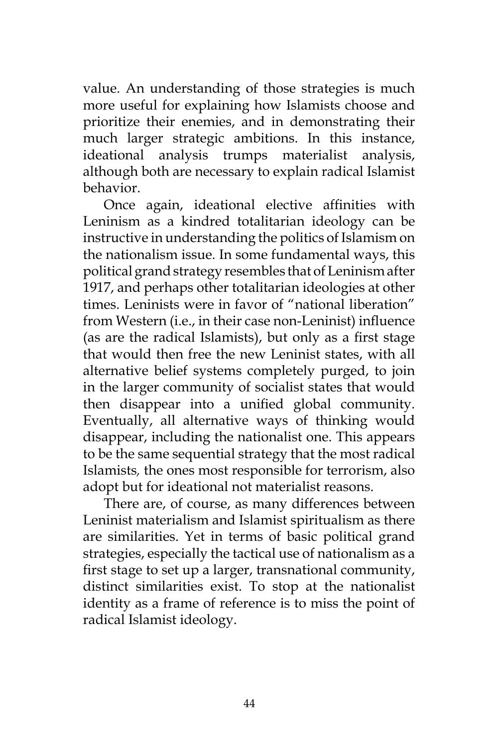value. An understanding of those strategies is much more useful for explaining how Islamists choose and prioritize their enemies, and in demonstrating their much larger strategic ambitions. In this instance, ideational analysis trumps materialist analysis, although both are necessary to explain radical Islamist behavior.

Once again, ideational elective affinities with Leninism as a kindred totalitarian ideology can be instructive in understanding the politics of Islamism on the nationalism issue. In some fundamental ways, this political grand strategy resembles that of Leninism after 1917, and perhaps other totalitarian ideologies at other times. Leninists were in favor of "national liberation" from Western (i.e., in their case non-Leninist) influence (as are the radical Islamists), but only as a first stage that would then free the new Leninist states, with all alternative belief systems completely purged, to join in the larger community of socialist states that would then disappear into a unified global community. Eventually, all alternative ways of thinking would disappear, including the nationalist one. This appears to be the same sequential strategy that the most radical Islamists, the ones most responsible for terrorism, also adopt but for ideational not materialist reasons.

There are, of course, as many differences between Leninist materialism and Islamist spiritualism as there are similarities. Yet in terms of basic political grand strategies, especially the tactical use of nationalism as a first stage to set up a larger, transnational community, distinct similarities exist. To stop at the nationalist identity as a frame of reference is to miss the point of radical Islamist ideology.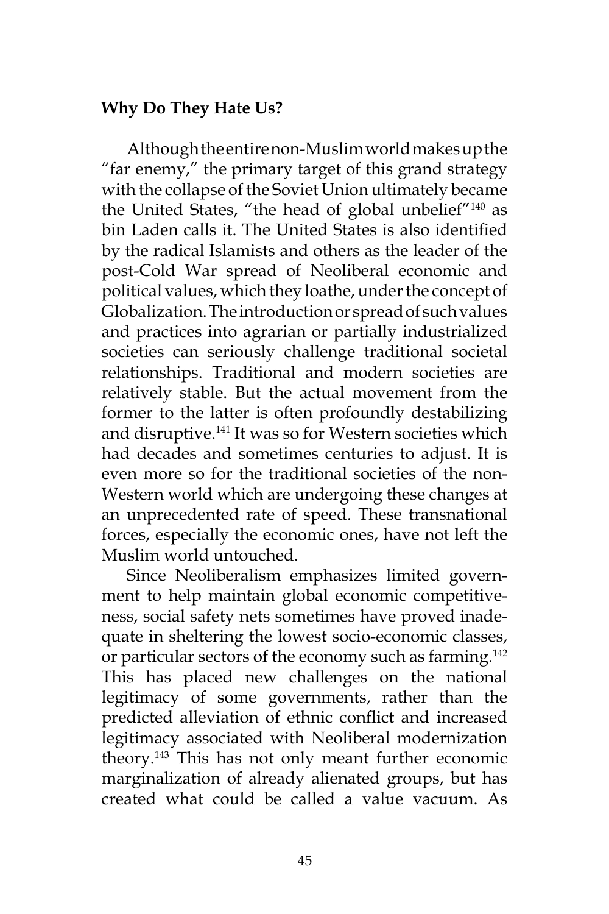**Why Do They Hate Us?**

Although the entire non-Muslim world makes up the "far enemy," the primary target of this grand strategy with the collapse of the Soviet Union ultimately became the United States, "the head of global unbelief"[140] as bin Laden calls it. The United States is also identified by the radical Islamists and others as the leader of the post-Cold War spread of Neoliberal economic and political values, which they loathe, under the concept of Globalization. The introduction or spread of such values and practices into agrarian or partially industrialized societies can seriously challenge traditional societal relationships. Traditional and modern societies are relatively stable. But the actual movement from the former to the latter is often profoundly destabilizing and disruptive.[141] It was so for Western societies which had decades and sometimes centuries to adjust. It is even more so for the traditional societies of the non-Western world which are undergoing these changes at an unprecedented rate of speed. These transnational forces, especially the economic ones, have not left the Muslim world untouched.

Since Neoliberalism emphasizes limited government to help maintain global economic competitiveness, social safety nets sometimes have proved inadequate in sheltering the lowest socio-economic classes, or particular sectors of the economy such as farming.[142] This has placed new challenges on the national legitimacy of some governments, rather than the predicted alleviation of ethnic conflict and increased legitimacy associated with Neoliberal modernization theory.[143] This has not only meant further economic marginalization of already alienated groups, but has created what could be called a value vacuum. As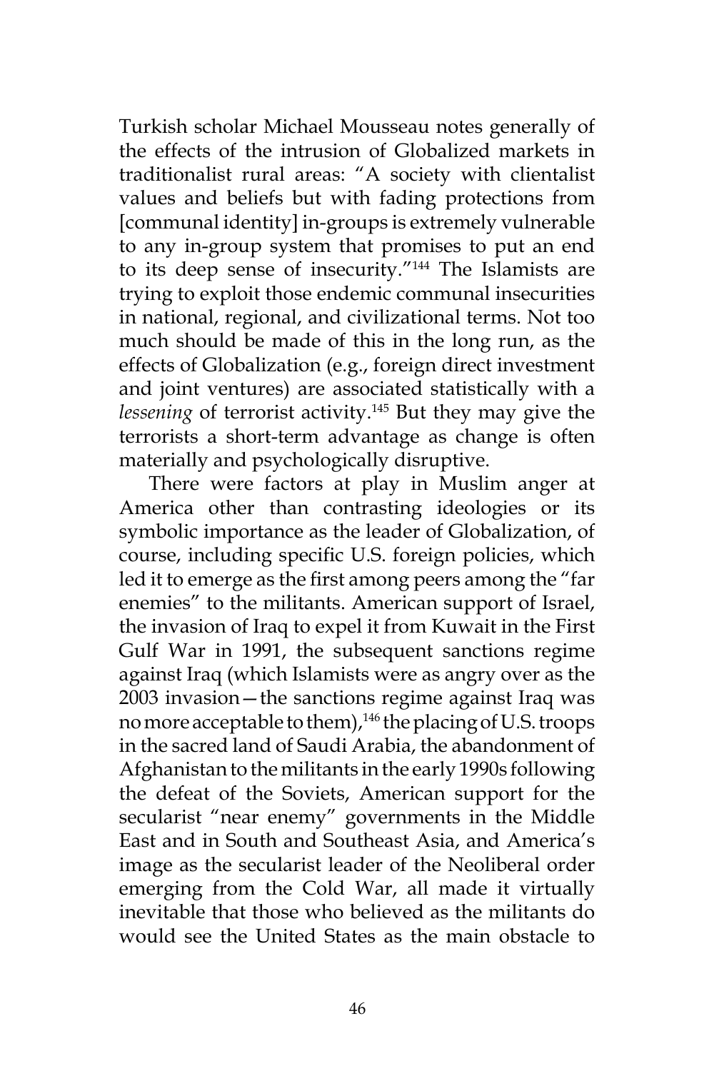Turkish scholar Michael Mousseau notes generally of the effects of the intrusion of Globalized markets in traditionalist rural areas: "A society with clientalist values and beliefs but with fading protections from [communal identity] in-groups is extremely vulnerable to any in-group system that promises to put an end to its deep sense of insecurity."[144] The Islamists are trying to exploit those endemic communal insecurities in national, regional, and civilizational terms. Not too much should be made of this in the long run, as the effects of Globalization (e.g., foreign direct investment and joint ventures) are associated statistically with a *lessening* of terrorist activity.[145] But they may give the terrorists a short-term advantage as change is often materially and psychologically disruptive.

There were factors at play in Muslim anger at America other than contrasting ideologies or its symbolic importance as the leader of Globalization, of course, including specific U.S. foreign policies, which led it to emerge as the first among peers among the "far enemies" to the militants. American support of Israel, the invasion of Iraq to expel it from Kuwait in the First Gulf War in 1991, the subsequent sanctions regime against Iraq (which Islamists were as angry over as the 2003 invasion—the sanctions regime against Iraq was no more acceptable to them),[146] the placing of U.S. troops in the sacred land of Saudi Arabia, the abandonment of Afghanistan to the militants in the early 1990s following the defeat of the Soviets, American support for the secularist "near enemy" governments in the Middle East and in South and Southeast Asia, and America's image as the secularist leader of the Neoliberal order emerging from the Cold War, all made it virtually inevitable that those who believed as the militants do would see the United States as the main obstacle to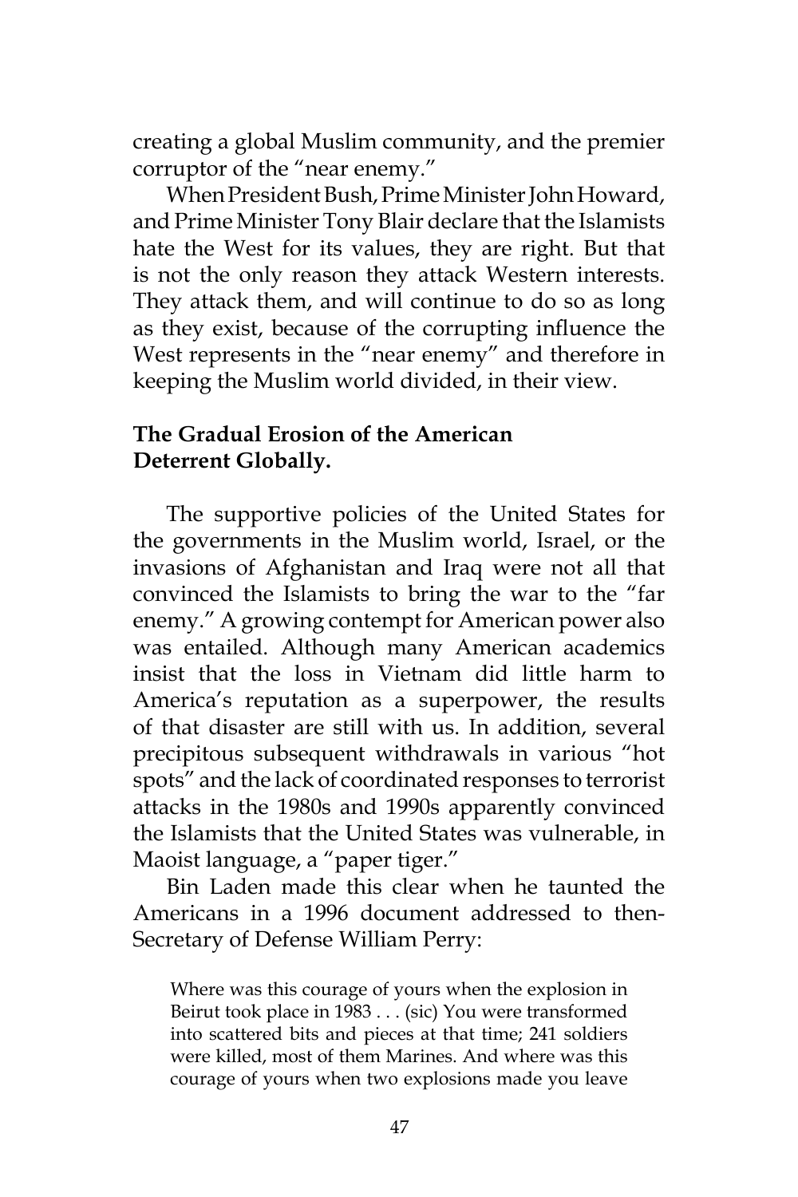creating a global Muslim community, and the premier corruptor of the "near enemy."

When President Bush, Prime Minister John Howard, and Prime Minister Tony Blair declare that the Islamists hate the West for its values, they are right. But that is not the only reason they attack Western interests. They attack them, and will continue to do so as long as they exist, because of the corrupting influence the West represents in the "near enemy" and therefore in keeping the Muslim world divided, in their view.

**The Gradual Erosion of the American Deterrent Globally.**

The supportive policies of the United States for the governments in the Muslim world, Israel, or the invasions of Afghanistan and Iraq were not all that convinced the Islamists to bring the war to the "far enemy." A growing contempt for American power also was entailed. Although many American academics insist that the loss in Vietnam did little harm to America's reputation as a superpower, the results of that disaster are still with us. In addition, several precipitous subsequent withdrawals in various "hot spots" and the lack of coordinated responses to terrorist attacks in the 1980s and 1990s apparently convinced the Islamists that the United States was vulnerable, in Maoist language, a "paper tiger."

Bin Laden made this clear when he taunted the Americans in a 1996 document addressed to then-Secretary of Defense William Perry:

> Where was this courage of yours when the explosion in Beirut took place in 1983 . . . (sic) You were transformed into scattered bits and pieces at that time; 241 soldiers were killed, most of them Marines. And where was this courage of yours when two explosions made you leave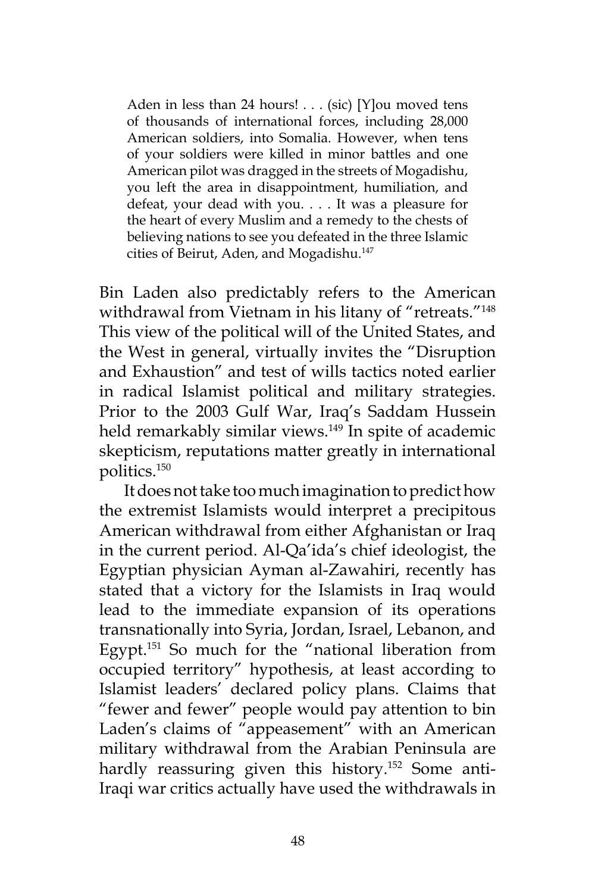> Aden in less than 24 hours! . . . (sic) [Y]ou moved tens of thousands of international forces, including 28,000 American soldiers, into Somalia. However, when tens of your soldiers were killed in minor battles and one American pilot was dragged in the streets of Mogadishu, you left the area in disappointment, humiliation, and defeat, your dead with you. . . . It was a pleasure for the heart of every Muslim and a remedy to the chests of believing nations to see you defeated in the three Islamic cities of Beirut, Aden, and Mogadishu.[147]

Bin Laden also predictably refers to the American withdrawal from Vietnam in his litany of "retreats."[148] This view of the political will of the United States, and the West in general, virtually invites the "Disruption and Exhaustion" and test of wills tactics noted earlier in radical Islamist political and military strategies. Prior to the 2003 Gulf War, Iraq's Saddam Hussein held remarkably similar views.[149] In spite of academic skepticism, reputations matter greatly in international politics.[150]

It does not take too much imagination to predict how the extremist Islamists would interpret a precipitous American withdrawal from either Afghanistan or Iraq in the current period. Al-Qa'ida's chief ideologist, the Egyptian physician Ayman al-Zawahiri, recently has stated that a victory for the Islamists in Iraq would lead to the immediate expansion of its operations transnationally into Syria, Jordan, Israel, Lebanon, and Egypt.[151] So much for the "national liberation from occupied territory" hypothesis, at least according to Islamist leaders' declared policy plans. Claims that "fewer and fewer" people would pay attention to bin Laden's claims of "appeasement" with an American military withdrawal from the Arabian Peninsula are hardly reassuring given this history.[152] Some anti-Iraqi war critics actually have used the withdrawals in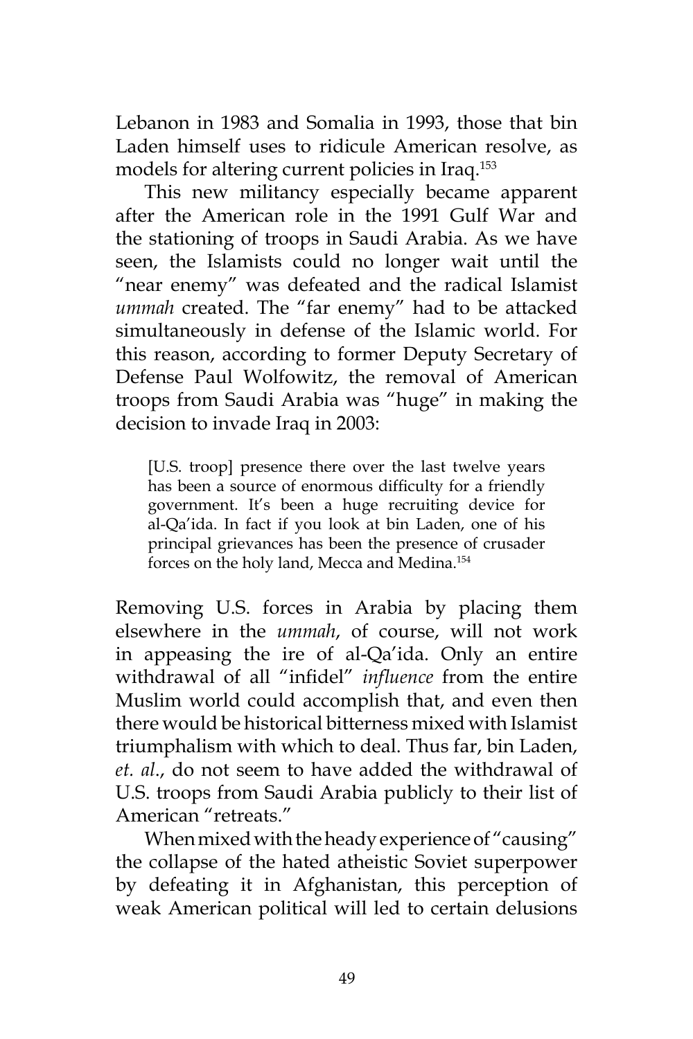Lebanon in 1983 and Somalia in 1993, those that bin Laden himself uses to ridicule American resolve, as models for altering current policies in Iraq.[153]

This new militancy especially became apparent after the American role in the 1991 Gulf War and the stationing of troops in Saudi Arabia. As we have seen, the Islamists could no longer wait until the "near enemy" was defeated and the radical Islamist *ummah* created. The "far enemy" had to be attacked simultaneously in defense of the Islamic world. For this reason, according to former Deputy Secretary of Defense Paul Wolfowitz, the removal of American troops from Saudi Arabia was "huge" in making the decision to invade Iraq in 2003:

> [U.S. troop] presence there over the last twelve years has been a source of enormous difficulty for a friendly government. It's been a huge recruiting device for al-Qa'ida. In fact if you look at bin Laden, one of his principal grievances has been the presence of crusader forces on the holy land, Mecca and Medina.[154]

Removing U.S. forces in Arabia by placing them elsewhere in the *ummah*, of course, will not work in appeasing the ire of al-Qa'ida. Only an entire withdrawal of all "infidel" *influence* from the entire Muslim world could accomplish that, and even then there would be historical bitterness mixed with Islamist triumphalism with which to deal. Thus far, bin Laden, *et. al*., do not seem to have added the withdrawal of U.S. troops from Saudi Arabia publicly to their list of American "retreats."

When mixed with the heady experience of "causing" the collapse of the hated atheistic Soviet superpower by defeating it in Afghanistan, this perception of weak American political will led to certain delusions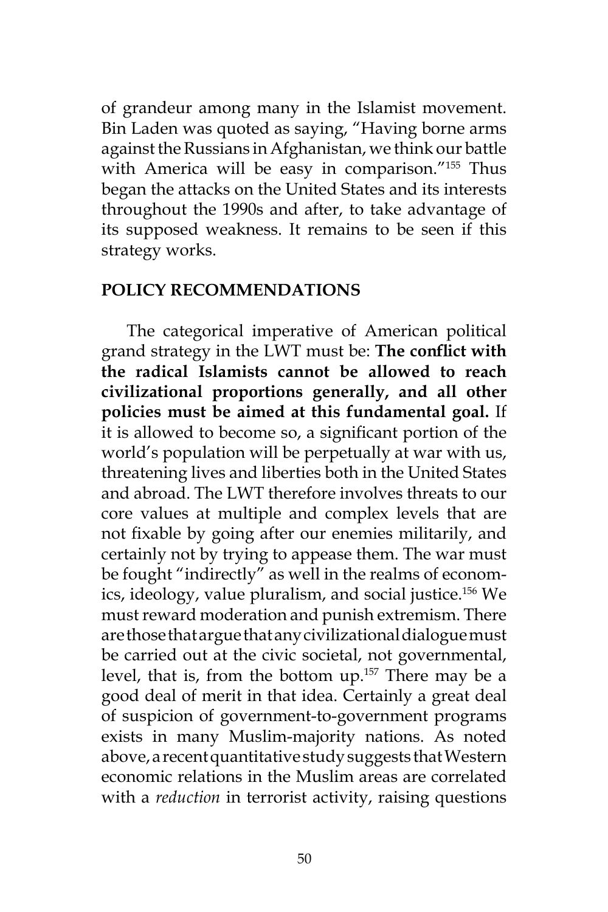of grandeur among many in the Islamist movement. Bin Laden was quoted as saying, "Having borne arms against the Russians in Afghanistan, we think our battle with America will be easy in comparison."[155] Thus began the attacks on the United States and its interests throughout the 1990s and after, to take advantage of its supposed weakness. It remains to be seen if this strategy works.

## POLICY RECOMMENDATIONS

The categorical imperative of American political grand strategy in the LWT must be: **The conflict with the radical Islamists cannot be allowed to reach civilizational proportions generally, and all other policies must be aimed at this fundamental goal.** If it is allowed to become so, a significant portion of the world's population will be perpetually at war with us, threatening lives and liberties both in the United States and abroad. The LWT therefore involves threats to our core values at multiple and complex levels that are not fixable by going after our enemies militarily, and certainly not by trying to appease them. The war must be fought "indirectly" as well in the realms of economics, ideology, value pluralism, and social justice.[156] We must reward moderation and punish extremism. There are those that argue that any civilizational dialogue must be carried out at the civic societal, not governmental, level, that is, from the bottom up.[157] There may be a good deal of merit in that idea. Certainly a great deal of suspicion of government-to-government programs exists in many Muslim-majority nations. As noted above, a recent quantitative study suggests that Western economic relations in the Muslim areas are correlated with a *reduction* in terrorist activity, raising questions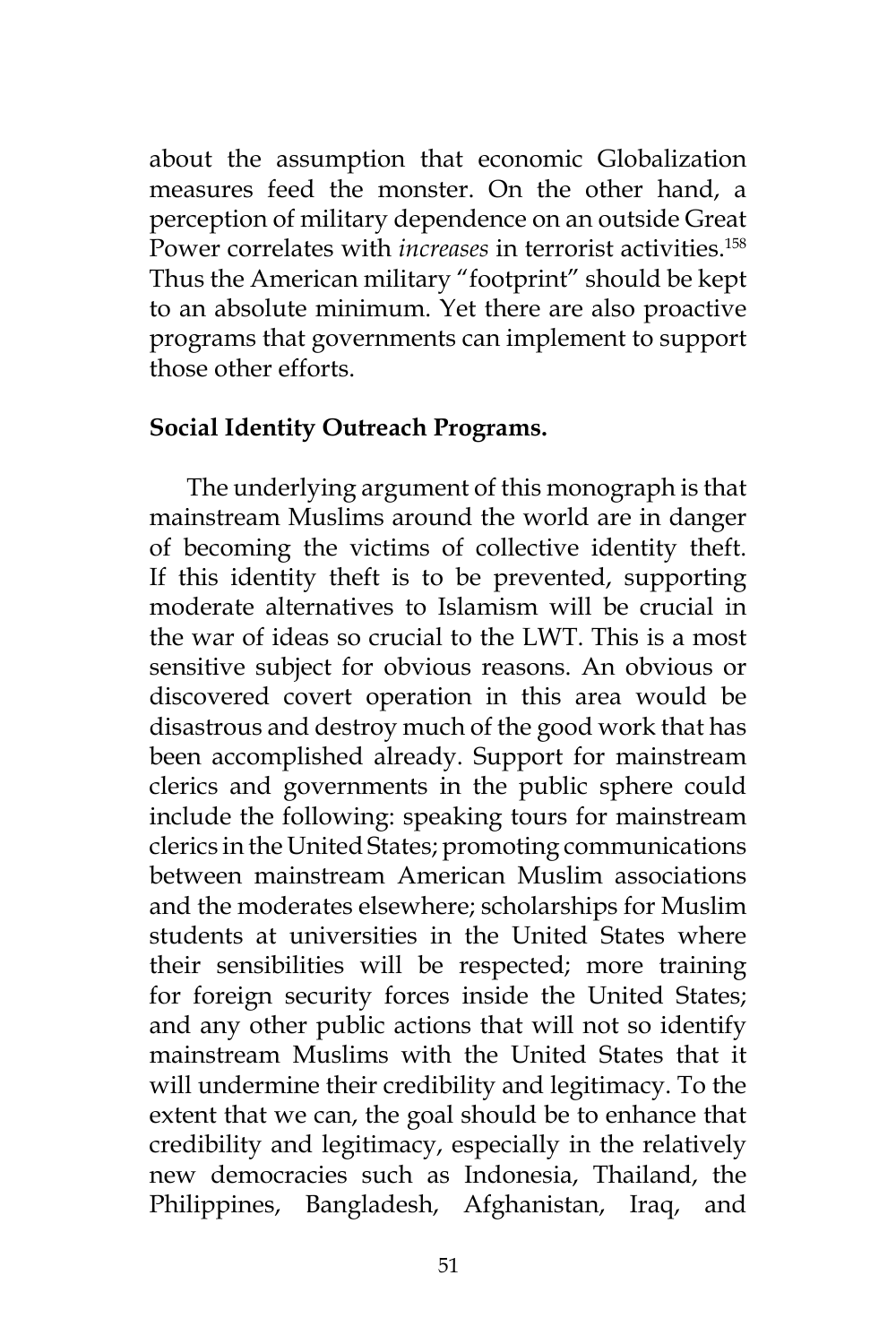about the assumption that economic Globalization measures feed the monster. On the other hand, a perception of military dependence on an outside Great Power correlates with *increases* in terrorist activities.[158] Thus the American military "footprint" should be kept to an absolute minimum. Yet there are also proactive programs that governments can implement to support those other efforts.

**Social Identity Outreach Programs.**

The underlying argument of this monograph is that mainstream Muslims around the world are in danger of becoming the victims of collective identity theft. If this identity theft is to be prevented, supporting moderate alternatives to Islamism will be crucial in the war of ideas so crucial to the LWT. This is a most sensitive subject for obvious reasons. An obvious or discovered covert operation in this area would be disastrous and destroy much of the good work that has been accomplished already. Support for mainstream clerics and governments in the public sphere could include the following: speaking tours for mainstream clerics in the United States; promoting communications between mainstream American Muslim associations and the moderates elsewhere; scholarships for Muslim students at universities in the United States where their sensibilities will be respected; more training for foreign security forces inside the United States; and any other public actions that will not so identify mainstream Muslims with the United States that it will undermine their credibility and legitimacy. To the extent that we can, the goal should be to enhance that credibility and legitimacy, especially in the relatively new democracies such as Indonesia, Thailand, the Philippines, Bangladesh, Afghanistan, Iraq, and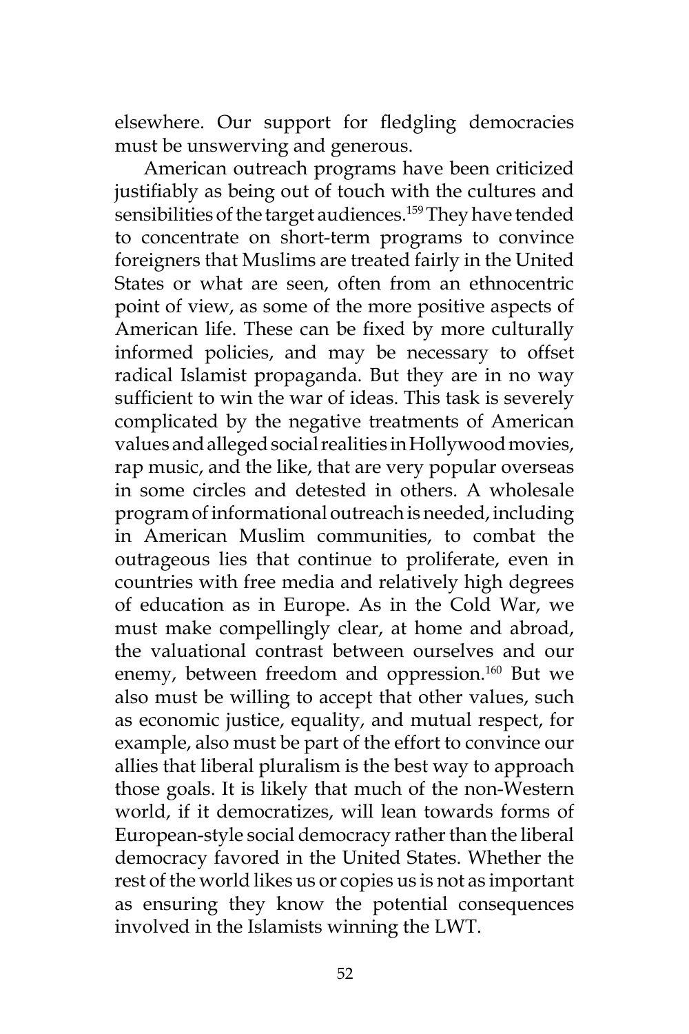elsewhere. Our support for fledgling democracies must be unswerving and generous.

American outreach programs have been criticized justifiably as being out of touch with the cultures and sensibilities of the target audiences.[159] They have tended to concentrate on short-term programs to convince foreigners that Muslims are treated fairly in the United States or what are seen, often from an ethnocentric point of view, as some of the more positive aspects of American life. These can be fixed by more culturally informed policies, and may be necessary to offset radical Islamist propaganda. But they are in no way sufficient to win the war of ideas. This task is severely complicated by the negative treatments of American values and alleged social realities in Hollywood movies, rap music, and the like, that are very popular overseas in some circles and detested in others. A wholesale program of informational outreach is needed, including in American Muslim communities, to combat the outrageous lies that continue to proliferate, even in countries with free media and relatively high degrees of education as in Europe. As in the Cold War, we must make compellingly clear, at home and abroad, the valuational contrast between ourselves and our enemy, between freedom and oppression.[160] But we also must be willing to accept that other values, such as economic justice, equality, and mutual respect, for example, also must be part of the effort to convince our allies that liberal pluralism is the best way to approach those goals. It is likely that much of the non-Western world, if it democratizes, will lean towards forms of European-style social democracy rather than the liberal democracy favored in the United States. Whether the rest of the world likes us or copies us is not as important as ensuring they know the potential consequences involved in the Islamists winning the LWT.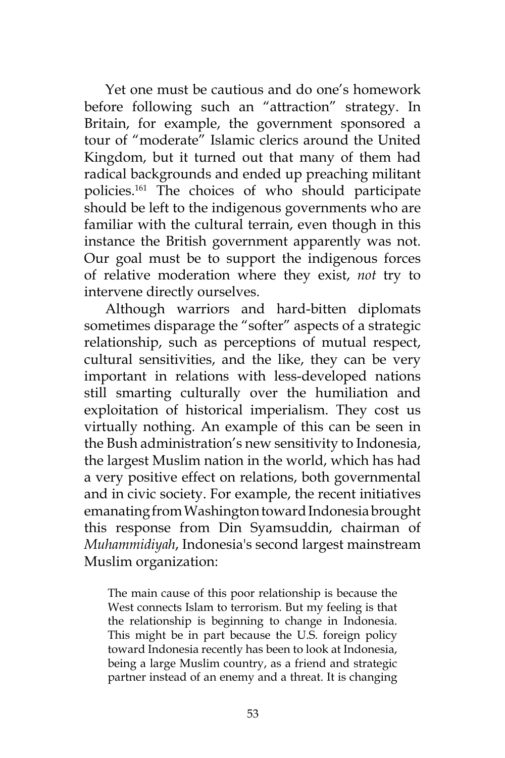Yet one must be cautious and do one's homework before following such an "attraction" strategy. In Britain, for example, the government sponsored a tour of "moderate" Islamic clerics around the United Kingdom, but it turned out that many of them had radical backgrounds and ended up preaching militant policies.[161] The choices of who should participate should be left to the indigenous governments who are familiar with the cultural terrain, even though in this instance the British government apparently was not. Our goal must be to support the indigenous forces of relative moderation where they exist, *not* try to intervene directly ourselves.

Although warriors and hard-bitten diplomats sometimes disparage the "softer" aspects of a strategic relationship, such as perceptions of mutual respect, cultural sensitivities, and the like, they can be very important in relations with less-developed nations still smarting culturally over the humiliation and exploitation of historical imperialism. They cost us virtually nothing. An example of this can be seen in the Bush administration's new sensitivity to Indonesia, the largest Muslim nation in the world, which has had a very positive effect on relations, both governmental and in civic society. For example, the recent initiatives emanating from Washington toward Indonesia brought this response from Din Syamsuddin, chairman of *Muhammidiyah*, Indonesia's second largest mainstream Muslim organization:

> The main cause of this poor relationship is because the West connects Islam to terrorism. But my feeling is that the relationship is beginning to change in Indonesia. This might be in part because the U.S. foreign policy toward Indonesia recently has been to look at Indonesia, being a large Muslim country, as a friend and strategic partner instead of an enemy and a threat. It is changing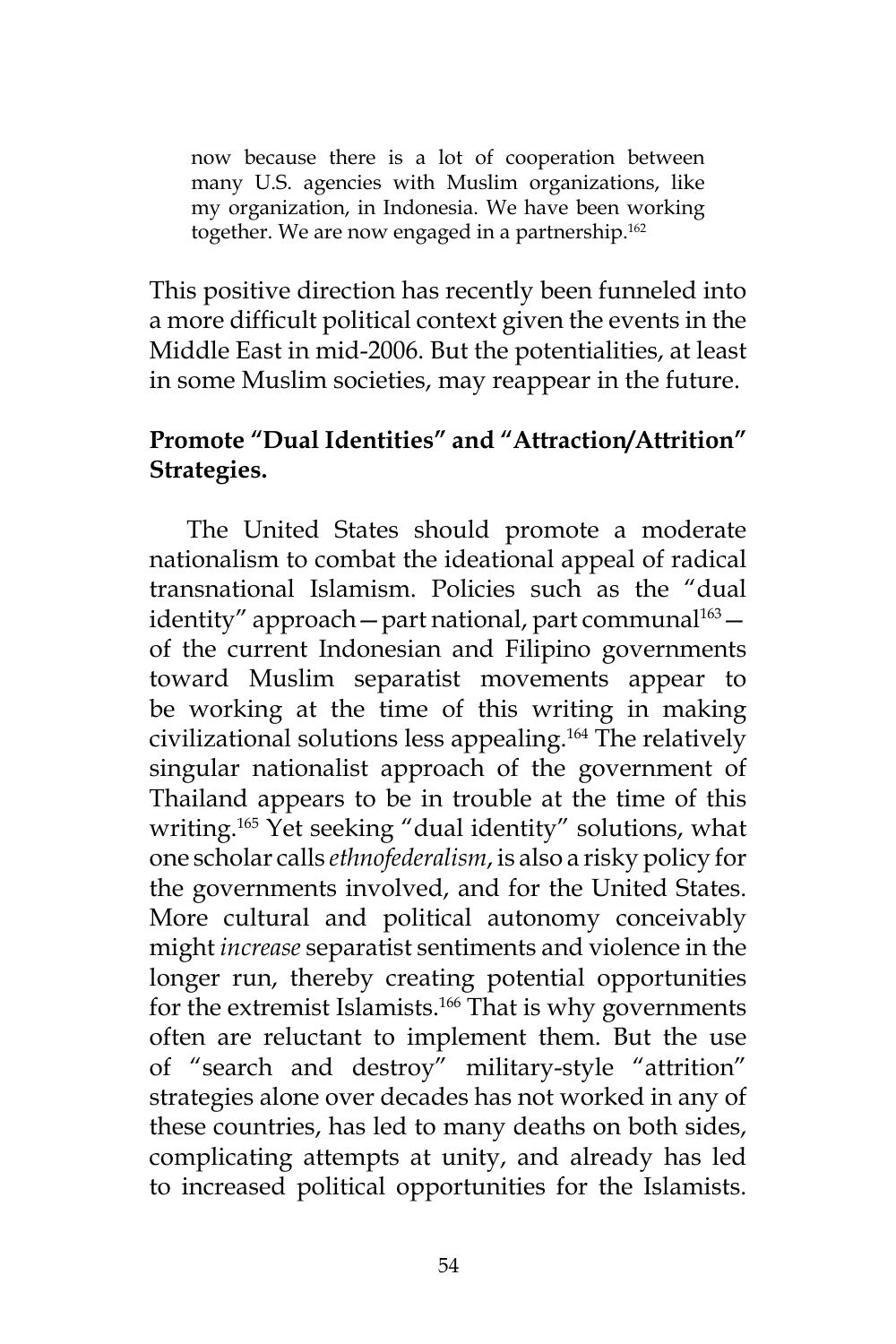> now because there is a lot of cooperation between many U.S. agencies with Muslim organizations, like my organization, in Indonesia. We have been working together. We are now engaged in a partnership.[162]

This positive direction has recently been funneled into a more difficult political context given the events in the Middle East in mid-2006. But the potentialities, at least in some Muslim societies, may reappear in the future.

**Promote "Dual Identities" and "Attraction/Attrition" Strategies.**

The United States should promote a moderate nationalism to combat the ideational appeal of radical transnational Islamism. Policies such as the "dual identity" approach—part national, part communal[163]—of the current Indonesian and Filipino governments toward Muslim separatist movements appear to be working at the time of this writing in making civilizational solutions less appealing.[164] The relatively singular nationalist approach of the government of Thailand appears to be in trouble at the time of this writing.[165] Yet seeking "dual identity" solutions, what one scholar calls *ethnofederalism*, is also a risky policy for the governments involved, and for the United States. More cultural and political autonomy conceivably might *increase* separatist sentiments and violence in the longer run, thereby creating potential opportunities for the extremist Islamists.[166] That is why governments often are reluctant to implement them. But the use of "search and destroy" military-style "attrition" strategies alone over decades has not worked in any of these countries, has led to many deaths on both sides, complicating attempts at unity, and already has led to increased political opportunities for the Islamists.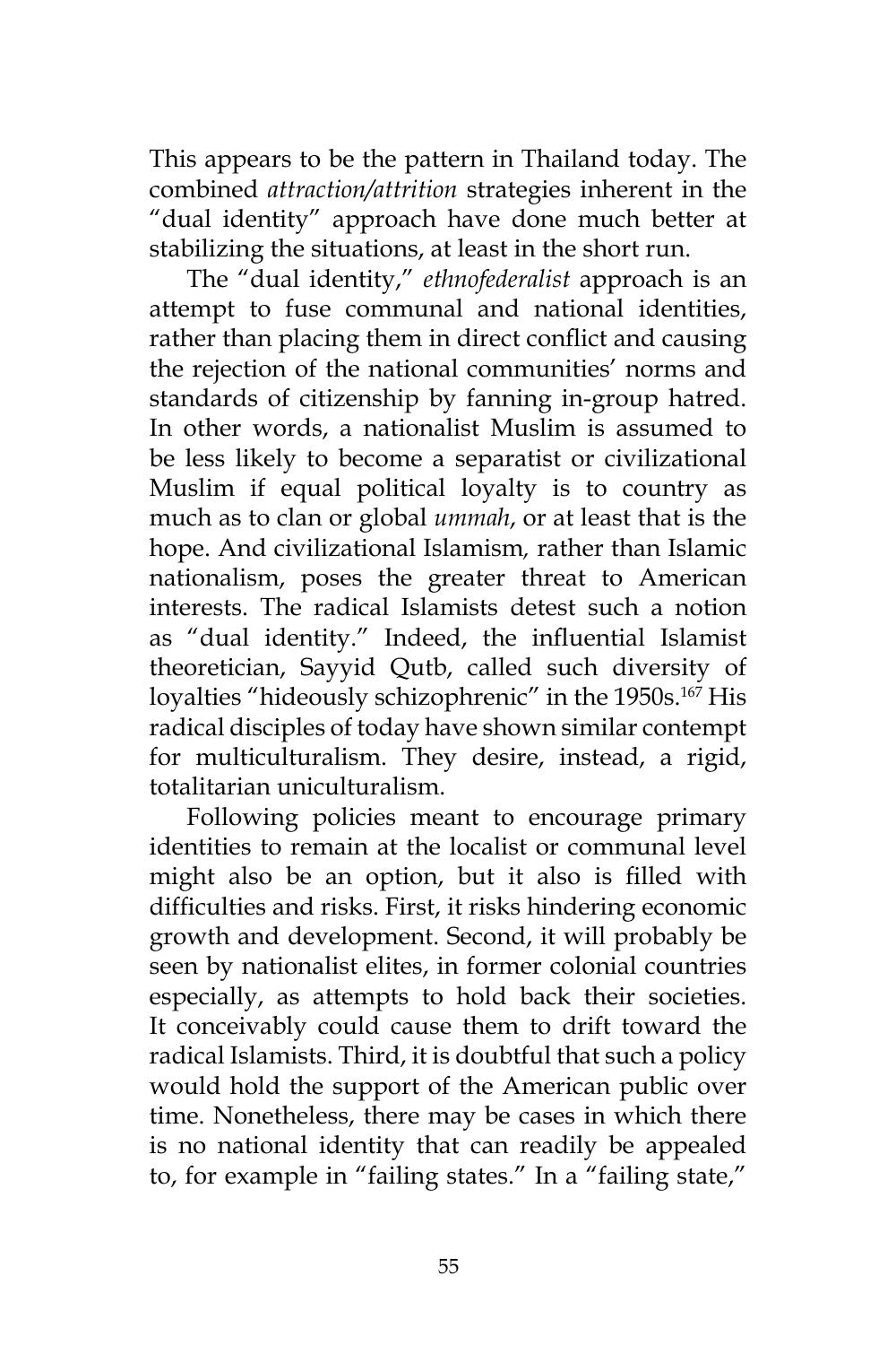This appears to be the pattern in Thailand today. The combined *attraction/attrition* strategies inherent in the "dual identity" approach have done much better at stabilizing the situations, at least in the short run.

The "dual identity," *ethnofederalist* approach is an attempt to fuse communal and national identities, rather than placing them in direct conflict and causing the rejection of the national communities' norms and standards of citizenship by fanning in-group hatred. In other words, a nationalist Muslim is assumed to be less likely to become a separatist or civilizational Muslim if equal political loyalty is to country as much as to clan or global *ummah*, or at least that is the hope. And civilizational Islamism, rather than Islamic nationalism, poses the greater threat to American interests. The radical Islamists detest such a notion as "dual identity." Indeed, the influential Islamist theoretician, Sayyid Qutb, called such diversity of loyalties "hideously schizophrenic" in the 1950s.[167] His radical disciples of today have shown similar contempt for multiculturalism. They desire, instead, a rigid, totalitarian uniculturalism.

Following policies meant to encourage primary identities to remain at the localist or communal level might also be an option, but it also is filled with difficulties and risks. First, it risks hindering economic growth and development. Second, it will probably be seen by nationalist elites, in former colonial countries especially, as attempts to hold back their societies. It conceivably could cause them to drift toward the radical Islamists. Third, it is doubtful that such a policy would hold the support of the American public over time. Nonetheless, there may be cases in which there is no national identity that can readily be appealed to, for example in "failing states." In a "failing state,"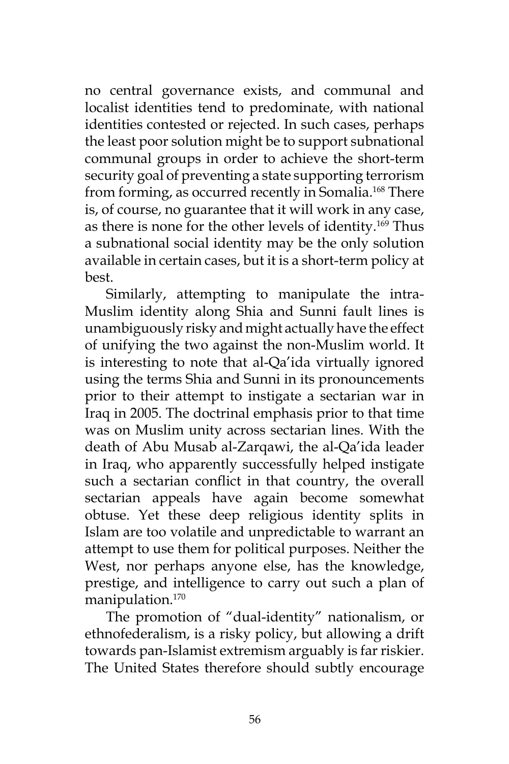no central governance exists, and communal and localist identities tend to predominate, with national identities contested or rejected. In such cases, perhaps the least poor solution might be to support subnational communal groups in order to achieve the short-term security goal of preventing a state supporting terrorism from forming, as occurred recently in Somalia.[168] There is, of course, no guarantee that it will work in any case, as there is none for the other levels of identity.[169] Thus a subnational social identity may be the only solution available in certain cases, but it is a short-term policy at best.

Similarly, attempting to manipulate the intra-Muslim identity along Shia and Sunni fault lines is unambiguously risky and might actually have the effect of unifying the two against the non-Muslim world. It is interesting to note that al-Qa'ida virtually ignored using the terms Shia and Sunni in its pronouncements prior to their attempt to instigate a sectarian war in Iraq in 2005. The doctrinal emphasis prior to that time was on Muslim unity across sectarian lines. With the death of Abu Musab al-Zarqawi, the al-Qa'ida leader in Iraq, who apparently successfully helped instigate such a sectarian conflict in that country, the overall sectarian appeals have again become somewhat obtuse. Yet these deep religious identity splits in Islam are too volatile and unpredictable to warrant an attempt to use them for political purposes. Neither the West, nor perhaps anyone else, has the knowledge, prestige, and intelligence to carry out such a plan of manipulation.[170]

The promotion of "dual-identity" nationalism, or ethnofederalism, is a risky policy, but allowing a drift towards pan-Islamist extremism arguably is far riskier. The United States therefore should subtly encourage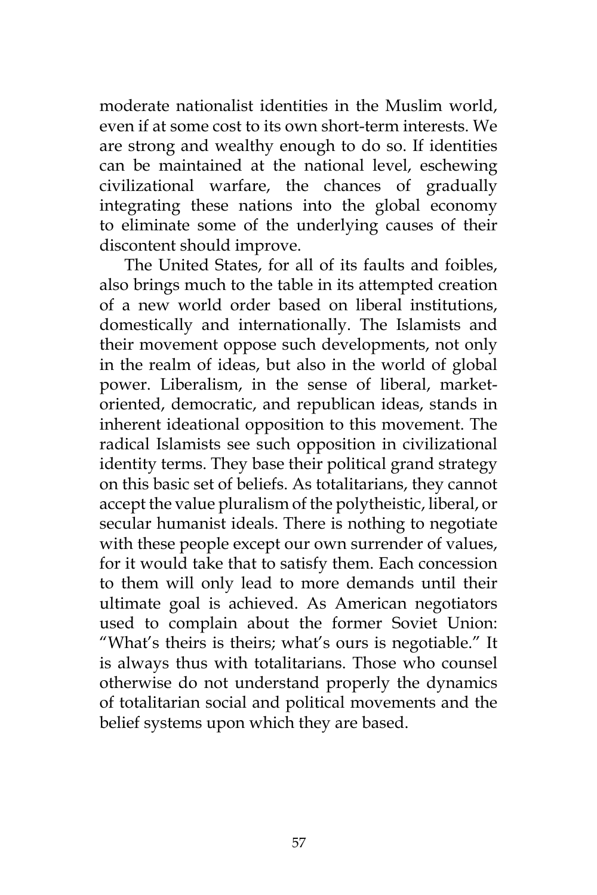moderate nationalist identities in the Muslim world, even if at some cost to its own short-term interests. We are strong and wealthy enough to do so. If identities can be maintained at the national level, eschewing civilizational warfare, the chances of gradually integrating these nations into the global economy to eliminate some of the underlying causes of their discontent should improve.

The United States, for all of its faults and foibles, also brings much to the table in its attempted creation of a new world order based on liberal institutions, domestically and internationally. The Islamists and their movement oppose such developments, not only in the realm of ideas, but also in the world of global power. Liberalism, in the sense of liberal, market-oriented, democratic, and republican ideas, stands in inherent ideational opposition to this movement. The radical Islamists see such opposition in civilizational identity terms. They base their political grand strategy on this basic set of beliefs. As totalitarians, they cannot accept the value pluralism of the polytheistic, liberal, or secular humanist ideals. There is nothing to negotiate with these people except our own surrender of values, for it would take that to satisfy them. Each concession to them will only lead to more demands until their ultimate goal is achieved. As American negotiators used to complain about the former Soviet Union: "What's theirs is theirs; what's ours is negotiable." It is always thus with totalitarians. Those who counsel otherwise do not understand properly the dynamics of totalitarian social and political movements and the belief systems upon which they are based.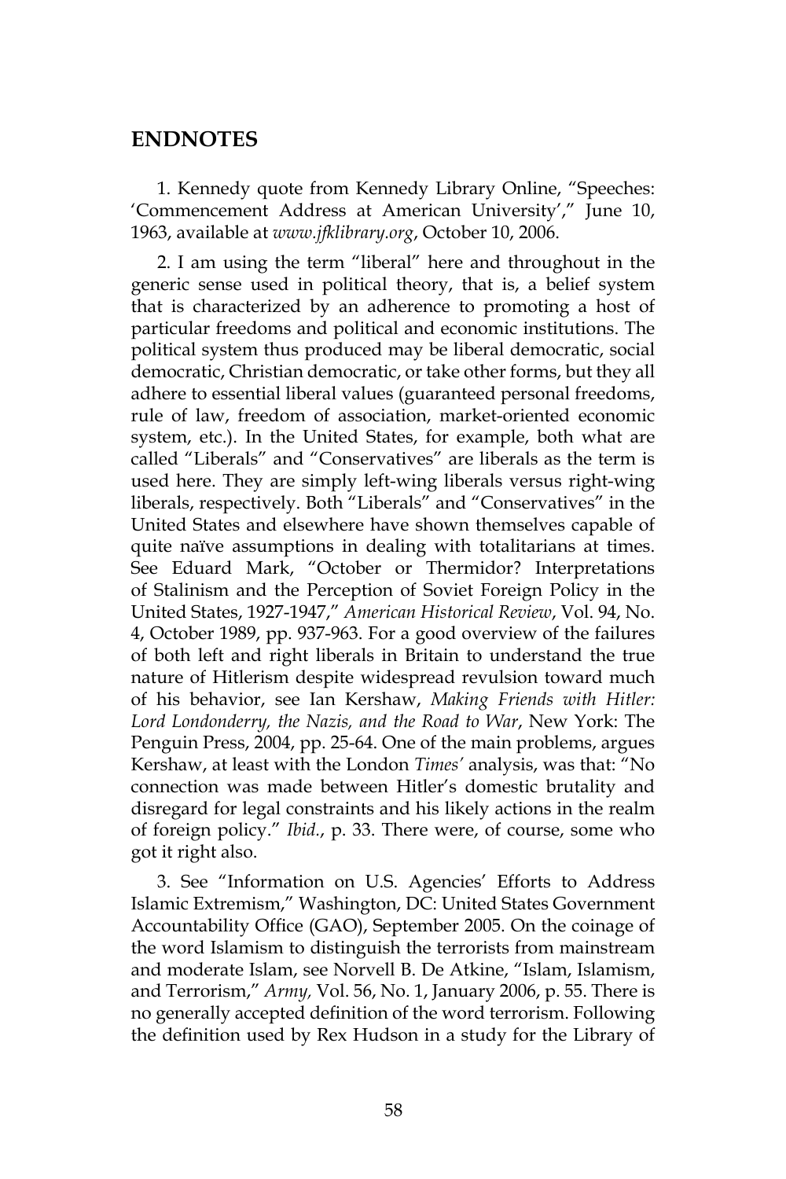## ENDNOTES

1. Kennedy quote from Kennedy Library Online, "Speeches: 'Commencement Address at American University'," June 10, 1963, available at *www.jfklibrary.org*, October 10, 2006.

2. I am using the term "liberal" here and throughout in the generic sense used in political theory, that is, a belief system that is characterized by an adherence to promoting a host of particular freedoms and political and economic institutions. The political system thus produced may be liberal democratic, social democratic, Christian democratic, or take other forms, but they all adhere to essential liberal values (guaranteed personal freedoms, rule of law, freedom of association, market-oriented economic system, etc.). In the United States, for example, both what are called "Liberals" and "Conservatives" are liberals as the term is used here. They are simply left-wing liberals versus right-wing liberals, respectively. Both "Liberals" and "Conservatives" in the United States and elsewhere have shown themselves capable of quite naïve assumptions in dealing with totalitarians at times. See Eduard Mark, "October or Thermidor? Interpretations of Stalinism and the Perception of Soviet Foreign Policy in the United States, 1927-1947," *American Historical Review*, Vol. 94, No. 4, October 1989, pp. 937-963. For a good overview of the failures of both left and right liberals in Britain to understand the true nature of Hitlerism despite widespread revulsion toward much of his behavior, see Ian Kershaw, *Making Friends with Hitler: Lord Londonderry, the Nazis, and the Road to War*, New York: The Penguin Press, 2004, pp. 25-64. One of the main problems, argues Kershaw, at least with the London *Times'* analysis, was that: "No connection was made between Hitler's domestic brutality and disregard for legal constraints and his likely actions in the realm of foreign policy." *Ibid.*, p. 33. There were, of course, some who got it right also.

3. See "Information on U.S. Agencies' Efforts to Address Islamic Extremism," Washington, DC: United States Government Accountability Office (GAO), September 2005. On the coinage of the word Islamism to distinguish the terrorists from mainstream and moderate Islam, see Norvell B. De Atkine, "Islam, Islamism, and Terrorism," *Army,* Vol. 56, No. 1, January 2006, p. 55. There is no generally accepted definition of the word terrorism. Following the definition used by Rex Hudson in a study for the Library of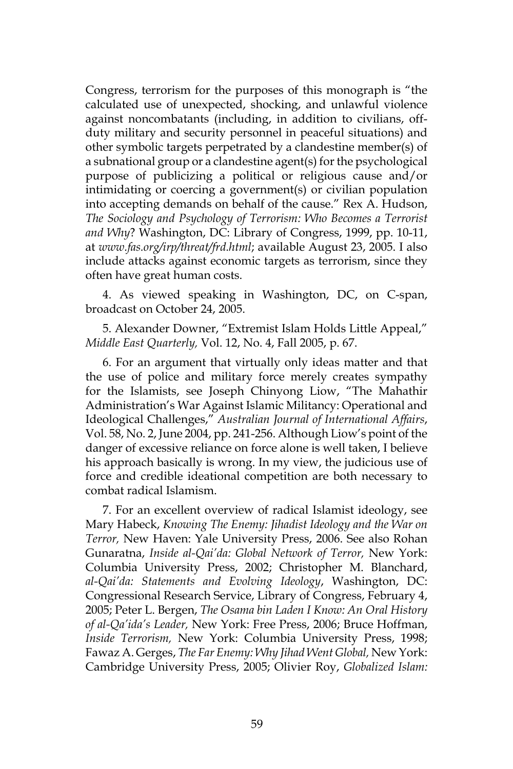Congress, terrorism for the purposes of this monograph is "the calculated use of unexpected, shocking, and unlawful violence against noncombatants (including, in addition to civilians, off-duty military and security personnel in peaceful situations) and other symbolic targets perpetrated by a clandestine member(s) of a subnational group or a clandestine agent(s) for the psychological purpose of publicizing a political or religious cause and/or intimidating or coercing a government(s) or civilian population into accepting demands on behalf of the cause." Rex A. Hudson, *The Sociology and Psychology of Terrorism: Who Becomes a Terrorist and Why*? Washington, DC: Library of Congress, 1999, pp. 10-11, at *www.fas.org/irp/threat/frd.html*; available August 23, 2005. I also include attacks against economic targets as terrorism, since they often have great human costs.

4. As viewed speaking in Washington, DC, on C-span, broadcast on October 24, 2005.

5. Alexander Downer, "Extremist Islam Holds Little Appeal," *Middle East Quarterly,* Vol. 12, No. 4, Fall 2005, p. 67.

6. For an argument that virtually only ideas matter and that the use of police and military force merely creates sympathy for the Islamists, see Joseph Chinyong Liow, "The Mahathir Administration's War Against Islamic Militancy: Operational and Ideological Challenges," *Australian Journal of International Affairs*, Vol. 58, No. 2, June 2004, pp. 241-256. Although Liow's point of the danger of excessive reliance on force alone is well taken, I believe his approach basically is wrong. In my view, the judicious use of force and credible ideational competition are both necessary to combat radical Islamism.

7. For an excellent overview of radical Islamist ideology, see Mary Habeck, *Knowing The Enemy: Jihadist Ideology and the War on Terror,* New Haven: Yale University Press, 2006. See also Rohan Gunaratna, *Inside al-Qai'da: Global Network of Terror,* New York: Columbia University Press, 2002; Christopher M. Blanchard, *al-Qai'da: Statements and Evolving Ideology*, Washington, DC: Congressional Research Service, Library of Congress, February 4, 2005; Peter L. Bergen, *The Osama bin Laden I Know: An Oral History of al-Qa'ida's Leader,* New York: Free Press, 2006; Bruce Hoffman, *Inside Terrorism,* New York: Columbia University Press, 1998; Fawaz A. Gerges, *The Far Enemy: Why Jihad Went Global,* New York: Cambridge University Press, 2005; Olivier Roy, *Globalized Islam:*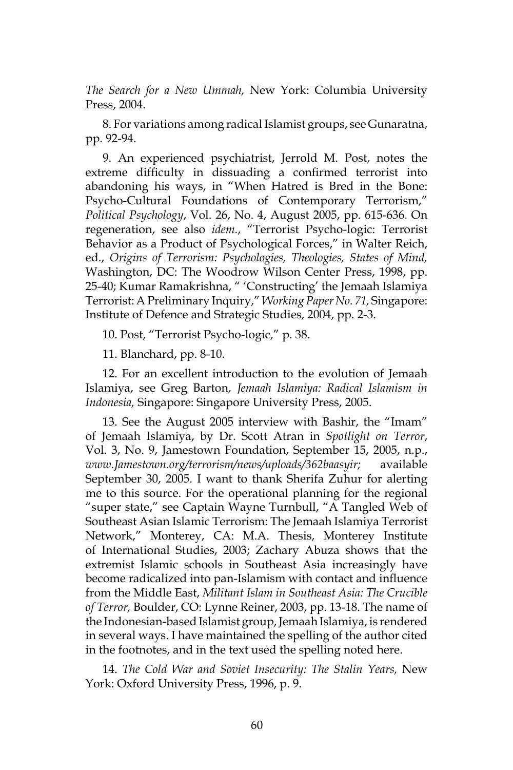*The Search for a New Ummah,* New York: Columbia University Press, 2004.

8. For variations among radical Islamist groups, see Gunaratna, pp. 92-94.

9. An experienced psychiatrist, Jerrold M. Post, notes the extreme difficulty in dissuading a confirmed terrorist into abandoning his ways, in "When Hatred is Bred in the Bone: Psycho-Cultural Foundations of Contemporary Terrorism," *Political Psychology*, Vol. 26, No. 4, August 2005, pp. 615-636. On regeneration, see also *idem.*, "Terrorist Psycho-logic: Terrorist Behavior as a Product of Psychological Forces," in Walter Reich, ed., *Origins of Terrorism: Psychologies, Theologies, States of Mind,* Washington, DC: The Woodrow Wilson Center Press, 1998, pp. 25-40; Kumar Ramakrishna, " 'Constructing' the Jemaah Islamiya Terrorist: A Preliminary Inquiry," *Working Paper No. 71,* Singapore: Institute of Defence and Strategic Studies, 2004, pp. 2-3.

10. Post, "Terrorist Psycho-logic," p. 38.

11. Blanchard, pp. 8-10.

12. For an excellent introduction to the evolution of Jemaah Islamiya, see Greg Barton, *Jemaah Islamiya: Radical Islamism in Indonesia,* Singapore: Singapore University Press, 2005.

13. See the August 2005 interview with Bashir, the "Imam" of Jemaah Islamiya, by Dr. Scott Atran in *Spotlight on Terror*, Vol. 3, No. 9, Jamestown Foundation, September 15, 2005, n.p., *www.Jamestown.org/terrorism/news/uploads/362baasyir;* available September 30, 2005. I want to thank Sherifa Zuhur for alerting me to this source. For the operational planning for the regional "super state," see Captain Wayne Turnbull, "A Tangled Web of Southeast Asian Islamic Terrorism: The Jemaah Islamiya Terrorist Network," Monterey, CA: M.A. Thesis, Monterey Institute of International Studies, 2003; Zachary Abuza shows that the extremist Islamic schools in Southeast Asia increasingly have become radicalized into pan-Islamism with contact and influence from the Middle East, *Militant Islam in Southeast Asia: The Crucible of Terror,* Boulder, CO: Lynne Reiner, 2003, pp. 13-18. The name of the Indonesian-based Islamist group, Jemaah Islamiya, is rendered in several ways. I have maintained the spelling of the author cited in the footnotes, and in the text used the spelling noted here.

14. *The Cold War and Soviet Insecurity: The Stalin Years,* New York: Oxford University Press, 1996, p. 9.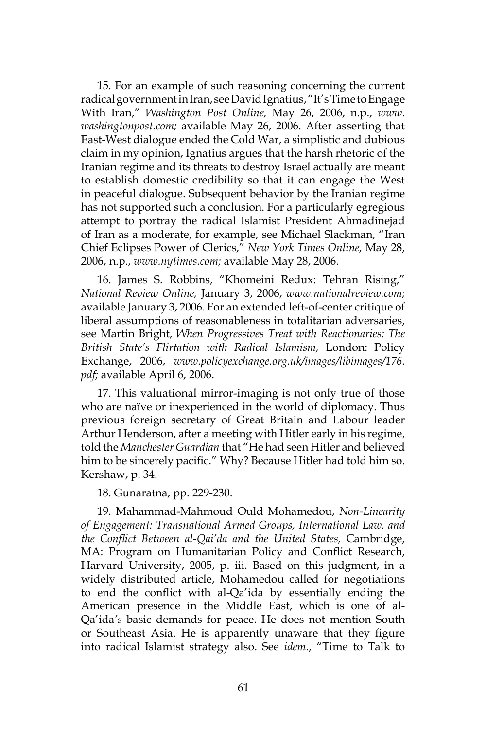15. For an example of such reasoning concerning the current radical government in Iran, see David Ignatius, "It's Time to Engage With Iran," *Washington Post Online,* May 26, 2006, n.p., *www.washingtonpost.com;* available May 26, 2006. After asserting that East-West dialogue ended the Cold War, a simplistic and dubious claim in my opinion, Ignatius argues that the harsh rhetoric of the Iranian regime and its threats to destroy Israel actually are meant to establish domestic credibility so that it can engage the West in peaceful dialogue. Subsequent behavior by the Iranian regime has not supported such a conclusion. For a particularly egregious attempt to portray the radical Islamist President Ahmadinejad of Iran as a moderate, for example, see Michael Slackman, "Iran Chief Eclipses Power of Clerics," *New York Times Online,* May 28, 2006, n.p., *www.nytimes.com;* available May 28, 2006.

16. James S. Robbins, "Khomeini Redux: Tehran Rising," *National Review Online,* January 3, 2006, *www.nationalreview.com;* available January 3, 2006. For an extended left-of-center critique of liberal assumptions of reasonableness in totalitarian adversaries, see Martin Bright, *When Progressives Treat with Reactionaries: The British State's Flirtation with Radical Islamism,* London: Policy Exchange, 2006, *www.policyexchange.org.uk/images/libimages/176.pdf;* available April 6, 2006.

17. This valuational mirror-imaging is not only true of those who are naïve or inexperienced in the world of diplomacy. Thus previous foreign secretary of Great Britain and Labour leader Arthur Henderson, after a meeting with Hitler early in his regime, told the *Manchester Guardian* that "He had seen Hitler and believed him to be sincerely pacific." Why? Because Hitler had told him so. Kershaw, p. 34.

18. Gunaratna, pp. 229-230.

19. Mahammad-Mahmoud Ould Mohamedou, *Non-Linearity of Engagement: Transnational Armed Groups, International Law, and the Conflict Between al-Qai'da and the United States,* Cambridge, MA: Program on Humanitarian Policy and Conflict Research, Harvard University, 2005, p. iii. Based on this judgment, in a widely distributed article, Mohamedou called for negotiations to end the conflict with al-Qa'ida by essentially ending the American presence in the Middle East, which is one of al-Qa'ida's basic demands for peace. He does not mention South or Southeast Asia. He is apparently unaware that they figure into radical Islamist strategy also. See *idem.*, "Time to Talk to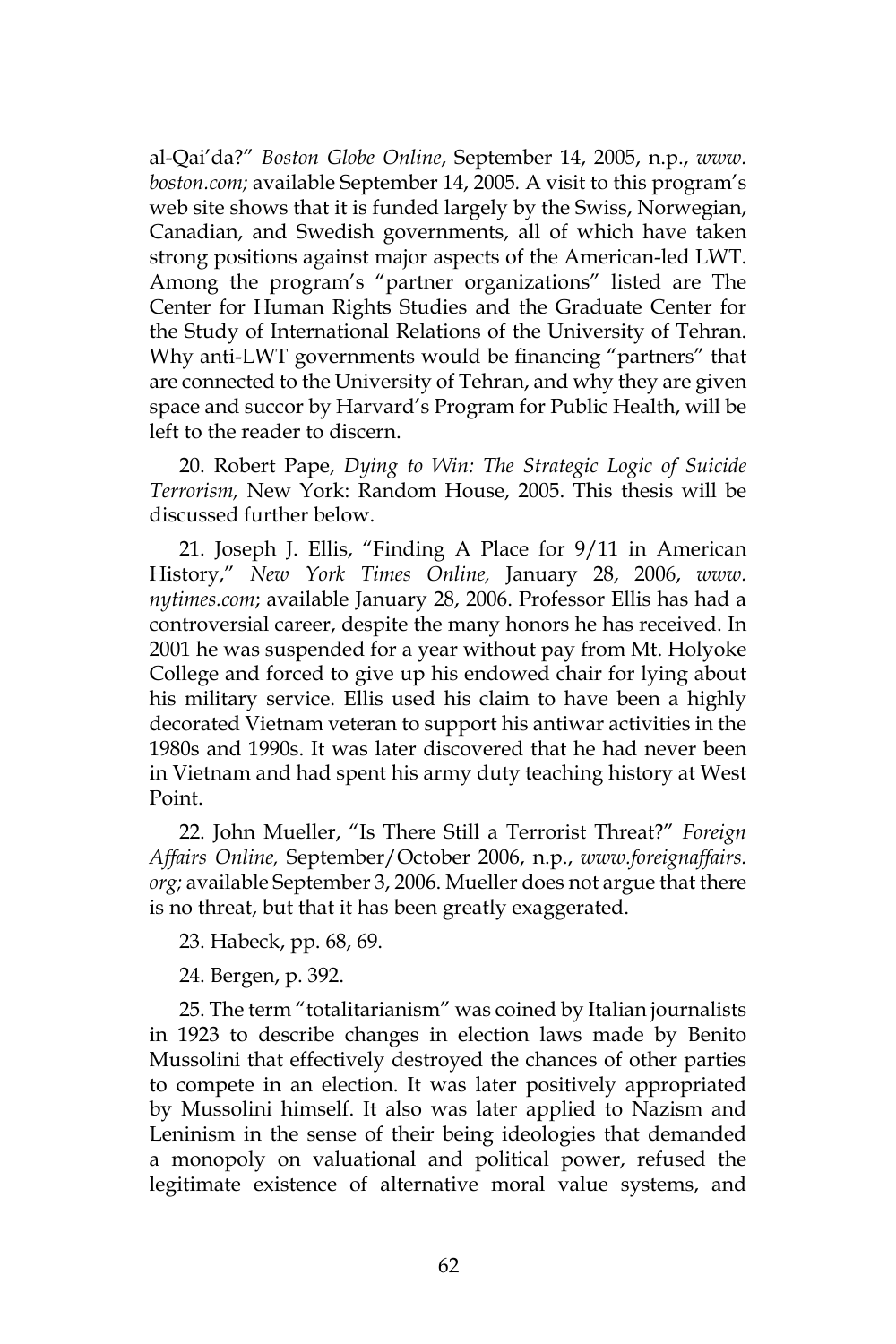al-Qai'da?" *Boston Globe Online*, September 14, 2005, n.p., *www.boston.com;* available September 14, 2005. A visit to this program's web site shows that it is funded largely by the Swiss, Norwegian, Canadian, and Swedish governments, all of which have taken strong positions against major aspects of the American-led LWT. Among the program's "partner organizations" listed are The Center for Human Rights Studies and the Graduate Center for the Study of International Relations of the University of Tehran. Why anti-LWT governments would be financing "partners" that are connected to the University of Tehran, and why they are given space and succor by Harvard's Program for Public Health, will be left to the reader to discern.

20. Robert Pape, *Dying to Win: The Strategic Logic of Suicide Terrorism,* New York: Random House, 2005. This thesis will be discussed further below.

21. Joseph J. Ellis, "Finding A Place for 9/11 in American History," *New York Times Online,* January 28, 2006, *www.nytimes.com*; available January 28, 2006. Professor Ellis has had a controversial career, despite the many honors he has received. In 2001 he was suspended for a year without pay from Mt. Holyoke College and forced to give up his endowed chair for lying about his military service. Ellis used his claim to have been a highly decorated Vietnam veteran to support his antiwar activities in the 1980s and 1990s. It was later discovered that he had never been in Vietnam and had spent his army duty teaching history at West Point.

22. John Mueller, "Is There Still a Terrorist Threat?" *Foreign Affairs Online,* September/October 2006, n.p., *www.foreignaffairs.org;* available September 3, 2006. Mueller does not argue that there is no threat, but that it has been greatly exaggerated.

23. Habeck, pp. 68, 69.

24. Bergen, p. 392.

25. The term "totalitarianism" was coined by Italian journalists in 1923 to describe changes in election laws made by Benito Mussolini that effectively destroyed the chances of other parties to compete in an election. It was later positively appropriated by Mussolini himself. It also was later applied to Nazism and Leninism in the sense of their being ideologies that demanded a monopoly on valuational and political power, refused the legitimate existence of alternative moral value systems, and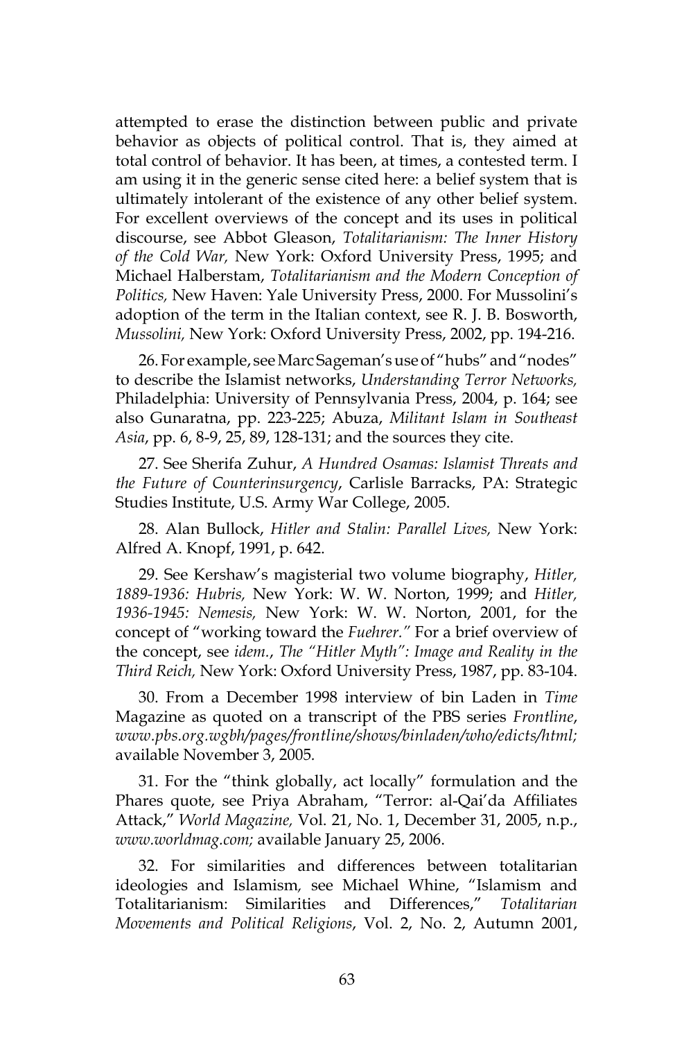attempted to erase the distinction between public and private behavior as objects of political control. That is, they aimed at total control of behavior. It has been, at times, a contested term. I am using it in the generic sense cited here: a belief system that is ultimately intolerant of the existence of any other belief system. For excellent overviews of the concept and its uses in political discourse, see Abbot Gleason, *Totalitarianism: The Inner History of the Cold War,* New York: Oxford University Press, 1995; and Michael Halberstam, *Totalitarianism and the Modern Conception of Politics,* New Haven: Yale University Press, 2000. For Mussolini's adoption of the term in the Italian context, see R. J. B. Bosworth, *Mussolini,* New York: Oxford University Press, 2002, pp. 194-216.

26. For example, see Marc Sageman's use of "hubs" and "nodes" to describe the Islamist networks, *Understanding Terror Networks,* Philadelphia: University of Pennsylvania Press, 2004, p. 164; see also Gunaratna, pp. 223-225; Abuza, *Militant Islam in Southeast Asia*, pp. 6, 8-9, 25, 89, 128-131; and the sources they cite.

27. See Sherifa Zuhur, *A Hundred Osamas: Islamist Threats and the Future of Counterinsurgency*, Carlisle Barracks, PA: Strategic Studies Institute, U.S. Army War College, 2005.

28. Alan Bullock, *Hitler and Stalin: Parallel Lives,* New York: Alfred A. Knopf, 1991, p. 642.

29. See Kershaw's magisterial two volume biography, *Hitler, 1889-1936: Hubris,* New York: W. W. Norton, 1999; and *Hitler, 1936-1945: Nemesis,* New York: W. W. Norton, 2001, for the concept of "working toward the *Fuehrer.*" For a brief overview of the concept, see *idem.*, *The "Hitler Myth": Image and Reality in the Third Reich,* New York: Oxford University Press, 1987, pp. 83-104.

30. From a December 1998 interview of bin Laden in *Time* Magazine as quoted on a transcript of the PBS series *Frontline*, *www.pbs.org.wgbh/pages/frontline/shows/binladen/who/edicts/html;* available November 3, 2005.

31. For the "think globally, act locally" formulation and the Phares quote, see Priya Abraham, "Terror: al-Qai'da Affiliates Attack," *World Magazine,* Vol. 21, No. 1, December 31, 2005, n.p., *www.worldmag.com;* available January 25, 2006.

32. For similarities and differences between totalitarian ideologies and Islamism, see Michael Whine, "Islamism and Totalitarianism: Similarities and Differences," *Totalitarian Movements and Political Religions*, Vol. 2, No. 2, Autumn 2001,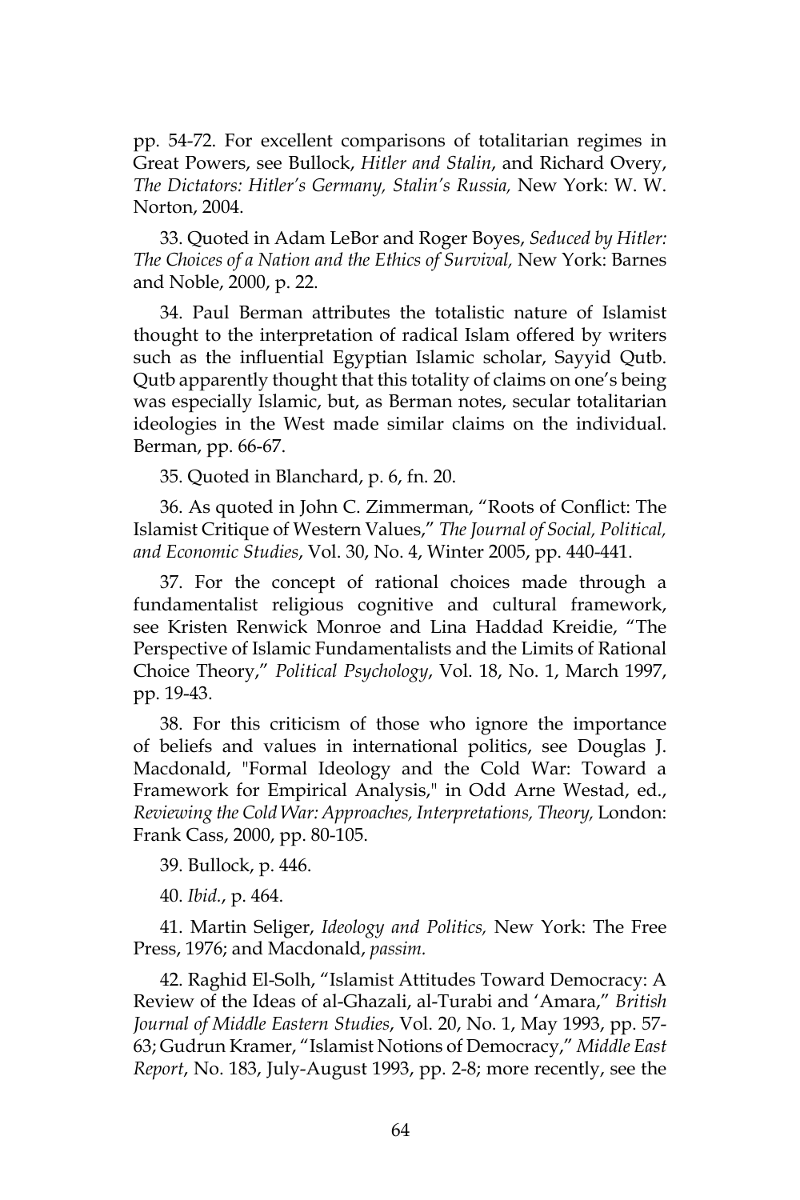pp. 54-72. For excellent comparisons of totalitarian regimes in Great Powers, see Bullock, *Hitler and Stalin*, and Richard Overy, *The Dictators: Hitler's Germany, Stalin's Russia,* New York: W. W. Norton, 2004.

33. Quoted in Adam LeBor and Roger Boyes, *Seduced by Hitler: The Choices of a Nation and the Ethics of Survival,* New York: Barnes and Noble, 2000, p. 22.

34. Paul Berman attributes the totalistic nature of Islamist thought to the interpretation of radical Islam offered by writers such as the influential Egyptian Islamic scholar, Sayyid Qutb. Qutb apparently thought that this totality of claims on one's being was especially Islamic, but, as Berman notes, secular totalitarian ideologies in the West made similar claims on the individual. Berman, pp. 66-67.

35. Quoted in Blanchard, p. 6, fn. 20.

36. As quoted in John C. Zimmerman, "Roots of Conflict: The Islamist Critique of Western Values," *The Journal of Social, Political, and Economic Studies*, Vol. 30, No. 4, Winter 2005, pp. 440-441.

37. For the concept of rational choices made through a fundamentalist religious cognitive and cultural framework, see Kristen Renwick Monroe and Lina Haddad Kreidie, "The Perspective of Islamic Fundamentalists and the Limits of Rational Choice Theory," *Political Psychology*, Vol. 18, No. 1, March 1997, pp. 19-43.

38. For this criticism of those who ignore the importance of beliefs and values in international politics, see Douglas J. Macdonald, "Formal Ideology and the Cold War: Toward a Framework for Empirical Analysis," in Odd Arne Westad, ed., *Reviewing the Cold War: Approaches, Interpretations, Theory,* London: Frank Cass, 2000, pp. 80-105.

39. Bullock, p. 446.

40. *Ibid.*, p. 464.

41. Martin Seliger, *Ideology and Politics,* New York: The Free Press, 1976; and Macdonald, *passim.*

42. Raghid El-Solh, "Islamist Attitudes Toward Democracy: A Review of the Ideas of al-Ghazali, al-Turabi and 'Amara," *British Journal of Middle Eastern Studies*, Vol. 20, No. 1, May 1993, pp. 57-63; Gudrun Kramer, "Islamist Notions of Democracy," *Middle East Report*, No. 183, July-August 1993, pp. 2-8; more recently, see the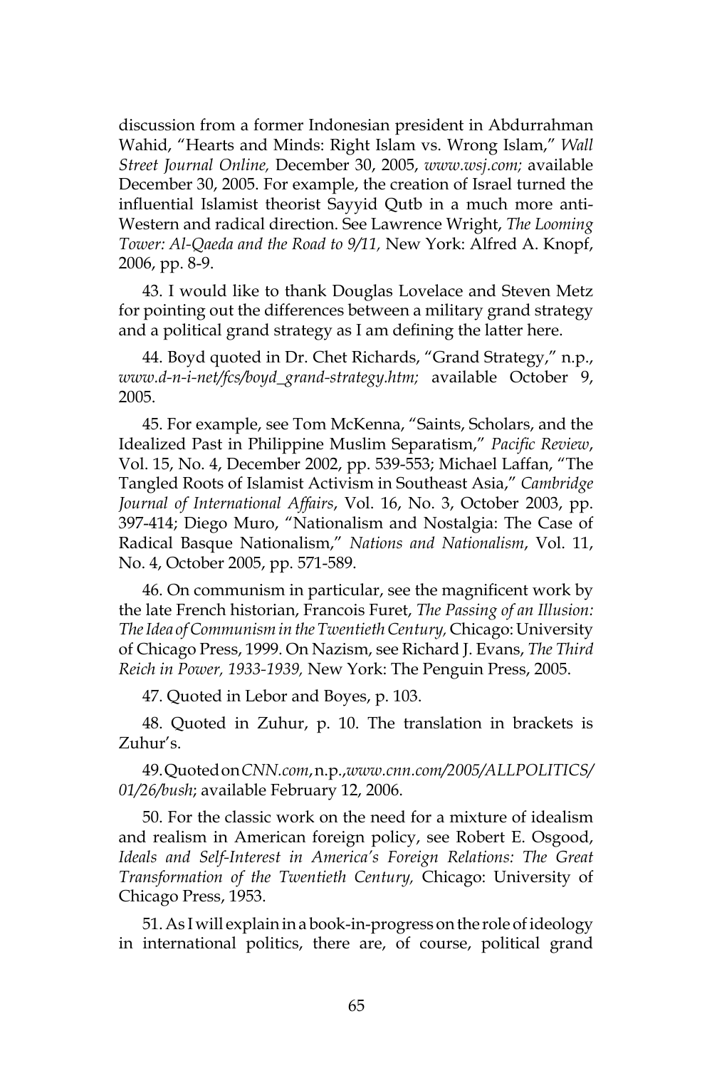discussion from a former Indonesian president in Abdurrahman Wahid, "Hearts and Minds: Right Islam vs. Wrong Islam," *Wall Street Journal Online*, December 30, 2005, *www.wsj.com;* available December 30, 2005. For example, the creation of Israel turned the influential Islamist theorist Sayyid Qutb in a much more anti-Western and radical direction. See Lawrence Wright, *The Looming Tower: Al-Qaeda and the Road to 9/11,* New York: Alfred A. Knopf, 2006, pp. 8-9.

43. I would like to thank Douglas Lovelace and Steven Metz for pointing out the differences between a military grand strategy and a political grand strategy as I am defining the latter here.

44. Boyd quoted in Dr. Chet Richards, "Grand Strategy," n.p., *www.d-n-i-net/fcs/boyd_grand-strategy.htm;* available October 9, 2005.

45. For example, see Tom McKenna, "Saints, Scholars, and the Idealized Past in Philippine Muslim Separatism," *Pacific Review*, Vol. 15, No. 4, December 2002, pp. 539-553; Michael Laffan, "The Tangled Roots of Islamist Activism in Southeast Asia," *Cambridge Journal of International Affairs*, Vol. 16, No. 3, October 2003, pp. 397-414; Diego Muro, "Nationalism and Nostalgia: The Case of Radical Basque Nationalism," *Nations and Nationalism*, Vol. 11, No. 4, October 2005, pp. 571-589.

46. On communism in particular, see the magnificent work by the late French historian, Francois Furet, *The Passing of an Illusion: The Idea of Communism in the Twentieth Century,* Chicago: University of Chicago Press, 1999. On Nazism, see Richard J. Evans, *The Third Reich in Power, 1933-1939,* New York: The Penguin Press, 2005.

47. Quoted in Lebor and Boyes, p. 103.

48. Quoted in Zuhur, p. 10. The translation in brackets is Zuhur's.

49. Quoted on *CNN.com*, n.p., *www.cnn.com/2005/ALLPOLITICS/01/26/bush*; available February 12, 2006.

50. For the classic work on the need for a mixture of idealism and realism in American foreign policy, see Robert E. Osgood, *Ideals and Self-Interest in America's Foreign Relations: The Great Transformation of the Twentieth Century,* Chicago: University of Chicago Press, 1953.

51. As I will explain in a book-in-progress on the role of ideology in international politics, there are, of course, political grand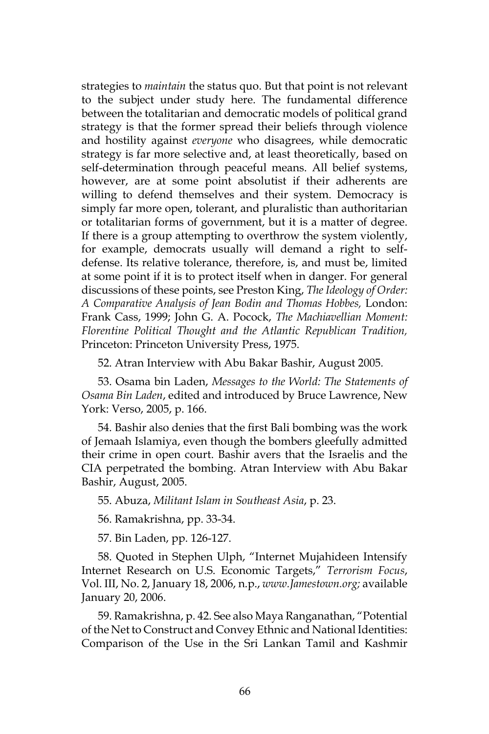strategies to *maintain* the status quo. But that point is not relevant to the subject under study here. The fundamental difference between the totalitarian and democratic models of political grand strategy is that the former spread their beliefs through violence and hostility against *everyone* who disagrees, while democratic strategy is far more selective and, at least theoretically, based on self-determination through peaceful means. All belief systems, however, are at some point absolutist if their adherents are willing to defend themselves and their system. Democracy is simply far more open, tolerant, and pluralistic than authoritarian or totalitarian forms of government, but it is a matter of degree. If there is a group attempting to overthrow the system violently, for example, democrats usually will demand a right to self-defense. Its relative tolerance, therefore, is, and must be, limited at some point if it is to protect itself when in danger. For general discussions of these points, see Preston King, *The Ideology of Order: A Comparative Analysis of Jean Bodin and Thomas Hobbes,* London: Frank Cass, 1999; John G. A. Pocock, *The Machiavellian Moment: Florentine Political Thought and the Atlantic Republican Tradition,* Princeton: Princeton University Press, 1975.

52. Atran Interview with Abu Bakar Bashir, August 2005.

53. Osama bin Laden, *Messages to the World: The Statements of Osama Bin Laden*, edited and introduced by Bruce Lawrence, New York: Verso, 2005, p. 166.

54. Bashir also denies that the first Bali bombing was the work of Jemaah Islamiya, even though the bombers gleefully admitted their crime in open court. Bashir avers that the Israelis and the CIA perpetrated the bombing. Atran Interview with Abu Bakar Bashir, August, 2005.

55. Abuza, *Militant Islam in Southeast Asia*, p. 23.

56. Ramakrishna, pp. 33-34.

57. Bin Laden, pp. 126-127.

58. Quoted in Stephen Ulph, "Internet Mujahideen Intensify Internet Research on U.S. Economic Targets," *Terrorism Focus*, Vol. III, No. 2, January 18, 2006, n.p., *www.Jamestown.org;* available January 20, 2006.

59. Ramakrishna, p. 42. See also Maya Ranganathan, "Potential of the Net to Construct and Convey Ethnic and National Identities: Comparison of the Use in the Sri Lankan Tamil and Kashmir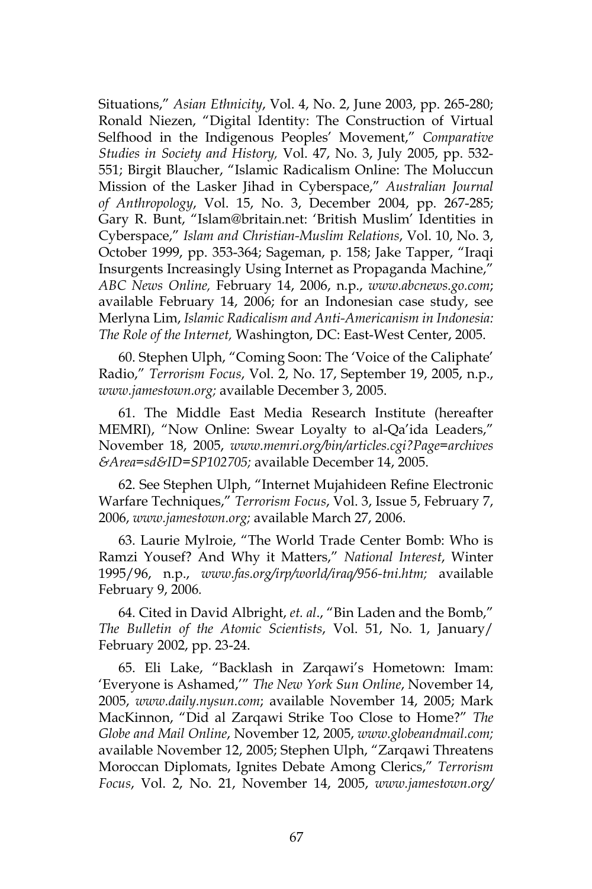Situations," *Asian Ethnicity*, Vol. 4, No. 2, June 2003, pp. 265-280; Ronald Niezen, "Digital Identity: The Construction of Virtual Selfhood in the Indigenous Peoples' Movement," *Comparative Studies in Society and History,* Vol. 47, No. 3, July 2005, pp. 532-551; Birgit Blaucher, "Islamic Radicalism Online: The Moluccun Mission of the Lasker Jihad in Cyberspace," *Australian Journal of Anthropology*, Vol. 15, No. 3, December 2004, pp. 267-285; Gary R. Bunt, "Islam@britain.net: 'British Muslim' Identities in Cyberspace," *Islam and Christian-Muslim Relations*, Vol. 10, No. 3, October 1999, pp. 353-364; Sageman, p. 158; Jake Tapper, "Iraqi Insurgents Increasingly Using Internet as Propaganda Machine," *ABC News Online,* February 14, 2006, n.p., *www.abcnews.go.com*; available February 14, 2006; for an Indonesian case study, see Merlyna Lim, *Islamic Radicalism and Anti-Americanism in Indonesia: The Role of the Internet,* Washington, DC: East-West Center, 2005.

60. Stephen Ulph, "Coming Soon: The 'Voice of the Caliphate' Radio," *Terrorism Focus*, Vol. 2, No. 17, September 19, 2005, n.p., *www.jamestown.org;* available December 3, 2005.

61. The Middle East Media Research Institute (hereafter MEMRI), "Now Online: Swear Loyalty to al-Qa'ida Leaders," November 18, 2005, *www.memri.org/bin/articles.cgi?Page=archives&Area=sd&ID=SP102705;* available December 14, 2005.

62. See Stephen Ulph, "Internet Mujahideen Refine Electronic Warfare Techniques," *Terrorism Focus*, Vol. 3, Issue 5, February 7, 2006, *www.jamestown.org;* available March 27, 2006.

63. Laurie Mylroie, "The World Trade Center Bomb: Who is Ramzi Yousef? And Why it Matters," *National Interest*, Winter 1995/96, n.p., *www.fas.org/irp/world/iraq/956-tni.htm;* available February 9, 2006.

64. Cited in David Albright, *et. al*., "Bin Laden and the Bomb," *The Bulletin of the Atomic Scientists*, Vol. 51, No. 1, January/February 2002, pp. 23-24.

65. Eli Lake, "Backlash in Zarqawi's Hometown: Imam: 'Everyone is Ashamed,'" *The New York Sun Online*, November 14, 2005, *www.daily.nysun.com*; available November 14, 2005; Mark MacKinnon, "Did al Zarqawi Strike Too Close to Home?" *The Globe and Mail Online*, November 12, 2005, *www.globeandmail.com;* available November 12, 2005; Stephen Ulph, "Zarqawi Threatens Moroccan Diplomats, Ignites Debate Among Clerics," *Terrorism Focus*, Vol. 2, No. 21, November 14, 2005, *www.jamestown.org/*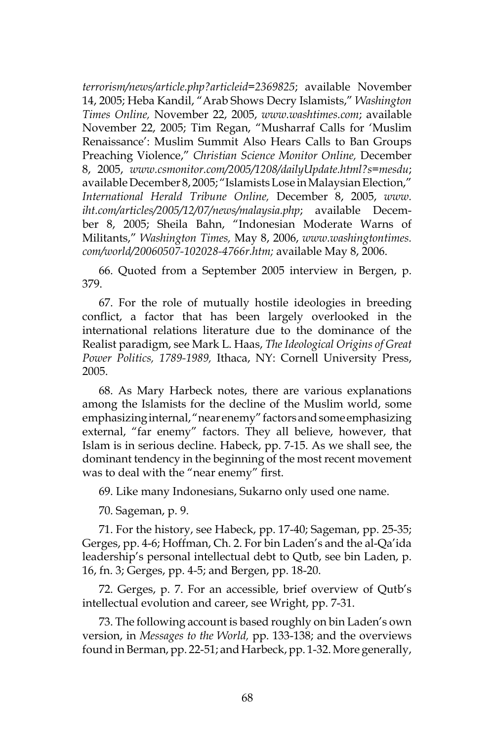*terrorism/news/article.php?articleid=2369825*; available November 14, 2005; Heba Kandil, "Arab Shows Decry Islamists," *Washington Times Online,* November 22, 2005, *www.washtimes.com*; available November 22, 2005; Tim Regan, "Musharraf Calls for 'Muslim Renaissance': Muslim Summit Also Hears Calls to Ban Groups Preaching Violence," *Christian Science Monitor Online,* December 8, 2005, *www.csmonitor.com/2005/1208/dailyUpdate.html?s=mesdu*; available December 8, 2005; "Islamists Lose in Malaysian Election," *International Herald Tribune Online,* December 8, 2005, *www.iht.com/articles/2005/12/07/news/malaysia.php*; available December 8, 2005; Sheila Bahn, "Indonesian Moderate Warns of Militants," *Washington Times,* May 8, 2006, *www.washingtontimes.com/world/20060507-102028-4766r.htm;* available May 8, 2006.

66. Quoted from a September 2005 interview in Bergen, p. 379.

67. For the role of mutually hostile ideologies in breeding conflict, a factor that has been largely overlooked in the international relations literature due to the dominance of the Realist paradigm, see Mark L. Haas, *The Ideological Origins of Great Power Politics, 1789-1989,* Ithaca, NY: Cornell University Press, 2005.

68. As Mary Harbeck notes, there are various explanations among the Islamists for the decline of the Muslim world, some emphasizing internal, "near enemy" factors and some emphasizing external, "far enemy" factors. They all believe, however, that Islam is in serious decline. Habeck, pp. 7-15. As we shall see, the dominant tendency in the beginning of the most recent movement was to deal with the "near enemy" first.

69. Like many Indonesians, Sukarno only used one name.

70. Sageman, p. 9.

71. For the history, see Habeck, pp. 17-40; Sageman, pp. 25-35; Gerges, pp. 4-6; Hoffman, Ch. 2. For bin Laden's and the al-Qa'ida leadership's personal intellectual debt to Qutb, see bin Laden, p. 16, fn. 3; Gerges, pp. 4-5; and Bergen, pp. 18-20.

72. Gerges, p. 7. For an accessible, brief overview of Qutb's intellectual evolution and career, see Wright, pp. 7-31.

73. The following account is based roughly on bin Laden's own version, in *Messages to the World,* pp. 133-138; and the overviews found in Berman, pp. 22-51; and Harbeck, pp. 1-32. More generally,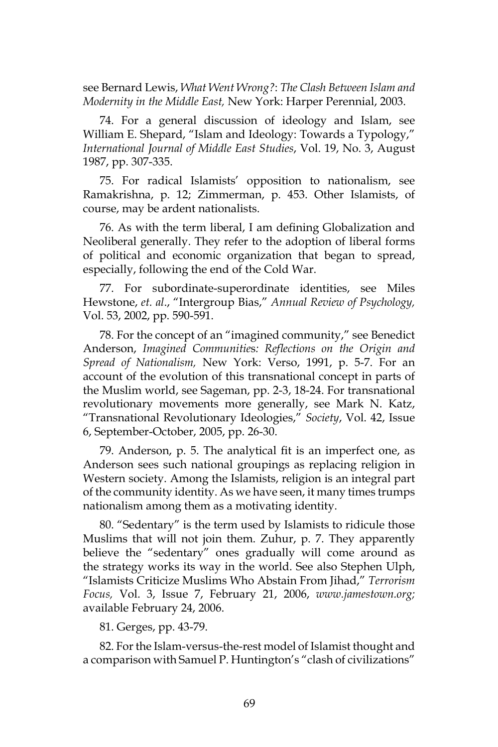see Bernard Lewis, *What Went Wrong?*: *The Clash Between Islam and Modernity in the Middle East,* New York: Harper Perennial, 2003.

74. For a general discussion of ideology and Islam, see William E. Shepard, "Islam and Ideology: Towards a Typology," *International Journal of Middle East Studies*, Vol. 19, No. 3, August 1987, pp. 307-335.

75. For radical Islamists' opposition to nationalism, see Ramakrishna, p. 12; Zimmerman, p. 453. Other Islamists, of course, may be ardent nationalists.

76. As with the term liberal, I am defining Globalization and Neoliberal generally. They refer to the adoption of liberal forms of political and economic organization that began to spread, especially, following the end of the Cold War.

77. For subordinate-superordinate identities, see Miles Hewstone, *et. al*., "Intergroup Bias," *Annual Review of Psychology,* Vol. 53, 2002, pp. 590-591.

78. For the concept of an "imagined community," see Benedict Anderson, *Imagined Communities: Reflections on the Origin and Spread of Nationalism,* New York: Verso, 1991, p. 5-7. For an account of the evolution of this transnational concept in parts of the Muslim world, see Sageman, pp. 2-3, 18-24. For transnational revolutionary movements more generally, see Mark N. Katz, "Transnational Revolutionary Ideologies," *Society*, Vol. 42, Issue 6, September-October, 2005, pp. 26-30.

79. Anderson, p. 5. The analytical fit is an imperfect one, as Anderson sees such national groupings as replacing religion in Western society. Among the Islamists, religion is an integral part of the community identity. As we have seen, it many times trumps nationalism among them as a motivating identity.

80. "Sedentary" is the term used by Islamists to ridicule those Muslims that will not join them. Zuhur, p. 7. They apparently believe the "sedentary" ones gradually will come around as the strategy works its way in the world. See also Stephen Ulph, "Islamists Criticize Muslims Who Abstain From Jihad," *Terrorism Focus,* Vol. 3, Issue 7, February 21, 2006, *www.jamestown.org;* available February 24, 2006.

81. Gerges, pp. 43-79.

82. For the Islam-versus-the-rest model of Islamist thought and a comparison with Samuel P. Huntington's "clash of civilizations"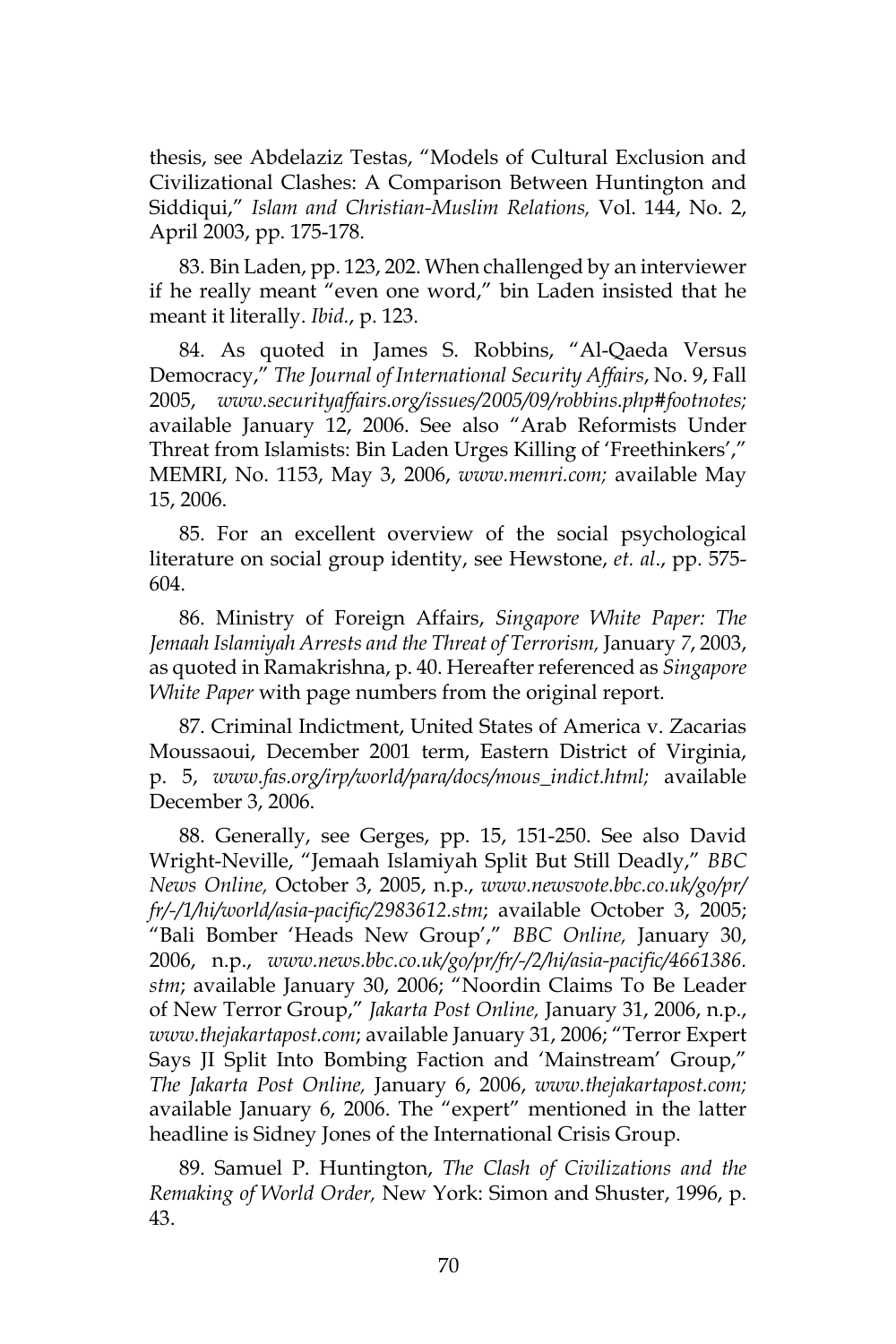thesis, see Abdelaziz Testas, "Models of Cultural Exclusion and Civilizational Clashes: A Comparison Between Huntington and Siddiqui," *Islam and Christian-Muslim Relations,* Vol. 144, No. 2, April 2003, pp. 175-178.

83. Bin Laden, pp. 123, 202. When challenged by an interviewer if he really meant "even one word," bin Laden insisted that he meant it literally. *Ibid.*, p. 123.

84. As quoted in James S. Robbins, "Al-Qaeda Versus Democracy," *The Journal of International Security Affairs*, No. 9, Fall 2005, *www.securityaffairs.org/issues/2005/09/robbins.php#footnotes;* available January 12, 2006. See also "Arab Reformists Under Threat from Islamists: Bin Laden Urges Killing of 'Freethinkers'," MEMRI, No. 1153, May 3, 2006, *www.memri.com;* available May 15, 2006.

85. For an excellent overview of the social psychological literature on social group identity, see Hewstone, *et. al*., pp. 575-604.

86. Ministry of Foreign Affairs, *Singapore White Paper: The Jemaah Islamiyah Arrests and the Threat of Terrorism,* January 7, 2003, as quoted in Ramakrishna, p. 40. Hereafter referenced as *Singapore White Paper* with page numbers from the original report.

87. Criminal Indictment, United States of America v. Zacarias Moussaoui, December 2001 term, Eastern District of Virginia, p. 5, *www.fas.org/irp/world/para/docs/mous_indict.html;* available December 3, 2006.

88. Generally, see Gerges, pp. 15, 151-250. See also David Wright-Neville, "Jemaah Islamiyah Split But Still Deadly," *BBC News Online,* October 3, 2005, n.p., *www.newsvote.bbc.co.uk/go/pr/fr/-/1/hi/world/asia-pacific/2983612.stm*; available October 3, 2005; "Bali Bomber 'Heads New Group'," *BBC Online,* January 30, 2006, n.p., *www.news.bbc.co.uk/go/pr/fr/-/2/hi/asia-pacific/4661386.stm*; available January 30, 2006; "Noordin Claims To Be Leader of New Terror Group," *Jakarta Post Online,* January 31, 2006, n.p., *www.thejakartapost.com*; available January 31, 2006; "Terror Expert Says JI Split Into Bombing Faction and 'Mainstream' Group," *The Jakarta Post Online,* January 6, 2006, *www.thejakartapost.com;* available January 6, 2006. The "expert" mentioned in the latter headline is Sidney Jones of the International Crisis Group.

89. Samuel P. Huntington, *The Clash of Civilizations and the Remaking of World Order,* New York: Simon and Shuster, 1996, p. 43.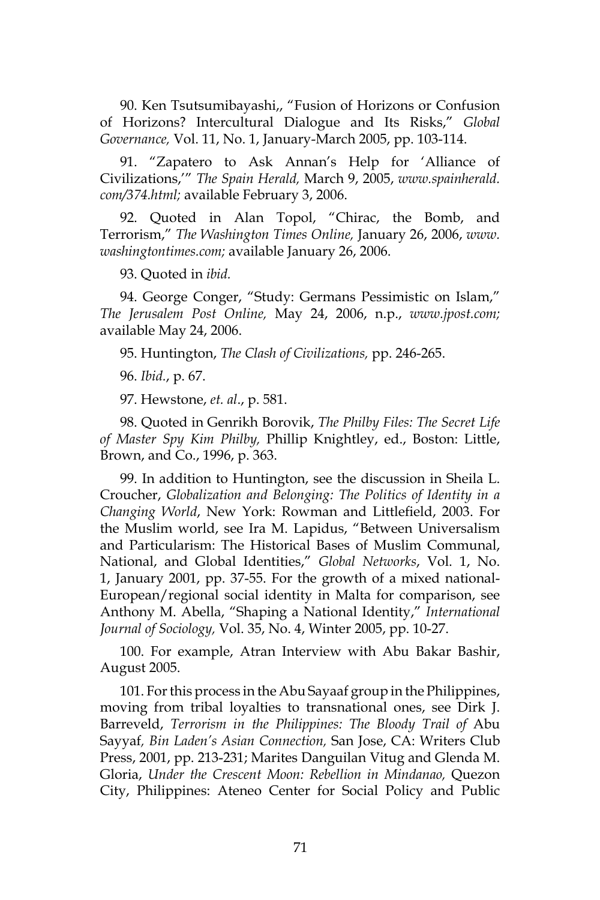90. Ken Tsutsumibayashi,, “Fusion of Horizons or Confusion of Horizons? Intercultural Dialogue and Its Risks,” *Global Governance,* Vol. 11, No. 1, January-March 2005, pp. 103-114.

91. “Zapatero to Ask Annan’s Help for ‘Alliance of Civilizations,’” *The Spain Herald,* March 9, 2005, *www.spainherald.com/374.html;* available February 3, 2006.

92. Quoted in Alan Topol, “Chirac, the Bomb, and Terrorism,” *The Washington Times Online,* January 26, 2006, *www.washingtontimes.com;* available January 26, 2006.

93. Quoted in *ibid.*

94. George Conger, “Study: Germans Pessimistic on Islam,” *The Jerusalem Post Online,* May 24, 2006, n.p., *www.jpost.com;* available May 24, 2006.

95. Huntington, *The Clash of Civilizations,* pp. 246-265.

96. *Ibid.*, p. 67.

97. Hewstone, *et. al*., p. 581.

98. Quoted in Genrikh Borovik, *The Philby Files: The Secret Life of Master Spy Kim Philby,* Phillip Knightley, ed., Boston: Little, Brown, and Co., 1996, p. 363.

99. In addition to Huntington, see the discussion in Sheila L. Croucher, *Globalization and Belonging: The Politics of Identity in a Changing World*, New York: Rowman and Littlefield, 2003. For the Muslim world, see Ira M. Lapidus, “Between Universalism and Particularism: The Historical Bases of Muslim Communal, National, and Global Identities,” *Global Networks*, Vol. 1, No. 1, January 2001, pp. 37-55. For the growth of a mixed national-European/regional social identity in Malta for comparison, see Anthony M. Abella, “Shaping a National Identity,” *International Journal of Sociology,* Vol. 35, No. 4, Winter 2005, pp. 10-27.

100. For example, Atran Interview with Abu Bakar Bashir, August 2005.

101. For this process in the Abu Sayaaf group in the Philippines, moving from tribal loyalties to transnational ones, see Dirk J. Barreveld, *Terrorism in the Philippines: The Bloody Trail of* Abu Sayyaf*, Bin Laden’s Asian Connection,* San Jose, CA: Writers Club Press, 2001, pp. 213-231; Marites Danguilan Vitug and Glenda M. Gloria, *Under the Crescent Moon: Rebellion in Mindanao,* Quezon City, Philippines: Ateneo Center for Social Policy and Public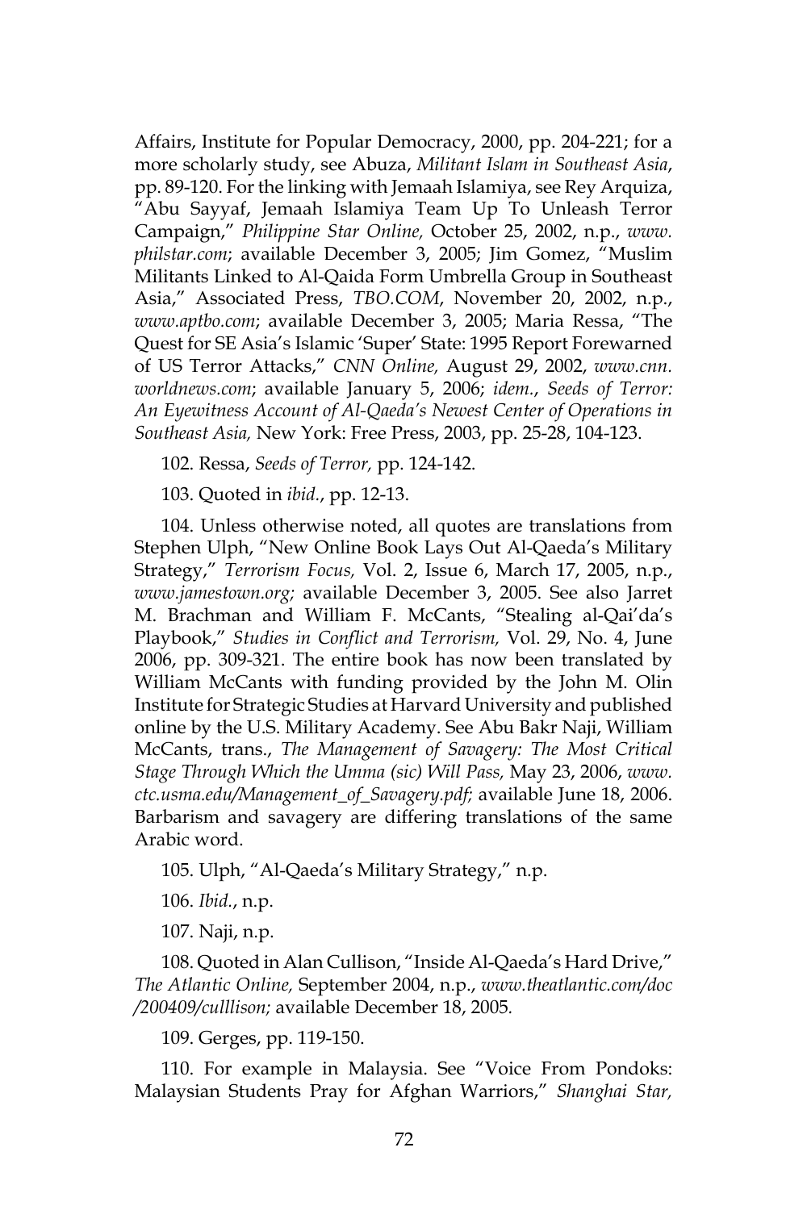Affairs, Institute for Popular Democracy, 2000, pp. 204-221; for a more scholarly study, see Abuza, *Militant Islam in Southeast Asia*, pp. 89-120. For the linking with Jemaah Islamiya, see Rey Arquiza, "Abu Sayyaf, Jemaah Islamiya Team Up To Unleash Terror Campaign," *Philippine Star Online,* October 25, 2002, n.p., *www.philstar.com*; available December 3, 2005; Jim Gomez, "Muslim Militants Linked to Al-Qaida Form Umbrella Group in Southeast Asia," Associated Press, *TBO.COM*, November 20, 2002, n.p., *www.aptbo.com*; available December 3, 2005; Maria Ressa, "The Quest for SE Asia's Islamic 'Super' State: 1995 Report Forewarned of US Terror Attacks," *CNN Online,* August 29, 2002, *www.cnn.worldnews.com*; available January 5, 2006; *idem.*, *Seeds of Terror: An Eyewitness Account of Al-Qaeda's Newest Center of Operations in Southeast Asia,* New York: Free Press, 2003, pp. 25-28, 104-123.

102. Ressa, *Seeds of Terror,* pp. 124-142.

103. Quoted in *ibid.*, pp. 12-13.

104. Unless otherwise noted, all quotes are translations from Stephen Ulph, "New Online Book Lays Out Al-Qaeda's Military Strategy," *Terrorism Focus,* Vol. 2, Issue 6, March 17, 2005, n.p., *www.jamestown.org;* available December 3, 2005. See also Jarret M. Brachman and William F. McCants, "Stealing al-Qai'da's Playbook," *Studies in Conflict and Terrorism,* Vol. 29, No. 4, June 2006, pp. 309-321. The entire book has now been translated by William McCants with funding provided by the John M. Olin Institute for Strategic Studies at Harvard University and published online by the U.S. Military Academy. See Abu Bakr Naji, William McCants, trans., *The Management of Savagery: The Most Critical Stage Through Which the Umma (sic) Will Pass,* May 23, 2006, *www.ctc.usma.edu/Management_of_Savagery.pdf;* available June 18, 2006. Barbarism and savagery are differing translations of the same Arabic word.

105. Ulph, "Al-Qaeda's Military Strategy," n.p.

106. *Ibid.*, n.p.

107. Naji, n.p.

108. Quoted in Alan Cullison, "Inside Al-Qaeda's Hard Drive," *The Atlantic Online,* September 2004, n.p., *www.theatlantic.com/doc/200409/culllison;* available December 18, 2005.

109. Gerges, pp. 119-150.

110. For example in Malaysia. See "Voice From Pondoks: Malaysian Students Pray for Afghan Warriors," *Shanghai Star,*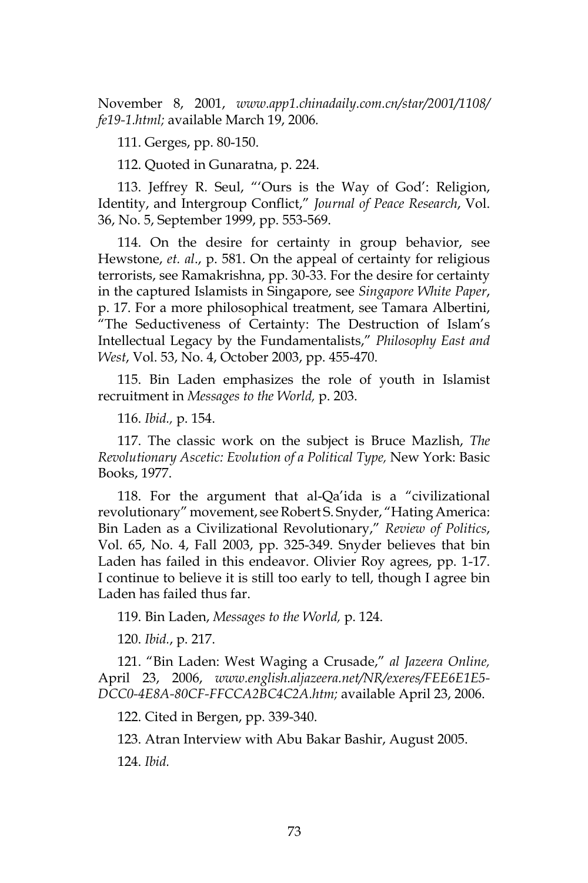November 8, 2001, *www.app1.chinadaily.com.cn/star/2001/1108/fe19-1.html;* available March 19, 2006.

111. Gerges, pp. 80-150.

112. Quoted in Gunaratna, p. 224.

113. Jeffrey R. Seul, "'Ours is the Way of God': Religion, Identity, and Intergroup Conflict," *Journal of Peace Research*, Vol. 36, No. 5, September 1999, pp. 553-569.

114. On the desire for certainty in group behavior, see Hewstone, *et. al*., p. 581. On the appeal of certainty for religious terrorists, see Ramakrishna, pp. 30-33. For the desire for certainty in the captured Islamists in Singapore, see *Singapore White Paper*, p. 17. For a more philosophical treatment, see Tamara Albertini, "The Seductiveness of Certainty: The Destruction of Islam's Intellectual Legacy by the Fundamentalists," *Philosophy East and West*, Vol. 53, No. 4, October 2003, pp. 455-470.

115. Bin Laden emphasizes the role of youth in Islamist recruitment in *Messages to the World,* p. 203.

116. *Ibid.,* p. 154.

117. The classic work on the subject is Bruce Mazlish, *The Revolutionary Ascetic: Evolution of a Political Type,* New York: Basic Books, 1977.

118. For the argument that al-Qa'ida is a "civilizational revolutionary" movement, see Robert S. Snyder, "Hating America: Bin Laden as a Civilizational Revolutionary," *Review of Politics*, Vol. 65, No. 4, Fall 2003, pp. 325-349. Snyder believes that bin Laden has failed in this endeavor. Olivier Roy agrees, pp. 1-17. I continue to believe it is still too early to tell, though I agree bin Laden has failed thus far.

119. Bin Laden, *Messages to the World,* p. 124.

120. *Ibid.*, p. 217.

121. "Bin Laden: West Waging a Crusade," *al Jazeera Online,* April 23, 2006, *www.english.aljazeera.net/NR/exeres/FEE6E1E5-DCC0-4E8A-80CF-FFCCA2BC4C2A.htm;* available April 23, 2006.

122. Cited in Bergen, pp. 339-340.

123. Atran Interview with Abu Bakar Bashir, August 2005.

124. *Ibid.*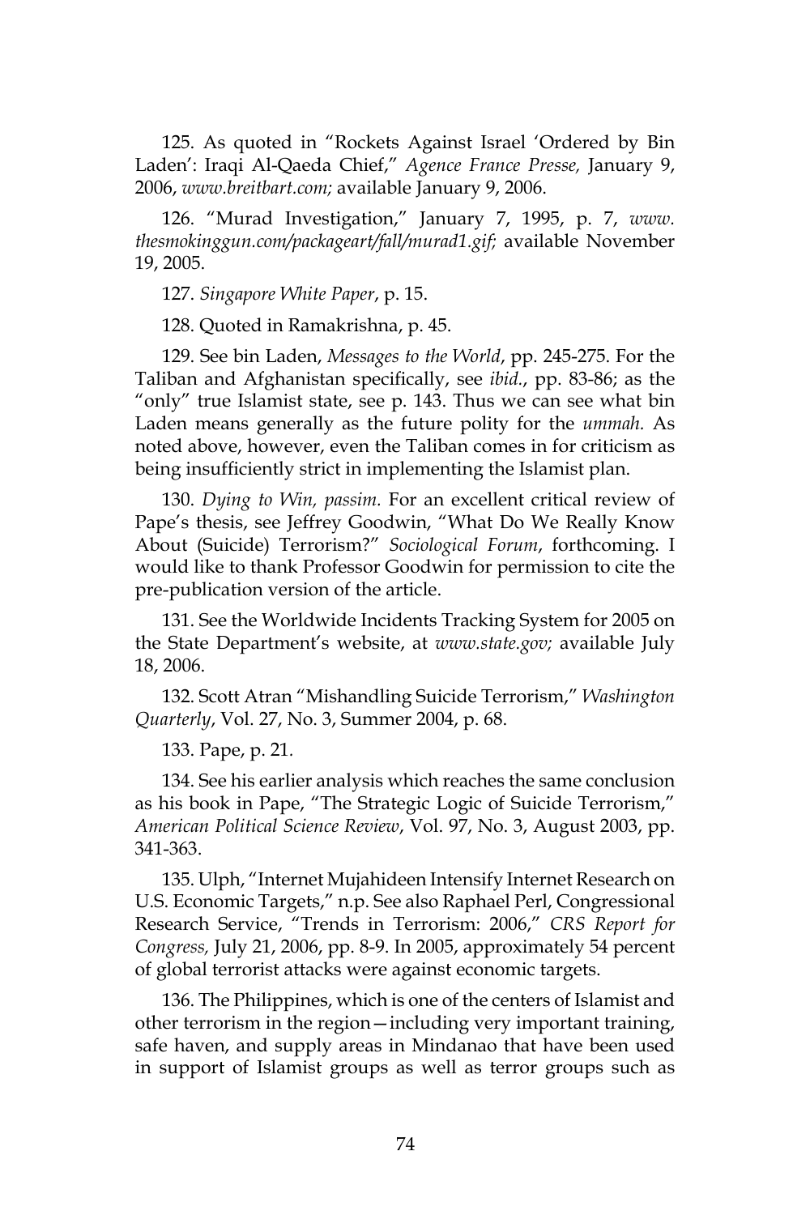125. As quoted in "Rockets Against Israel 'Ordered by Bin Laden': Iraqi Al-Qaeda Chief," *Agence France Presse,* January 9, 2006, *www.breitbart.com;* available January 9, 2006.

126. "Murad Investigation," January 7, 1995, p. 7, *www.thesmokinggun.com/packageart/fall/murad1.gif;* available November 19, 2005.

127. *Singapore White Paper*, p. 15.

128. Quoted in Ramakrishna, p. 45.

129. See bin Laden, *Messages to the World*, pp. 245-275. For the Taliban and Afghanistan specifically, see *ibid.*, pp. 83-86; as the "only" true Islamist state, see p. 143. Thus we can see what bin Laden means generally as the future polity for the *ummah.* As noted above, however, even the Taliban comes in for criticism as being insufficiently strict in implementing the Islamist plan.

130. *Dying to Win, passim.* For an excellent critical review of Pape's thesis, see Jeffrey Goodwin, "What Do We Really Know About (Suicide) Terrorism?" *Sociological Forum*, forthcoming. I would like to thank Professor Goodwin for permission to cite the pre-publication version of the article.

131. See the Worldwide Incidents Tracking System for 2005 on the State Department's website, at *www.state.gov;* available July 18, 2006.

132. Scott Atran "Mishandling Suicide Terrorism," *Washington Quarterly*, Vol. 27, No. 3, Summer 2004, p. 68.

133. Pape, p. 21.

134. See his earlier analysis which reaches the same conclusion as his book in Pape, "The Strategic Logic of Suicide Terrorism," *American Political Science Review*, Vol. 97, No. 3, August 2003, pp. 341-363.

135. Ulph, "Internet Mujahideen Intensify Internet Research on U.S. Economic Targets," n.p. See also Raphael Perl, Congressional Research Service, "Trends in Terrorism: 2006," *CRS Report for Congress,* July 21, 2006, pp. 8-9. In 2005, approximately 54 percent of global terrorist attacks were against economic targets.

136. The Philippines, which is one of the centers of Islamist and other terrorism in the region—including very important training, safe haven, and supply areas in Mindanao that have been used in support of Islamist groups as well as terror groups such as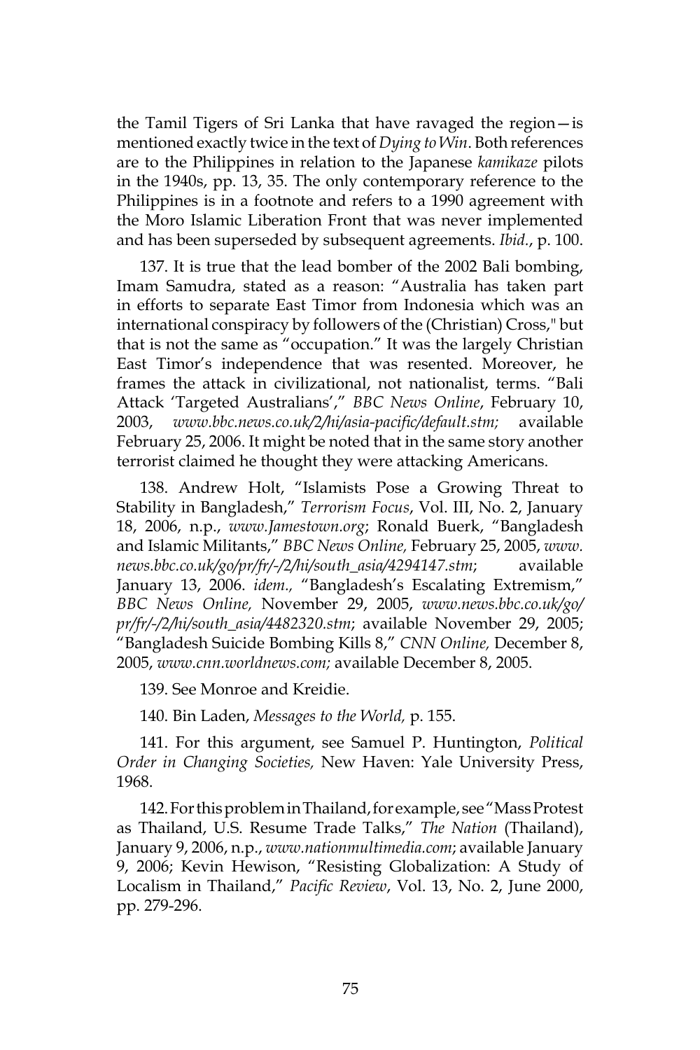the Tamil Tigers of Sri Lanka that have ravaged the region—is mentioned exactly twice in the text of *Dying to Win*. Both references are to the Philippines in relation to the Japanese *kamikaze* pilots in the 1940s, pp. 13, 35. The only contemporary reference to the Philippines is in a footnote and refers to a 1990 agreement with the Moro Islamic Liberation Front that was never implemented and has been superseded by subsequent agreements. *Ibid*., p. 100.

137. It is true that the lead bomber of the 2002 Bali bombing, Imam Samudra, stated as a reason: "Australia has taken part in efforts to separate East Timor from Indonesia which was an international conspiracy by followers of the (Christian) Cross," but that is not the same as "occupation." It was the largely Christian East Timor's independence that was resented. Moreover, he frames the attack in civilizational, not nationalist, terms. "Bali Attack 'Targeted Australians'," *BBC News Online*, February 10, 2003, *www.bbc.news.co.uk/2/hi/asia-pacific/default.stm;* available February 25, 2006. It might be noted that in the same story another terrorist claimed he thought they were attacking Americans.

138. Andrew Holt, "Islamists Pose a Growing Threat to Stability in Bangladesh," *Terrorism Focus*, Vol. III, No. 2, January 18, 2006, n.p., *www.Jamestown.org*; Ronald Buerk, "Bangladesh and Islamic Militants," *BBC News Online,* February 25, 2005, *www.news.bbc.co.uk/go/pr/fr/-/2/hi/south_asia/4294147.stm*; available January 13, 2006. *idem.,* "Bangladesh's Escalating Extremism," *BBC News Online,* November 29, 2005, *www.news.bbc.co.uk/go/pr/fr/-/2/hi/south_asia/4482320.stm*; available November 29, 2005; "Bangladesh Suicide Bombing Kills 8," *CNN Online,* December 8, 2005, *www.cnn.worldnews.com;* available December 8, 2005.

139. See Monroe and Kreidie.

140. Bin Laden, *Messages to the World,* p. 155.

141. For this argument, see Samuel P. Huntington, *Political Order in Changing Societies,* New Haven: Yale University Press, 1968.

142. For this problem in Thailand, for example, see "Mass Protest as Thailand, U.S. Resume Trade Talks," *The Nation* (Thailand), January 9, 2006, n.p., *www.nationmultimedia.com*; available January 9, 2006; Kevin Hewison, "Resisting Globalization: A Study of Localism in Thailand," *Pacific Review*, Vol. 13, No. 2, June 2000, pp. 279-296.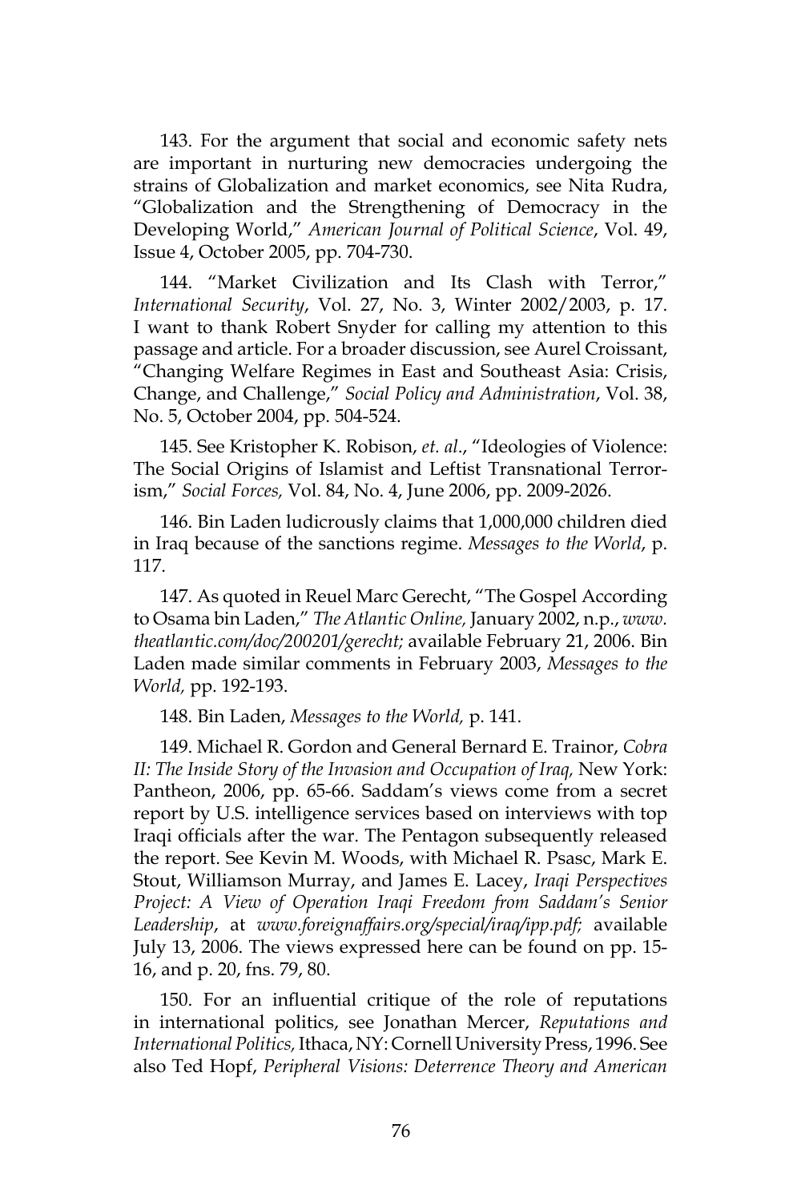143. For the argument that social and economic safety nets are important in nurturing new democracies undergoing the strains of Globalization and market economics, see Nita Rudra, "Globalization and the Strengthening of Democracy in the Developing World," *American Journal of Political Science*, Vol. 49, Issue 4, October 2005, pp. 704-730.

144. "Market Civilization and Its Clash with Terror," *International Security*, Vol. 27, No. 3, Winter 2002/2003, p. 17. I want to thank Robert Snyder for calling my attention to this passage and article. For a broader discussion, see Aurel Croissant, "Changing Welfare Regimes in East and Southeast Asia: Crisis, Change, and Challenge," *Social Policy and Administration*, Vol. 38, No. 5, October 2004, pp. 504-524.

145. See Kristopher K. Robison, *et. al*., "Ideologies of Violence: The Social Origins of Islamist and Leftist Transnational Terrorism," *Social Forces,* Vol. 84, No. 4, June 2006, pp. 2009-2026.

146. Bin Laden ludicrously claims that 1,000,000 children died in Iraq because of the sanctions regime. *Messages to the World*, p. 117.

147. As quoted in Reuel Marc Gerecht, "The Gospel According to Osama bin Laden," *The Atlantic Online,* January 2002, n.p., *www.theatlantic.com/doc/200201/gerecht;* available February 21, 2006. Bin Laden made similar comments in February 2003, *Messages to the World,* pp. 192-193.

148. Bin Laden, *Messages to the World,* p. 141.

149. Michael R. Gordon and General Bernard E. Trainor, *Cobra II: The Inside Story of the Invasion and Occupation of Iraq,* New York: Pantheon, 2006, pp. 65-66. Saddam's views come from a secret report by U.S. intelligence services based on interviews with top Iraqi officials after the war. The Pentagon subsequently released the report. See Kevin M. Woods, with Michael R. Psasc, Mark E. Stout, Williamson Murray, and James E. Lacey, *Iraqi Perspectives Project: A View of Operation Iraqi Freedom from Saddam's Senior Leadership*, at *www.foreignaffairs.org/special/iraq/ipp.pdf;* available July 13, 2006. The views expressed here can be found on pp. 15-16, and p. 20, fns. 79, 80.

150. For an influential critique of the role of reputations in international politics, see Jonathan Mercer, *Reputations and International Politics,* Ithaca, NY: Cornell University Press, 1996. See also Ted Hopf, *Peripheral Visions: Deterrence Theory and American*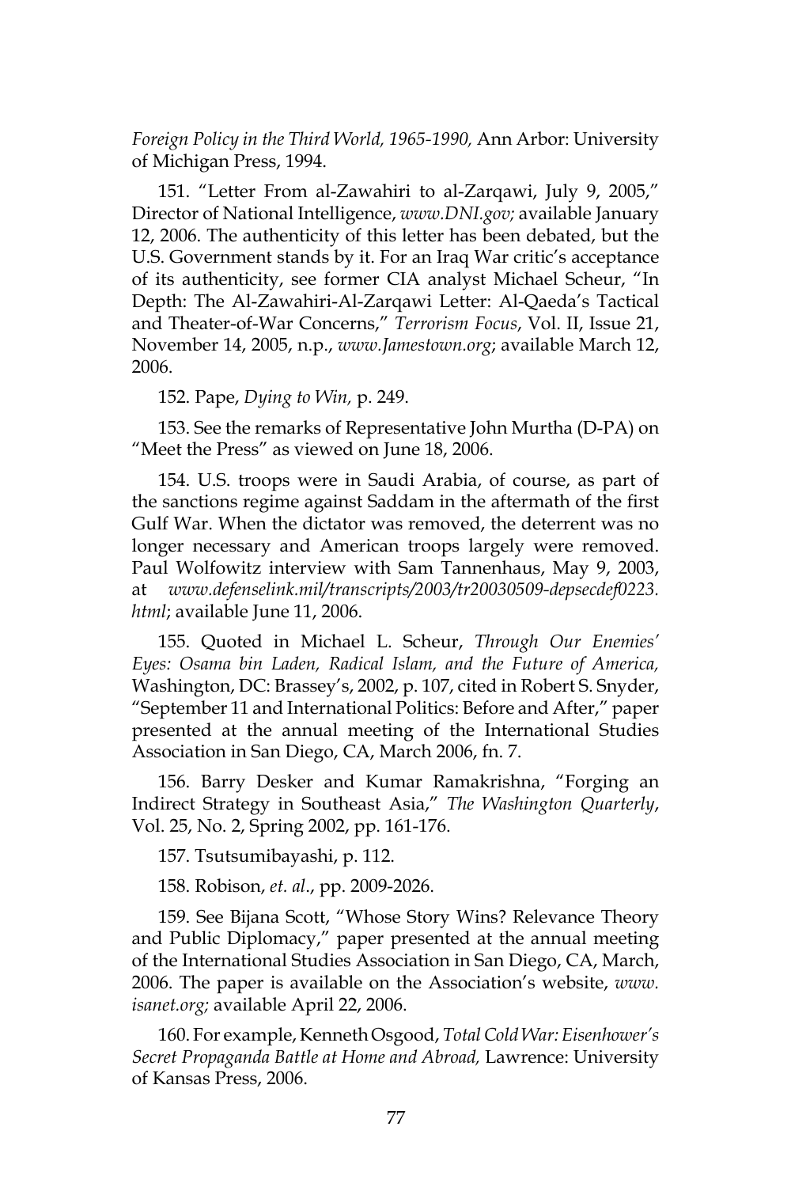*Foreign Policy in the Third World, 1965-1990,* Ann Arbor: University of Michigan Press, 1994.

151. "Letter From al-Zawahiri to al-Zarqawi, July 9, 2005," Director of National Intelligence, *www.DNI.gov;* available January 12, 2006. The authenticity of this letter has been debated, but the U.S. Government stands by it. For an Iraq War critic's acceptance of its authenticity, see former CIA analyst Michael Scheur, "In Depth: The Al-Zawahiri-Al-Zarqawi Letter: Al-Qaeda's Tactical and Theater-of-War Concerns," *Terrorism Focus*, Vol. II, Issue 21, November 14, 2005, n.p., *www.Jamestown.org*; available March 12, 2006.

152. Pape, *Dying to Win,* p. 249.

153. See the remarks of Representative John Murtha (D-PA) on "Meet the Press" as viewed on June 18, 2006.

154. U.S. troops were in Saudi Arabia, of course, as part of the sanctions regime against Saddam in the aftermath of the first Gulf War. When the dictator was removed, the deterrent was no longer necessary and American troops largely were removed. Paul Wolfowitz interview with Sam Tannenhaus, May 9, 2003, at *www.defenselink.mil/transcripts/2003/tr20030509-depsecdef0223.html*; available June 11, 2006.

155. Quoted in Michael L. Scheur, *Through Our Enemies' Eyes: Osama bin Laden, Radical Islam, and the Future of America,* Washington, DC: Brassey's, 2002, p. 107, cited in Robert S. Snyder, "September 11 and International Politics: Before and After," paper presented at the annual meeting of the International Studies Association in San Diego, CA, March 2006, fn. 7.

156. Barry Desker and Kumar Ramakrishna, "Forging an Indirect Strategy in Southeast Asia," *The Washington Quarterly*, Vol. 25, No. 2, Spring 2002, pp. 161-176.

157. Tsutsumibayashi, p. 112.

158. Robison, *et. al*., pp. 2009-2026.

159. See Bijana Scott, "Whose Story Wins? Relevance Theory and Public Diplomacy," paper presented at the annual meeting of the International Studies Association in San Diego, CA, March, 2006. The paper is available on the Association's website, *www.isanet.org;* available April 22, 2006.

160. For example, Kenneth Osgood, *Total Cold War: Eisenhower's Secret Propaganda Battle at Home and Abroad,* Lawrence: University of Kansas Press, 2006.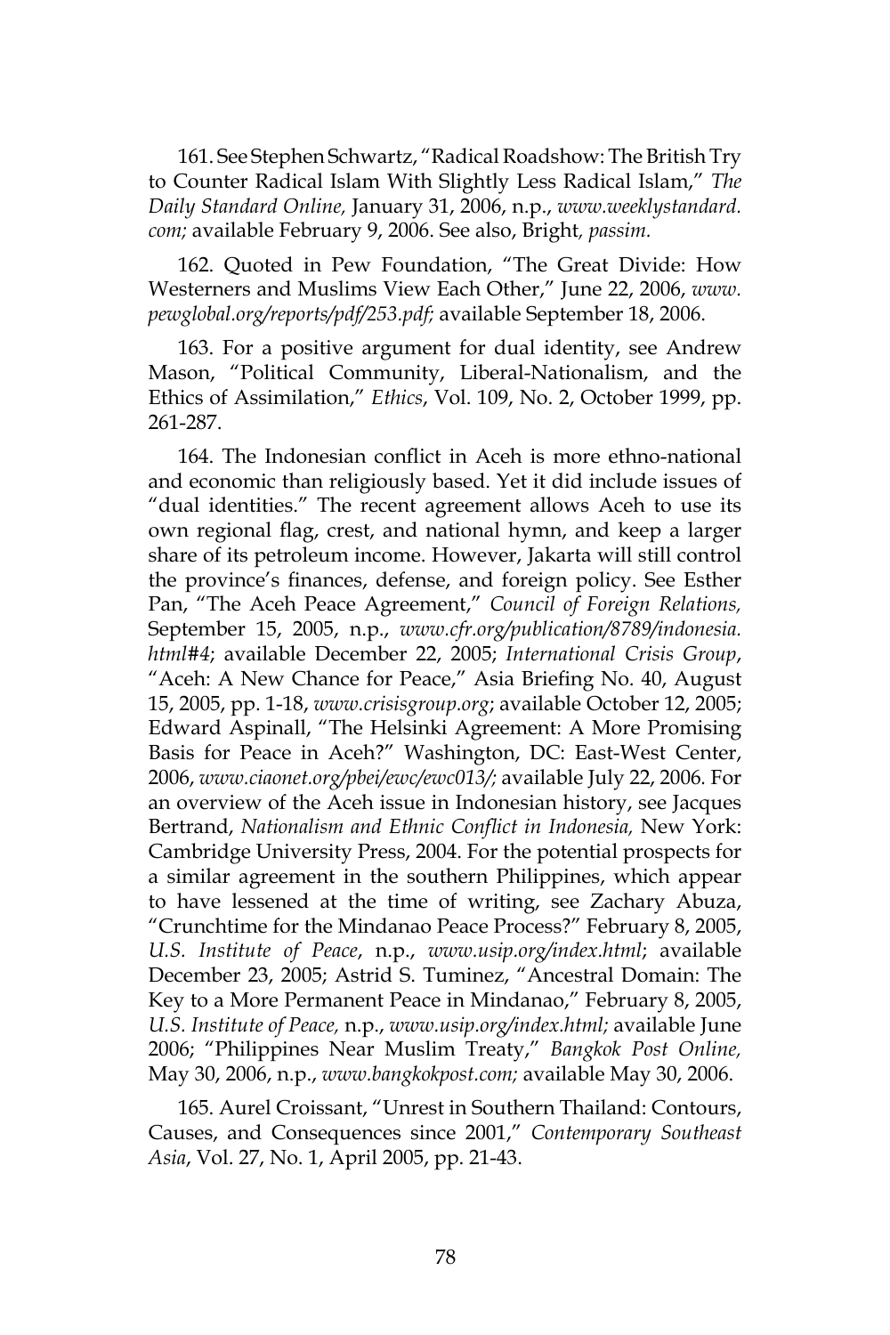161. See Stephen Schwartz, "Radical Roadshow: The British Try to Counter Radical Islam With Slightly Less Radical Islam," *The Daily Standard Online,* January 31, 2006, n.p., *www.weeklystandard.com;* available February 9, 2006. See also, Bright*, passim.*

162. Quoted in Pew Foundation, "The Great Divide: How Westerners and Muslims View Each Other," June 22, 2006, *www.pewglobal.org/reports/pdf/253.pdf;* available September 18, 2006.

163. For a positive argument for dual identity, see Andrew Mason, "Political Community, Liberal-Nationalism, and the Ethics of Assimilation," *Ethics*, Vol. 109, No. 2, October 1999, pp. 261-287.

164. The Indonesian conflict in Aceh is more ethno-national and economic than religiously based. Yet it did include issues of "dual identities." The recent agreement allows Aceh to use its own regional flag, crest, and national hymn, and keep a larger share of its petroleum income. However, Jakarta will still control the province's finances, defense, and foreign policy. See Esther Pan, "The Aceh Peace Agreement," *Council of Foreign Relations,* September 15, 2005, n.p., *www.cfr.org/publication/8789/indonesia.html#4*; available December 22, 2005; *International Crisis Group*, "Aceh: A New Chance for Peace," Asia Briefing No. 40, August 15, 2005, pp. 1-18, *www.crisisgroup.org*; available October 12, 2005; Edward Aspinall, "The Helsinki Agreement: A More Promising Basis for Peace in Aceh?" Washington, DC: East-West Center, 2006, *www.ciaonet.org/pbei/ewc/ewc013/*; available July 22, 2006. For an overview of the Aceh issue in Indonesian history, see Jacques Bertrand, *Nationalism and Ethnic Conflict in Indonesia,* New York: Cambridge University Press, 2004. For the potential prospects for a similar agreement in the southern Philippines, which appear to have lessened at the time of writing, see Zachary Abuza, "Crunchtime for the Mindanao Peace Process?" February 8, 2005, *U.S. Institute of Peace*, n.p., *www.usip.org/index.html*; available December 23, 2005; Astrid S. Tuminez, "Ancestral Domain: The Key to a More Permanent Peace in Mindanao," February 8, 2005, *U.S. Institute of Peace,* n.p., *www.usip.org/index.html;* available June 2006; "Philippines Near Muslim Treaty," *Bangkok Post Online,* May 30, 2006, n.p., *www.bangkokpost.com;* available May 30, 2006.

165. Aurel Croissant, "Unrest in Southern Thailand: Contours, Causes, and Consequences since 2001," *Contemporary Southeast Asia*, Vol. 27, No. 1, April 2005, pp. 21-43.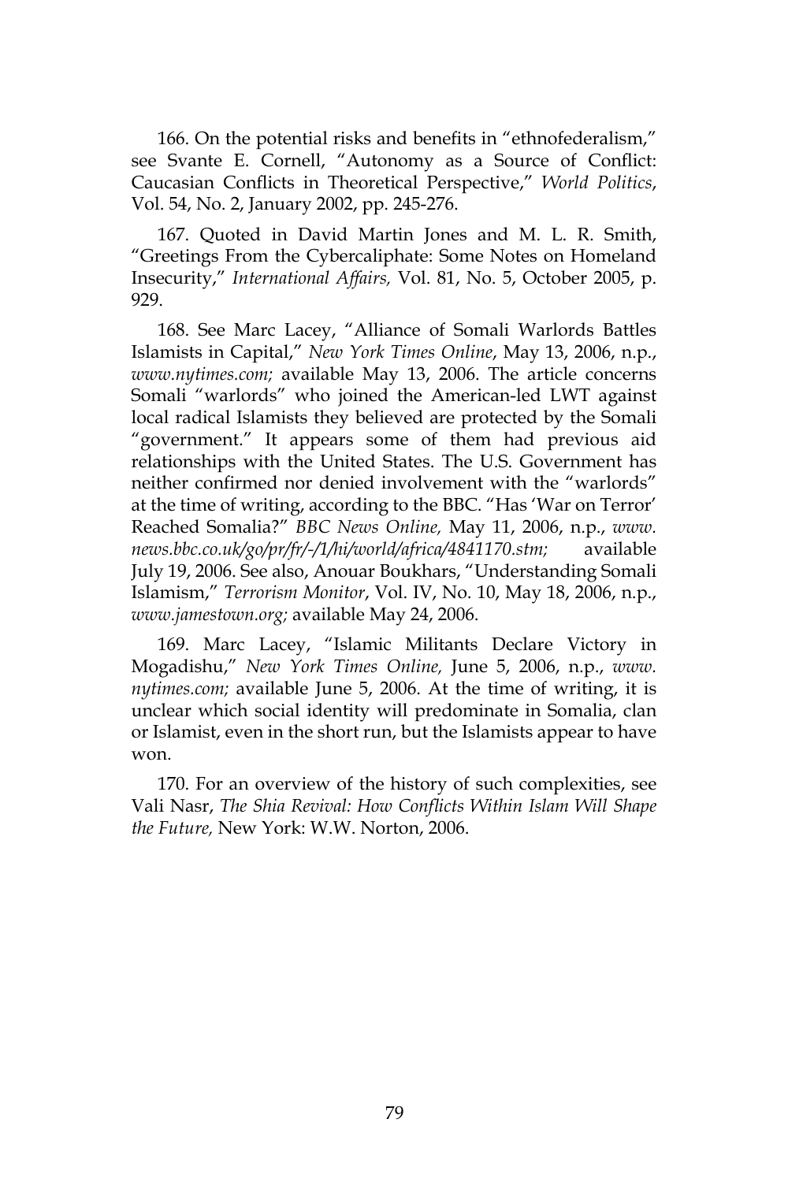166. On the potential risks and benefits in "ethnofederalism," see Svante E. Cornell, "Autonomy as a Source of Conflict: Caucasian Conflicts in Theoretical Perspective," *World Politics*, Vol. 54, No. 2, January 2002, pp. 245-276.

167. Quoted in David Martin Jones and M. L. R. Smith, "Greetings From the Cybercaliphate: Some Notes on Homeland Insecurity," *International Affairs,* Vol. 81, No. 5, October 2005, p. 929.

168. See Marc Lacey, "Alliance of Somali Warlords Battles Islamists in Capital," *New York Times Online*, May 13, 2006, n.p., *www.nytimes.com;* available May 13, 2006. The article concerns Somali "warlords" who joined the American-led LWT against local radical Islamists they believed are protected by the Somali "government." It appears some of them had previous aid relationships with the United States. The U.S. Government has neither confirmed nor denied involvement with the "warlords" at the time of writing, according to the BBC. "Has 'War on Terror' Reached Somalia?" *BBC News Online,* May 11, 2006, n.p., *www.news.bbc.co.uk/go/pr/fr/-/1/hi/world/africa/4841170.stm;* available July 19, 2006. See also, Anouar Boukhars, "Understanding Somali Islamism," *Terrorism Monitor*, Vol. IV, No. 10, May 18, 2006, n.p., *www.jamestown.org;* available May 24, 2006.

169. Marc Lacey, "Islamic Militants Declare Victory in Mogadishu," *New York Times Online,* June 5, 2006, n.p., *www.nytimes.com;* available June 5, 2006. At the time of writing, it is unclear which social identity will predominate in Somalia, clan or Islamist, even in the short run, but the Islamists appear to have won.

170. For an overview of the history of such complexities, see Vali Nasr, *The Shia Revival: How Conflicts Within Islam Will Shape the Future,* New York: W.W. Norton, 2006.